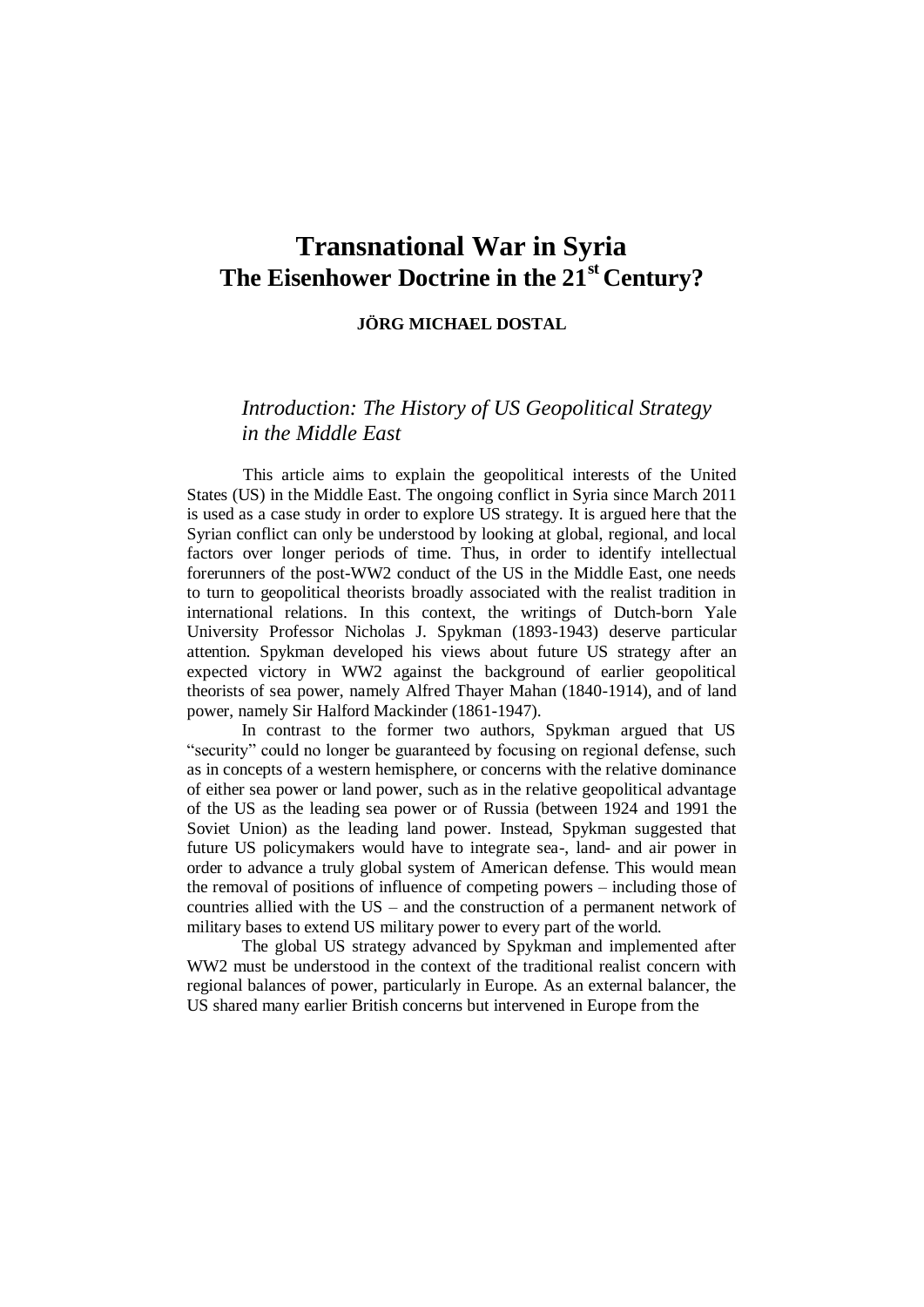# Transnational War in Syria
# The Eisenhower Doctrine in the 21st Century?

**JÖRG MICHAEL DOSTAL**

## *Introduction: The History of US Geopolitical Strategy in the Middle East*

This article aims to explain the geopolitical interests of the United States (US) in the Middle East. The ongoing conflict in Syria since March 2011 is used as a case study in order to explore US strategy. It is argued here that the Syrian conflict can only be understood by looking at global, regional, and local factors over longer periods of time. Thus, in order to identify intellectual forerunners of the post-WW2 conduct of the US in the Middle East, one needs to turn to geopolitical theorists broadly associated with the realist tradition in international relations. In this context, the writings of Dutch-born Yale University Professor Nicholas J. Spykman (1893-1943) deserve particular attention. Spykman developed his views about future US strategy after an expected victory in WW2 against the background of earlier geopolitical theorists of sea power, namely Alfred Thayer Mahan (1840-1914), and of land power, namely Sir Halford Mackinder (1861-1947).

In contrast to the former two authors, Spykman argued that US "security" could no longer be guaranteed by focusing on regional defense, such as in concepts of a western hemisphere, or concerns with the relative dominance of either sea power or land power, such as in the relative geopolitical advantage of the US as the leading sea power or of Russia (between 1924 and 1991 the Soviet Union) as the leading land power. Instead, Spykman suggested that future US policymakers would have to integrate sea-, land- and air power in order to advance a truly global system of American defense. This would mean the removal of positions of influence of competing powers – including those of countries allied with the US – and the construction of a permanent network of military bases to extend US military power to every part of the world.

The global US strategy advanced by Spykman and implemented after WW2 must be understood in the context of the traditional realist concern with regional balances of power, particularly in Europe. As an external balancer, the US shared many earlier British concerns but intervened in Europe from the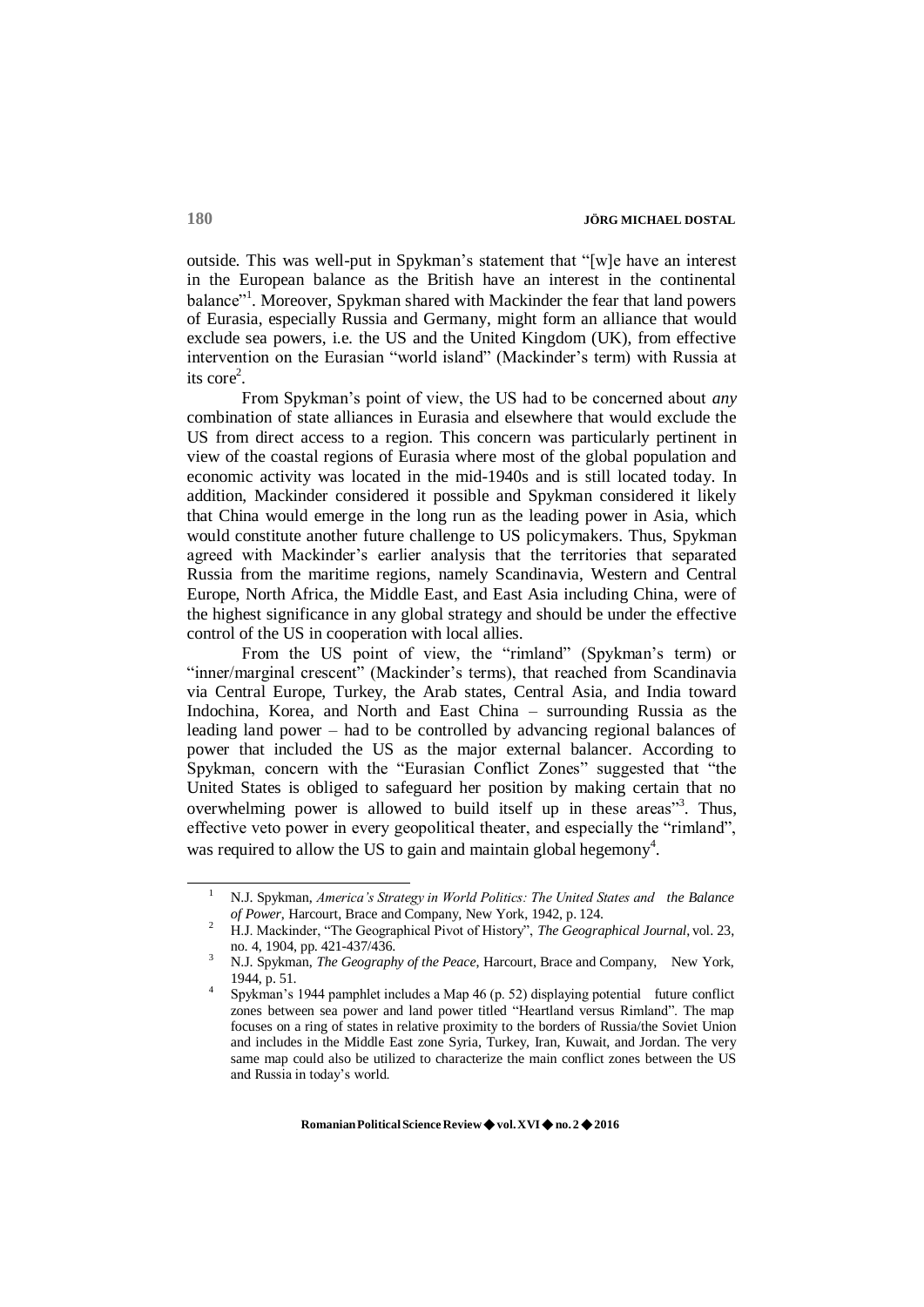outside. This was well-put in Spykman's statement that "[w]e have an interest in the European balance as the British have an interest in the continental balance"[1]. Moreover, Spykman shared with Mackinder the fear that land powers of Eurasia, especially Russia and Germany, might form an alliance that would exclude sea powers, i.e. the US and the United Kingdom (UK), from effective intervention on the Eurasian "world island" (Mackinder's term) with Russia at its core[2].

From Spykman's point of view, the US had to be concerned about *any* combination of state alliances in Eurasia and elsewhere that would exclude the US from direct access to a region. This concern was particularly pertinent in view of the coastal regions of Eurasia where most of the global population and economic activity was located in the mid-1940s and is still located today. In addition, Mackinder considered it possible and Spykman considered it likely that China would emerge in the long run as the leading power in Asia, which would constitute another future challenge to US policymakers. Thus, Spykman agreed with Mackinder's earlier analysis that the territories that separated Russia from the maritime regions, namely Scandinavia, Western and Central Europe, North Africa, the Middle East, and East Asia including China, were of the highest significance in any global strategy and should be under the effective control of the US in cooperation with local allies.

From the US point of view, the "rimland" (Spykman's term) or "inner/marginal crescent" (Mackinder's terms), that reached from Scandinavia via Central Europe, Turkey, the Arab states, Central Asia, and India toward Indochina, Korea, and North and East China – surrounding Russia as the leading land power – had to be controlled by advancing regional balances of power that included the US as the major external balancer. According to Spykman, concern with the "Eurasian Conflict Zones" suggested that "the United States is obliged to safeguard her position by making certain that no overwhelming power is allowed to build itself up in these areas"[3]. Thus, effective veto power in every geopolitical theater, and especially the "rimland", was required to allow the US to gain and maintain global hegemony[4].

---

[1] N.J. Spykman, *America's Strategy in World Politics: The United States and the Balance of Power*, Harcourt, Brace and Company, New York, 1942, p. 124.

[2] H.J. Mackinder, "The Geographical Pivot of History", *The Geographical Journal*, vol. 23, no. 4, 1904, pp. 421-437/436.

[3] N.J. Spykman, *The Geography of the Peace*, Harcourt, Brace and Company, New York, 1944, p. 51.

[4] Spykman's 1944 pamphlet includes a Map 46 (p. 52) displaying potential future conflict zones between sea power and land power titled "Heartland versus Rimland". The map focuses on a ring of states in relative proximity to the borders of Russia/the Soviet Union and includes in the Middle East zone Syria, Turkey, Iran, Kuwait, and Jordan. The very same map could also be utilized to characterize the main conflict zones between the US and Russia in today's world.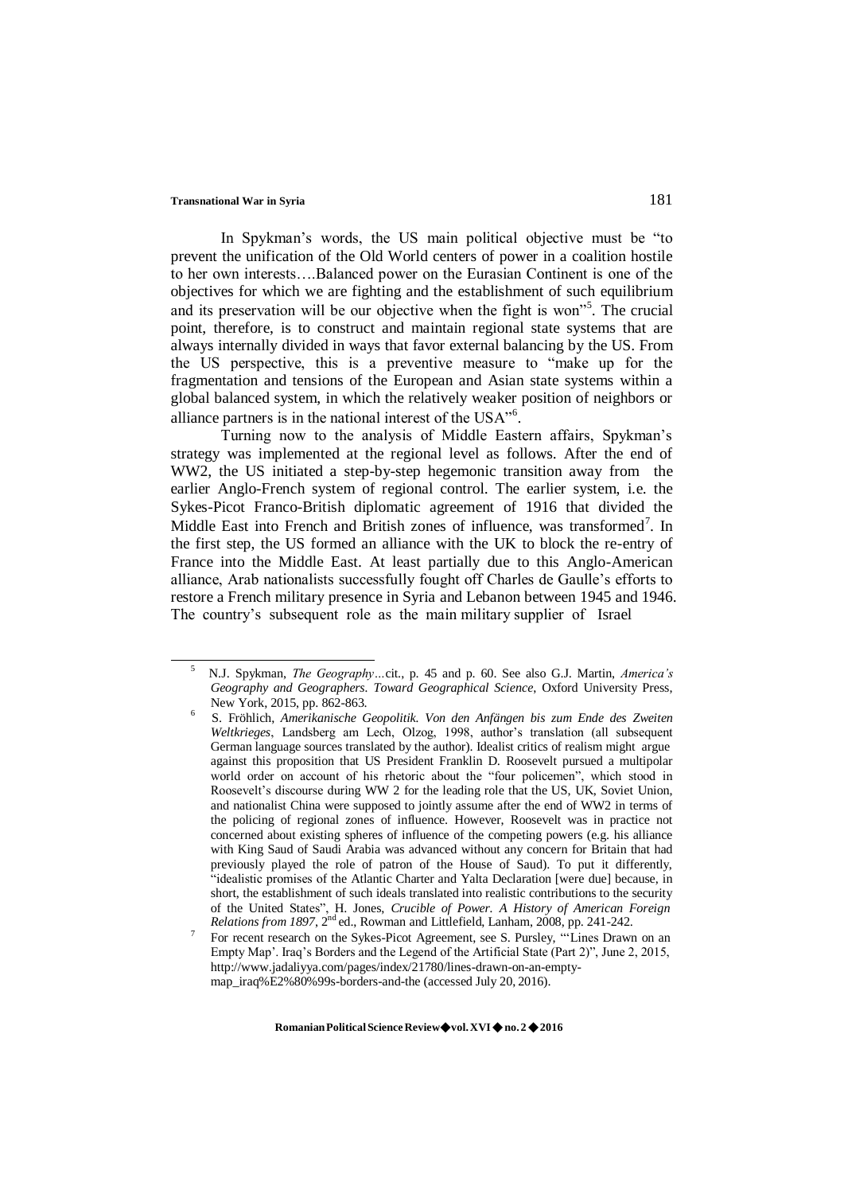In Spykman's words, the US main political objective must be "to prevent the unification of the Old World centers of power in a coalition hostile to her own interests….Balanced power on the Eurasian Continent is one of the objectives for which we are fighting and the establishment of such equilibrium and its preservation will be our objective when the fight is won"[5]. The crucial point, therefore, is to construct and maintain regional state systems that are always internally divided in ways that favor external balancing by the US. From the US perspective, this is a preventive measure to "make up for the fragmentation and tensions of the European and Asian state systems within a global balanced system, in which the relatively weaker position of neighbors or alliance partners is in the national interest of the USA"[6].

Turning now to the analysis of Middle Eastern affairs, Spykman's strategy was implemented at the regional level as follows. After the end of WW2, the US initiated a step-by-step hegemonic transition away from the earlier Anglo-French system of regional control. The earlier system, i.e. the Sykes-Picot Franco-British diplomatic agreement of 1916 that divided the Middle East into French and British zones of influence, was transformed[7]. In the first step, the US formed an alliance with the UK to block the re-entry of France into the Middle East. At least partially due to this Anglo-American alliance, Arab nationalists successfully fought off Charles de Gaulle's efforts to restore a French military presence in Syria and Lebanon between 1945 and 1946. The country's subsequent role as the main military supplier of Israel

---

[5] N.J. Spykman, *The Geography…*cit., p. 45 and p. 60. See also G.J. Martin, *America's Geography and Geographers. Toward Geographical Science*, Oxford University Press, New York, 2015, pp. 862-863.

[6] S. Fröhlich, *Amerikanische Geopolitik. Von den Anfängen bis zum Ende des Zweiten Weltkrieges*, Landsberg am Lech, Olzog, 1998, author's translation (all subsequent German language sources translated by the author). Idealist critics of realism might argue against this proposition that US President Franklin D. Roosevelt pursued a multipolar world order on account of his rhetoric about the "four policemen", which stood in Roosevelt's discourse during WW 2 for the leading role that the US, UK, Soviet Union, and nationalist China were supposed to jointly assume after the end of WW2 in terms of the policing of regional zones of influence. However, Roosevelt was in practice not concerned about existing spheres of influence of the competing powers (e.g. his alliance with King Saud of Saudi Arabia was advanced without any concern for Britain that had previously played the role of patron of the House of Saud). To put it differently, "idealistic promises of the Atlantic Charter and Yalta Declaration [were due] because, in short, the establishment of such ideals translated into realistic contributions to the security of the United States", H. Jones, *Crucible of Power. A History of American Foreign Relations from 1897*, 2nd ed., Rowman and Littlefield, Lanham, 2008, pp. 241-242.

[7] For recent research on the Sykes-Picot Agreement, see S. Pursley, "'Lines Drawn on an Empty Map'. Iraq's Borders and the Legend of the Artificial State (Part 2)", June 2, 2015, http://www.jadaliyya.com/pages/index/21780/lines-drawn-on-an-empty-map_iraq%E2%80%99s-borders-and-the (accessed July 20, 2016).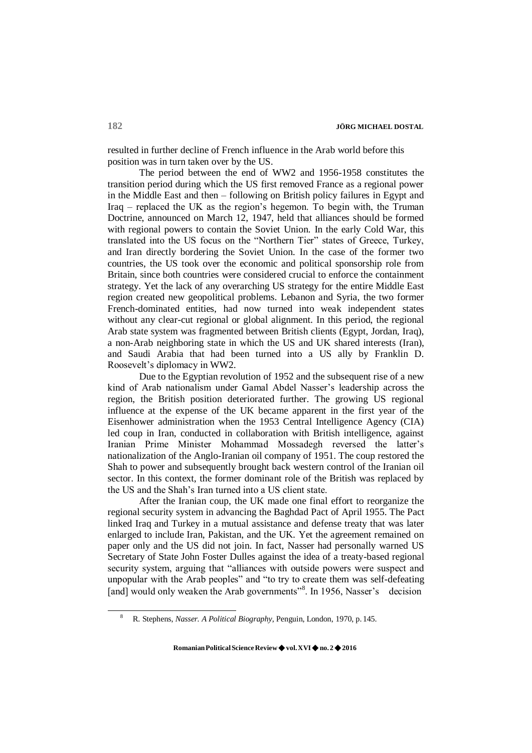resulted in further decline of French influence in the Arab world before this position was in turn taken over by the US.

The period between the end of WW2 and 1956-1958 constitutes the transition period during which the US first removed France as a regional power in the Middle East and then – following on British policy failures in Egypt and Iraq – replaced the UK as the region's hegemon. To begin with, the Truman Doctrine, announced on March 12, 1947, held that alliances should be formed with regional powers to contain the Soviet Union. In the early Cold War, this translated into the US focus on the "Northern Tier" states of Greece, Turkey, and Iran directly bordering the Soviet Union. In the case of the former two countries, the US took over the economic and political sponsorship role from Britain, since both countries were considered crucial to enforce the containment strategy. Yet the lack of any overarching US strategy for the entire Middle East region created new geopolitical problems. Lebanon and Syria, the two former French-dominated entities, had now turned into weak independent states without any clear-cut regional or global alignment. In this period, the regional Arab state system was fragmented between British clients (Egypt, Jordan, Iraq), a non-Arab neighboring state in which the US and UK shared interests (Iran), and Saudi Arabia that had been turned into a US ally by Franklin D. Roosevelt's diplomacy in WW2.

Due to the Egyptian revolution of 1952 and the subsequent rise of a new kind of Arab nationalism under Gamal Abdel Nasser's leadership across the region, the British position deteriorated further. The growing US regional influence at the expense of the UK became apparent in the first year of the Eisenhower administration when the 1953 Central Intelligence Agency (CIA) led coup in Iran, conducted in collaboration with British intelligence, against Iranian Prime Minister Mohammad Mossadegh reversed the latter's nationalization of the Anglo-Iranian oil company of 1951. The coup restored the Shah to power and subsequently brought back western control of the Iranian oil sector. In this context, the former dominant role of the British was replaced by the US and the Shah's Iran turned into a US client state.

After the Iranian coup, the UK made one final effort to reorganize the regional security system in advancing the Baghdad Pact of April 1955. The Pact linked Iraq and Turkey in a mutual assistance and defense treaty that was later enlarged to include Iran, Pakistan, and the UK. Yet the agreement remained on paper only and the US did not join. In fact, Nasser had personally warned US Secretary of State John Foster Dulles against the idea of a treaty-based regional security system, arguing that "alliances with outside powers were suspect and unpopular with the Arab peoples" and "to try to create them was self-defeating [and] would only weaken the Arab governments"[8]. In 1956, Nasser's decision

[8] R. Stephens, *Nasser. A Political Biography*, Penguin, London, 1970, p. 145.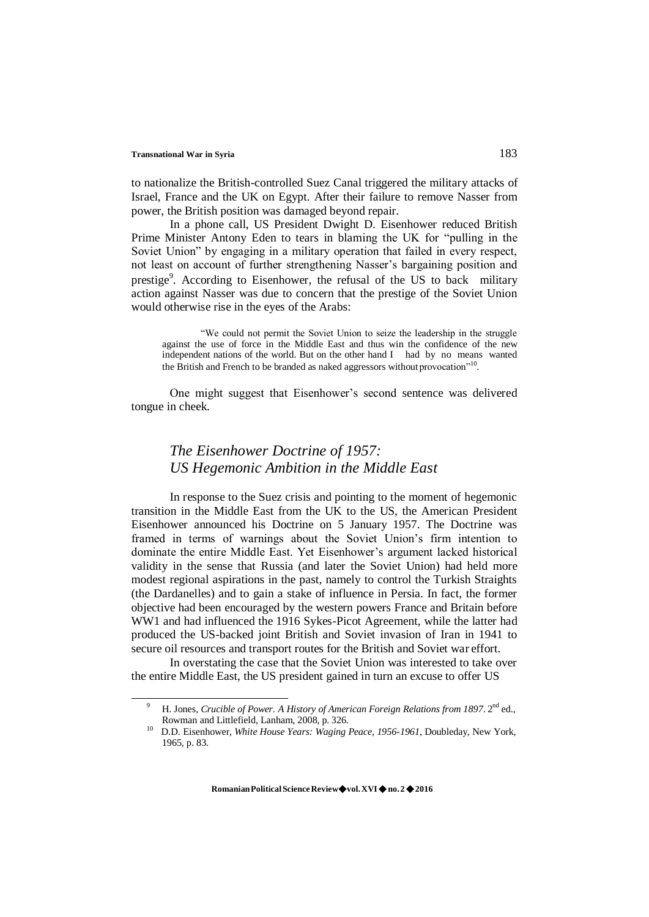to nationalize the British-controlled Suez Canal triggered the military attacks of Israel, France and the UK on Egypt. After their failure to remove Nasser from power, the British position was damaged beyond repair.

In a phone call, US President Dwight D. Eisenhower reduced British Prime Minister Antony Eden to tears in blaming the UK for "pulling in the Soviet Union" by engaging in a military operation that failed in every respect, not least on account of further strengthening Nasser's bargaining position and prestige[9]. According to Eisenhower, the refusal of the US to back military action against Nasser was due to concern that the prestige of the Soviet Union would otherwise rise in the eyes of the Arabs:

> "We could not permit the Soviet Union to seize the leadership in the struggle against the use of force in the Middle East and thus win the confidence of the new independent nations of the world. But on the other hand I had by no means wanted the British and French to be branded as naked aggressors without provocation"[10].

One might suggest that Eisenhower's second sentence was delivered tongue in cheek.

## *The Eisenhower Doctrine of 1957: US Hegemonic Ambition in the Middle East*

In response to the Suez crisis and pointing to the moment of hegemonic transition in the Middle East from the UK to the US, the American President Eisenhower announced his Doctrine on 5 January 1957. The Doctrine was framed in terms of warnings about the Soviet Union's firm intention to dominate the entire Middle East. Yet Eisenhower's argument lacked historical validity in the sense that Russia (and later the Soviet Union) had held more modest regional aspirations in the past, namely to control the Turkish Straights (the Dardanelles) and to gain a stake of influence in Persia. In fact, the former objective had been encouraged by the western powers France and Britain before WW1 and had influenced the 1916 Sykes-Picot Agreement, while the latter had produced the US-backed joint British and Soviet invasion of Iran in 1941 to secure oil resources and transport routes for the British and Soviet war effort.

In overstating the case that the Soviet Union was interested to take over the entire Middle East, the US president gained in turn an excuse to offer US

---

[9] H. Jones, *Crucible of Power. A History of American Foreign Relations from 1897*. 2nd ed., Rowman and Littlefield, Lanham, 2008, p. 326.

[10] D.D. Eisenhower, *White House Years: Waging Peace, 1956-1961*, Doubleday, New York, 1965, p. 83.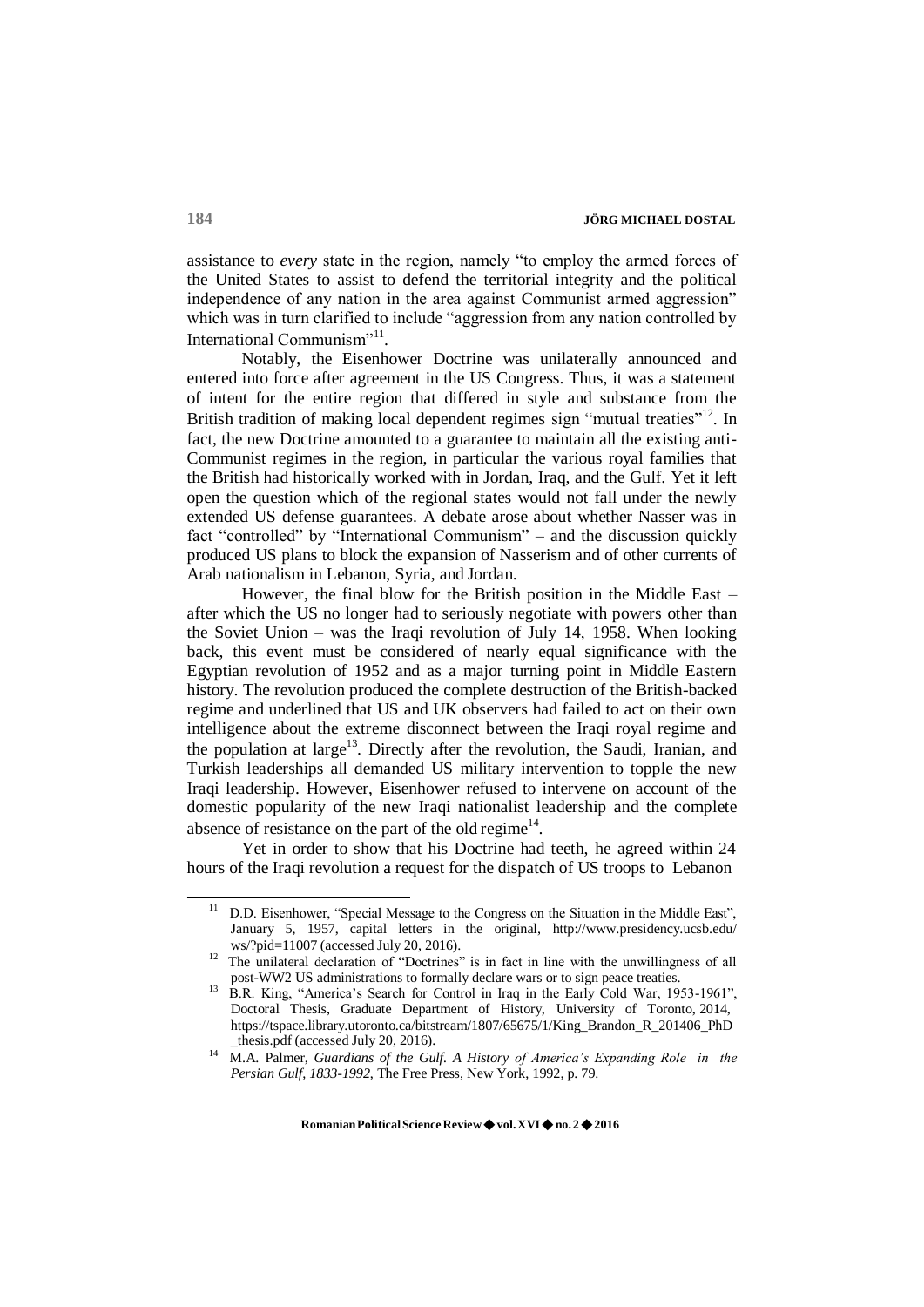assistance to *every* state in the region, namely "to employ the armed forces of the United States to assist to defend the territorial integrity and the political independence of any nation in the area against Communist armed aggression" which was in turn clarified to include "aggression from any nation controlled by International Communism"[11].

Notably, the Eisenhower Doctrine was unilaterally announced and entered into force after agreement in the US Congress. Thus, it was a statement of intent for the entire region that differed in style and substance from the British tradition of making local dependent regimes sign "mutual treaties"[12]. In fact, the new Doctrine amounted to a guarantee to maintain all the existing anti-Communist regimes in the region, in particular the various royal families that the British had historically worked with in Jordan, Iraq, and the Gulf. Yet it left open the question which of the regional states would not fall under the newly extended US defense guarantees. A debate arose about whether Nasser was in fact "controlled" by "International Communism" – and the discussion quickly produced US plans to block the expansion of Nasserism and of other currents of Arab nationalism in Lebanon, Syria, and Jordan.

However, the final blow for the British position in the Middle East – after which the US no longer had to seriously negotiate with powers other than the Soviet Union – was the Iraqi revolution of July 14, 1958. When looking back, this event must be considered of nearly equal significance with the Egyptian revolution of 1952 and as a major turning point in Middle Eastern history. The revolution produced the complete destruction of the British-backed regime and underlined that US and UK observers had failed to act on their own intelligence about the extreme disconnect between the Iraqi royal regime and the population at large[13]. Directly after the revolution, the Saudi, Iranian, and Turkish leaderships all demanded US military intervention to topple the new Iraqi leadership. However, Eisenhower refused to intervene on account of the domestic popularity of the new Iraqi nationalist leadership and the complete absence of resistance on the part of the old regime[14].

Yet in order to show that his Doctrine had teeth, he agreed within 24 hours of the Iraqi revolution a request for the dispatch of US troops to Lebanon

---

[11] D.D. Eisenhower, "Special Message to the Congress on the Situation in the Middle East", January 5, 1957, capital letters in the original, http://www.presidency.ucsb.edu/ws/?pid=11007 (accessed July 20, 2016).

[12] The unilateral declaration of "Doctrines" is in fact in line with the unwillingness of all post-WW2 US administrations to formally declare wars or to sign peace treaties.

[13] B.R. King, "America's Search for Control in Iraq in the Early Cold War, 1953-1961", Doctoral Thesis, Graduate Department of History, University of Toronto, 2014, https://tspace.library.utoronto.ca/bitstream/1807/65675/1/King_Brandon_R_201406_PhD_thesis.pdf (accessed July 20, 2016).

[14] M.A. Palmer, *Guardians of the Gulf. A History of America's Expanding Role in the Persian Gulf, 1833-1992*, The Free Press, New York, 1992, p. 79.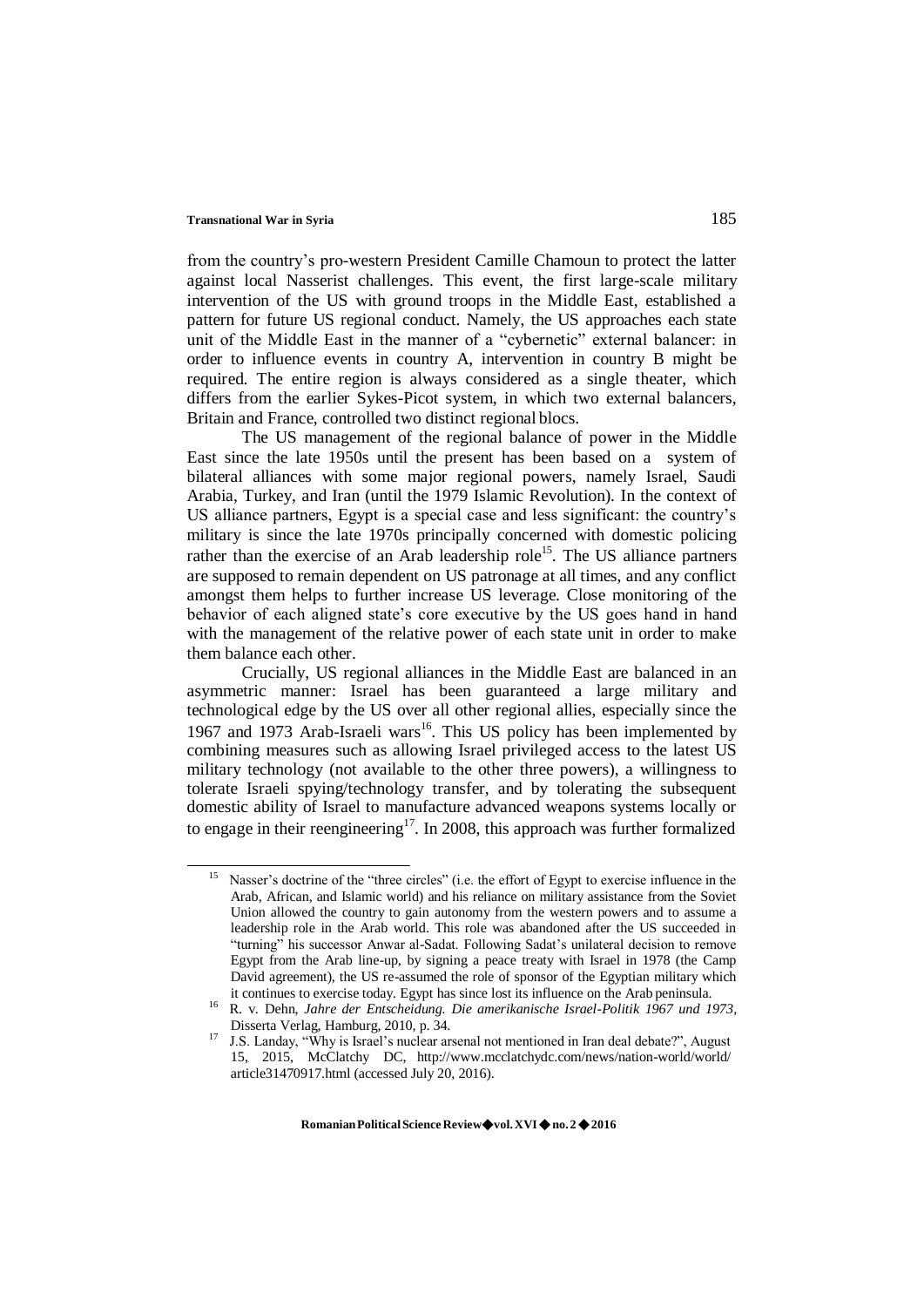from the country's pro-western President Camille Chamoun to protect the latter against local Nasserist challenges. This event, the first large-scale military intervention of the US with ground troops in the Middle East, established a pattern for future US regional conduct. Namely, the US approaches each state unit of the Middle East in the manner of a "cybernetic" external balancer: in order to influence events in country A, intervention in country B might be required. The entire region is always considered as a single theater, which differs from the earlier Sykes-Picot system, in which two external balancers, Britain and France, controlled two distinct regional blocs.

The US management of the regional balance of power in the Middle East since the late 1950s until the present has been based on a system of bilateral alliances with some major regional powers, namely Israel, Saudi Arabia, Turkey, and Iran (until the 1979 Islamic Revolution). In the context of US alliance partners, Egypt is a special case and less significant: the country's military is since the late 1970s principally concerned with domestic policing rather than the exercise of an Arab leadership role[15]. The US alliance partners are supposed to remain dependent on US patronage at all times, and any conflict amongst them helps to further increase US leverage. Close monitoring of the behavior of each aligned state's core executive by the US goes hand in hand with the management of the relative power of each state unit in order to make them balance each other.

Crucially, US regional alliances in the Middle East are balanced in an asymmetric manner: Israel has been guaranteed a large military and technological edge by the US over all other regional allies, especially since the 1967 and 1973 Arab-Israeli wars[16]. This US policy has been implemented by combining measures such as allowing Israel privileged access to the latest US military technology (not available to the other three powers), a willingness to tolerate Israeli spying/technology transfer, and by tolerating the subsequent domestic ability of Israel to manufacture advanced weapons systems locally or to engage in their reengineering[17]. In 2008, this approach was further formalized

---

[15] Nasser's doctrine of the "three circles" (i.e. the effort of Egypt to exercise influence in the Arab, African, and Islamic world) and his reliance on military assistance from the Soviet Union allowed the country to gain autonomy from the western powers and to assume a leadership role in the Arab world. This role was abandoned after the US succeeded in "turning" his successor Anwar al-Sadat. Following Sadat's unilateral decision to remove Egypt from the Arab line-up, by signing a peace treaty with Israel in 1978 (the Camp David agreement), the US re-assumed the role of sponsor of the Egyptian military which it continues to exercise today. Egypt has since lost its influence on the Arab peninsula.

[16] R. v. Dehn, *Jahre der Entscheidung. Die amerikanische Israel-Politik 1967 und 1973*, Disserta Verlag, Hamburg, 2010, p. 34.

[17] J.S. Landay, "Why is Israel's nuclear arsenal not mentioned in Iran deal debate?", August 15, 2015, McClatchy DC, http://www.mcclatchydc.com/news/nation-world/world/article31470917.html (accessed July 20, 2016).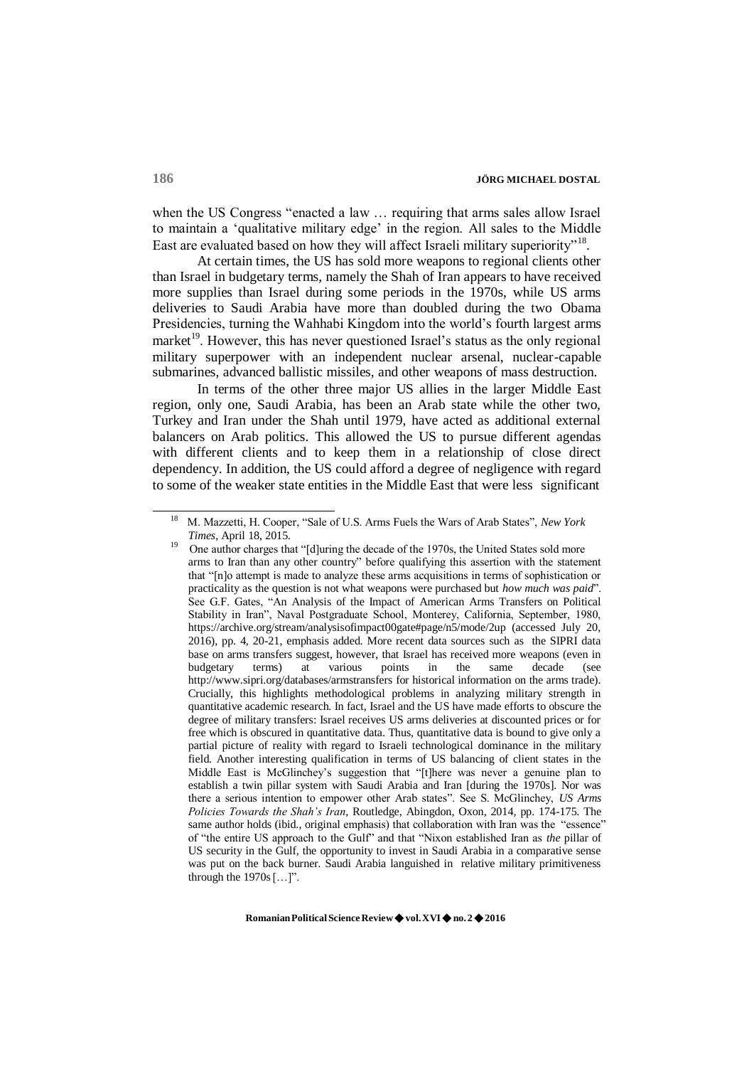when the US Congress "enacted a law … requiring that arms sales allow Israel to maintain a 'qualitative military edge' in the region. All sales to the Middle East are evaluated based on how they will affect Israeli military superiority"[18].

At certain times, the US has sold more weapons to regional clients other than Israel in budgetary terms, namely the Shah of Iran appears to have received more supplies than Israel during some periods in the 1970s, while US arms deliveries to Saudi Arabia have more than doubled during the two Obama Presidencies, turning the Wahhabi Kingdom into the world's fourth largest arms market[19]. However, this has never questioned Israel's status as the only regional military superpower with an independent nuclear arsenal, nuclear-capable submarines, advanced ballistic missiles, and other weapons of mass destruction.

In terms of the other three major US allies in the larger Middle East region, only one, Saudi Arabia, has been an Arab state while the other two, Turkey and Iran under the Shah until 1979, have acted as additional external balancers on Arab politics. This allowed the US to pursue different agendas with different clients and to keep them in a relationship of close direct dependency. In addition, the US could afford a degree of negligence with regard to some of the weaker state entities in the Middle East that were less significant

---

[18] M. Mazzetti, H. Cooper, "Sale of U.S. Arms Fuels the Wars of Arab States", *New York Times*, April 18, 2015.

[19] One author charges that "[d]uring the decade of the 1970s, the United States sold more arms to Iran than any other country" before qualifying this assertion with the statement that "[n]o attempt is made to analyze these arms acquisitions in terms of sophistication or practicality as the question is not what weapons were purchased but *how much was paid*". See G.F. Gates, "An Analysis of the Impact of American Arms Transfers on Political Stability in Iran", Naval Postgraduate School, Monterey, California, September, 1980, https://archive.org/stream/analysisofimpact00gate#page/n5/mode/2up (accessed July 20, 2016), pp. 4, 20-21, emphasis added. More recent data sources such as the SIPRI data base on arms transfers suggest, however, that Israel has received more weapons (even in budgetary terms) at various points in the same decade (see http://www.sipri.org/databases/armstransfers for historical information on the arms trade). Crucially, this highlights methodological problems in analyzing military strength in quantitative academic research. In fact, Israel and the US have made efforts to obscure the degree of military transfers: Israel receives US arms deliveries at discounted prices or for free which is obscured in quantitative data. Thus, quantitative data is bound to give only a partial picture of reality with regard to Israeli technological dominance in the military field. Another interesting qualification in terms of US balancing of client states in the Middle East is McGlinchey's suggestion that "[t]here was never a genuine plan to establish a twin pillar system with Saudi Arabia and Iran [during the 1970s]. Nor was there a serious intention to empower other Arab states". See S. McGlinchey, *US Arms Policies Towards the Shah's Iran*, Routledge, Abingdon, Oxon, 2014, pp. 174-175. The same author holds (ibid., original emphasis) that collaboration with Iran was the "essence" of "the entire US approach to the Gulf" and that "Nixon established Iran as *the* pillar of US security in the Gulf, the opportunity to invest in Saudi Arabia in a comparative sense was put on the back burner. Saudi Arabia languished in relative military primitiveness through the 1970s […]".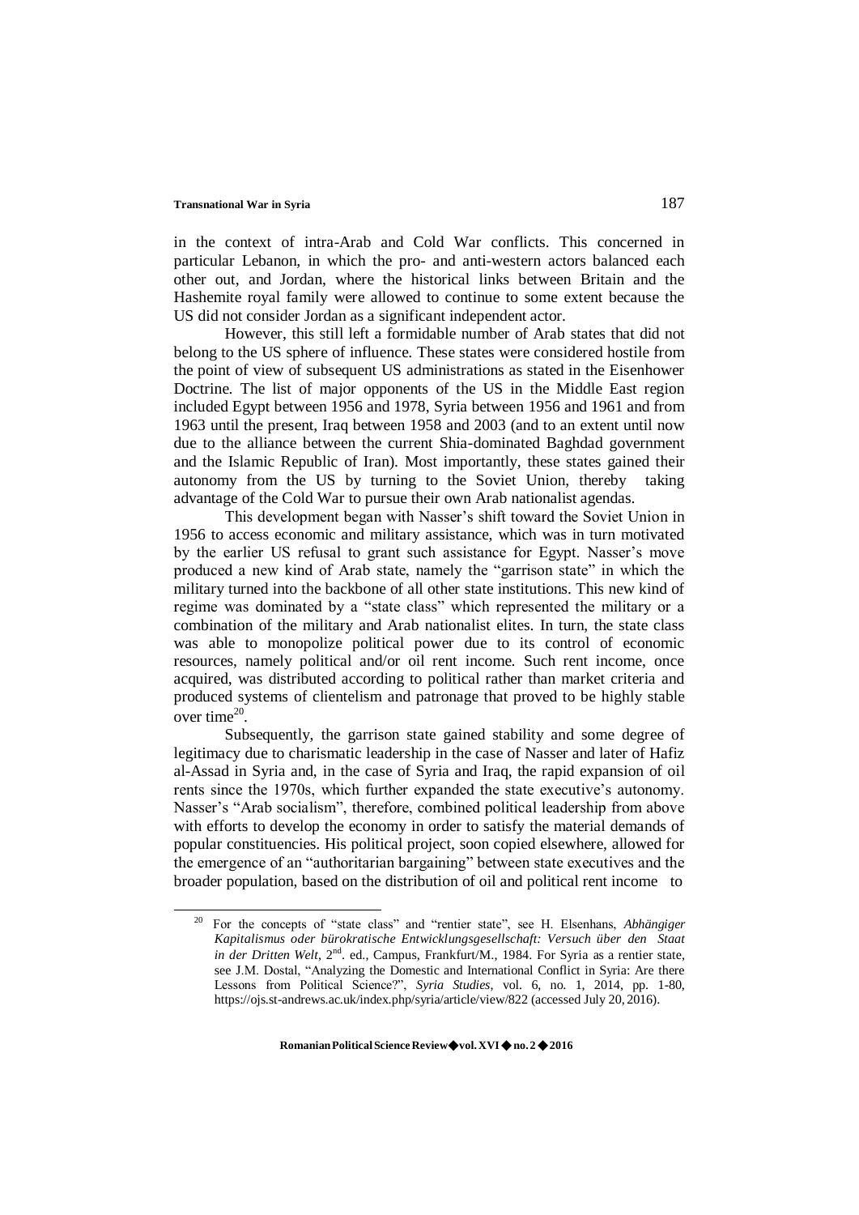in the context of intra-Arab and Cold War conflicts. This concerned in particular Lebanon, in which the pro- and anti-western actors balanced each other out, and Jordan, where the historical links between Britain and the Hashemite royal family were allowed to continue to some extent because the US did not consider Jordan as a significant independent actor.

However, this still left a formidable number of Arab states that did not belong to the US sphere of influence. These states were considered hostile from the point of view of subsequent US administrations as stated in the Eisenhower Doctrine. The list of major opponents of the US in the Middle East region included Egypt between 1956 and 1978, Syria between 1956 and 1961 and from 1963 until the present, Iraq between 1958 and 2003 (and to an extent until now due to the alliance between the current Shia-dominated Baghdad government and the Islamic Republic of Iran). Most importantly, these states gained their autonomy from the US by turning to the Soviet Union, thereby taking advantage of the Cold War to pursue their own Arab nationalist agendas.

This development began with Nasser's shift toward the Soviet Union in 1956 to access economic and military assistance, which was in turn motivated by the earlier US refusal to grant such assistance for Egypt. Nasser's move produced a new kind of Arab state, namely the "garrison state" in which the military turned into the backbone of all other state institutions. This new kind of regime was dominated by a "state class" which represented the military or a combination of the military and Arab nationalist elites. In turn, the state class was able to monopolize political power due to its control of economic resources, namely political and/or oil rent income. Such rent income, once acquired, was distributed according to political rather than market criteria and produced systems of clientelism and patronage that proved to be highly stable over time[20].

Subsequently, the garrison state gained stability and some degree of legitimacy due to charismatic leadership in the case of Nasser and later of Hafiz al-Assad in Syria and, in the case of Syria and Iraq, the rapid expansion of oil rents since the 1970s, which further expanded the state executive's autonomy. Nasser's "Arab socialism", therefore, combined political leadership from above with efforts to develop the economy in order to satisfy the material demands of popular constituencies. His political project, soon copied elsewhere, allowed for the emergence of an "authoritarian bargaining" between state executives and the broader population, based on the distribution of oil and political rent income to

[20] For the concepts of "state class" and "rentier state", see H. Elsenhans, *Abhängiger Kapitalismus oder bürokratische Entwicklungsgesellschaft: Versuch über den Staat in der Dritten Welt*, 2nd. ed., Campus, Frankfurt/M., 1984. For Syria as a rentier state, see J.M. Dostal, "Analyzing the Domestic and International Conflict in Syria: Are there Lessons from Political Science?", *Syria Studies*, vol. 6, no. 1, 2014, pp. 1-80, https://ojs.st-andrews.ac.uk/index.php/syria/article/view/822 (accessed July 20, 2016).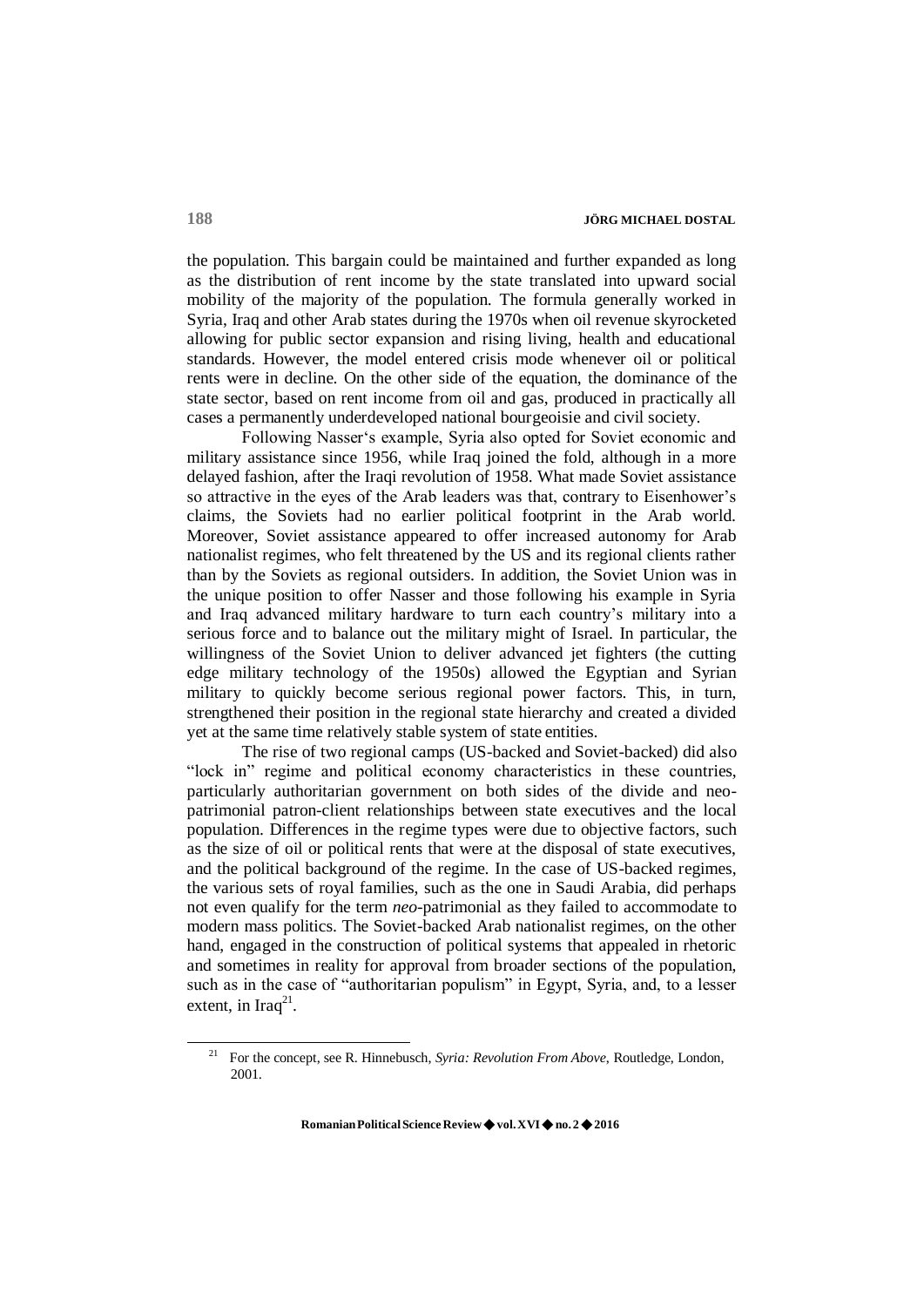the population. This bargain could be maintained and further expanded as long as the distribution of rent income by the state translated into upward social mobility of the majority of the population. The formula generally worked in Syria, Iraq and other Arab states during the 1970s when oil revenue skyrocketed allowing for public sector expansion and rising living, health and educational standards. However, the model entered crisis mode whenever oil or political rents were in decline. On the other side of the equation, the dominance of the state sector, based on rent income from oil and gas, produced in practically all cases a permanently underdeveloped national bourgeoisie and civil society.

Following Nasser's example, Syria also opted for Soviet economic and military assistance since 1956, while Iraq joined the fold, although in a more delayed fashion, after the Iraqi revolution of 1958. What made Soviet assistance so attractive in the eyes of the Arab leaders was that, contrary to Eisenhower's claims, the Soviets had no earlier political footprint in the Arab world. Moreover, Soviet assistance appeared to offer increased autonomy for Arab nationalist regimes, who felt threatened by the US and its regional clients rather than by the Soviets as regional outsiders. In addition, the Soviet Union was in the unique position to offer Nasser and those following his example in Syria and Iraq advanced military hardware to turn each country's military into a serious force and to balance out the military might of Israel. In particular, the willingness of the Soviet Union to deliver advanced jet fighters (the cutting edge military technology of the 1950s) allowed the Egyptian and Syrian military to quickly become serious regional power factors. This, in turn, strengthened their position in the regional state hierarchy and created a divided yet at the same time relatively stable system of state entities.

The rise of two regional camps (US-backed and Soviet-backed) did also "lock in" regime and political economy characteristics in these countries, particularly authoritarian government on both sides of the divide and neo-patrimonial patron-client relationships between state executives and the local population. Differences in the regime types were due to objective factors, such as the size of oil or political rents that were at the disposal of state executives, and the political background of the regime. In the case of US-backed regimes, the various sets of royal families, such as the one in Saudi Arabia, did perhaps not even qualify for the term *neo*-patrimonial as they failed to accommodate to modern mass politics. The Soviet-backed Arab nationalist regimes, on the other hand, engaged in the construction of political systems that appealed in rhetoric and sometimes in reality for approval from broader sections of the population, such as in the case of "authoritarian populism" in Egypt, Syria, and, to a lesser extent, in Iraq[21].

[21] For the concept, see R. Hinnebusch, *Syria: Revolution From Above*, Routledge, London, 2001.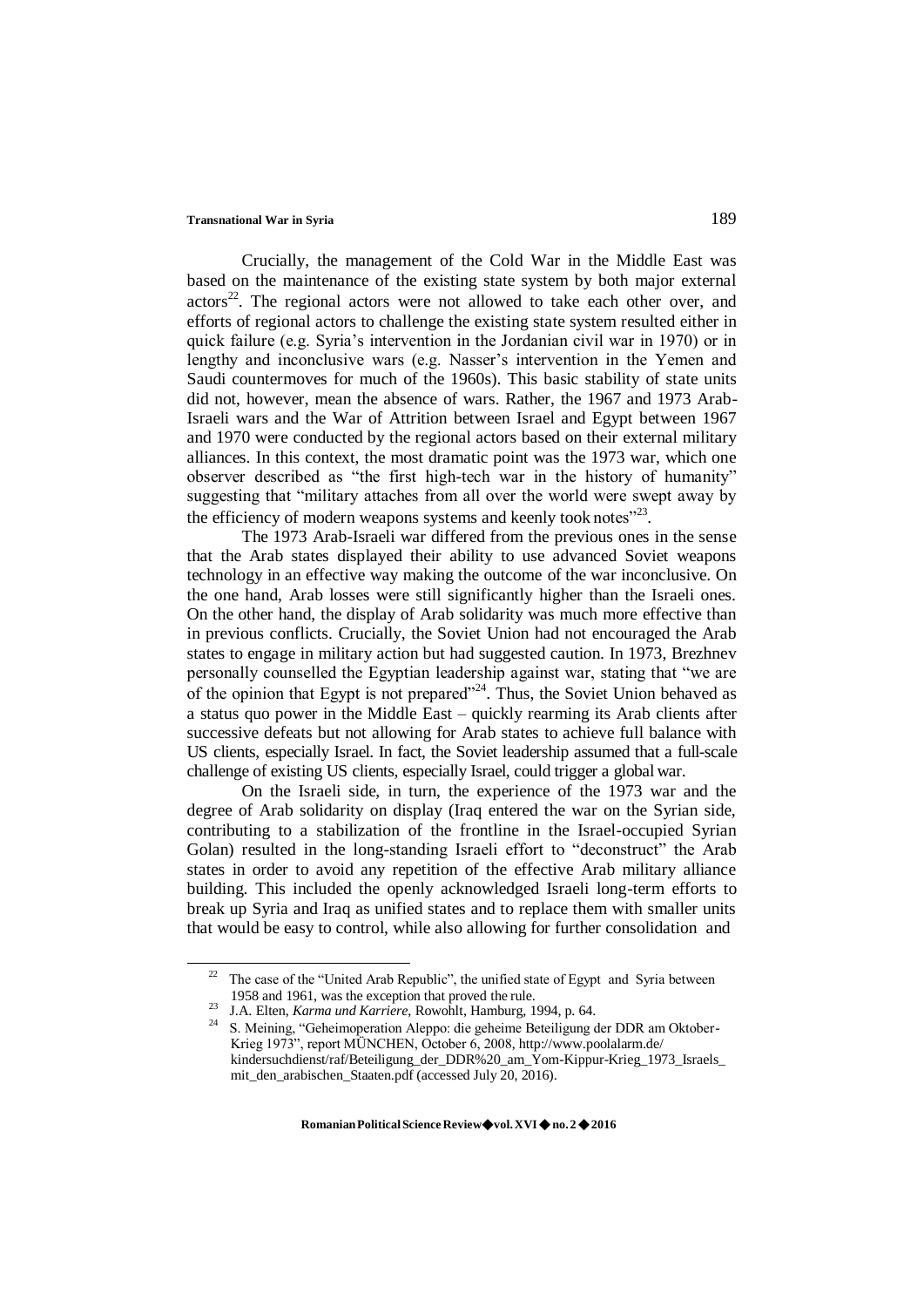Crucially, the management of the Cold War in the Middle East was based on the maintenance of the existing state system by both major external actors[22]. The regional actors were not allowed to take each other over, and efforts of regional actors to challenge the existing state system resulted either in quick failure (e.g. Syria's intervention in the Jordanian civil war in 1970) or in lengthy and inconclusive wars (e.g. Nasser's intervention in the Yemen and Saudi countermoves for much of the 1960s). This basic stability of state units did not, however, mean the absence of wars. Rather, the 1967 and 1973 Arab-Israeli wars and the War of Attrition between Israel and Egypt between 1967 and 1970 were conducted by the regional actors based on their external military alliances. In this context, the most dramatic point was the 1973 war, which one observer described as "the first high-tech war in the history of humanity" suggesting that "military attaches from all over the world were swept away by the efficiency of modern weapons systems and keenly took notes"[23].

The 1973 Arab-Israeli war differed from the previous ones in the sense that the Arab states displayed their ability to use advanced Soviet weapons technology in an effective way making the outcome of the war inconclusive. On the one hand, Arab losses were still significantly higher than the Israeli ones. On the other hand, the display of Arab solidarity was much more effective than in previous conflicts. Crucially, the Soviet Union had not encouraged the Arab states to engage in military action but had suggested caution. In 1973, Brezhnev personally counselled the Egyptian leadership against war, stating that "we are of the opinion that Egypt is not prepared"[24]. Thus, the Soviet Union behaved as a status quo power in the Middle East – quickly rearming its Arab clients after successive defeats but not allowing for Arab states to achieve full balance with US clients, especially Israel. In fact, the Soviet leadership assumed that a full-scale challenge of existing US clients, especially Israel, could trigger a global war.

On the Israeli side, in turn, the experience of the 1973 war and the degree of Arab solidarity on display (Iraq entered the war on the Syrian side, contributing to a stabilization of the frontline in the Israel-occupied Syrian Golan) resulted in the long-standing Israeli effort to "deconstruct" the Arab states in order to avoid any repetition of the effective Arab military alliance building. This included the openly acknowledged Israeli long-term efforts to break up Syria and Iraq as unified states and to replace them with smaller units that would be easy to control, while also allowing for further consolidation and

---

[22] The case of the "United Arab Republic", the unified state of Egypt and Syria between 1958 and 1961, was the exception that proved the rule.

[23] J.A. Elten, *Karma und Karriere*, Rowohlt, Hamburg, 1994, p. 64.

[24] S. Meining, "Geheimoperation Aleppo: die geheime Beteiligung der DDR am Oktober-Krieg 1973", report MÜNCHEN, October 6, 2008, http://www.poolalarm.de/kindersuchdienst/raf/Beteiligung_der_DDR%20_am_Yom-Kippur-Krieg_1973_Israels_mit_den_arabischen_Staaten.pdf (accessed July 20, 2016).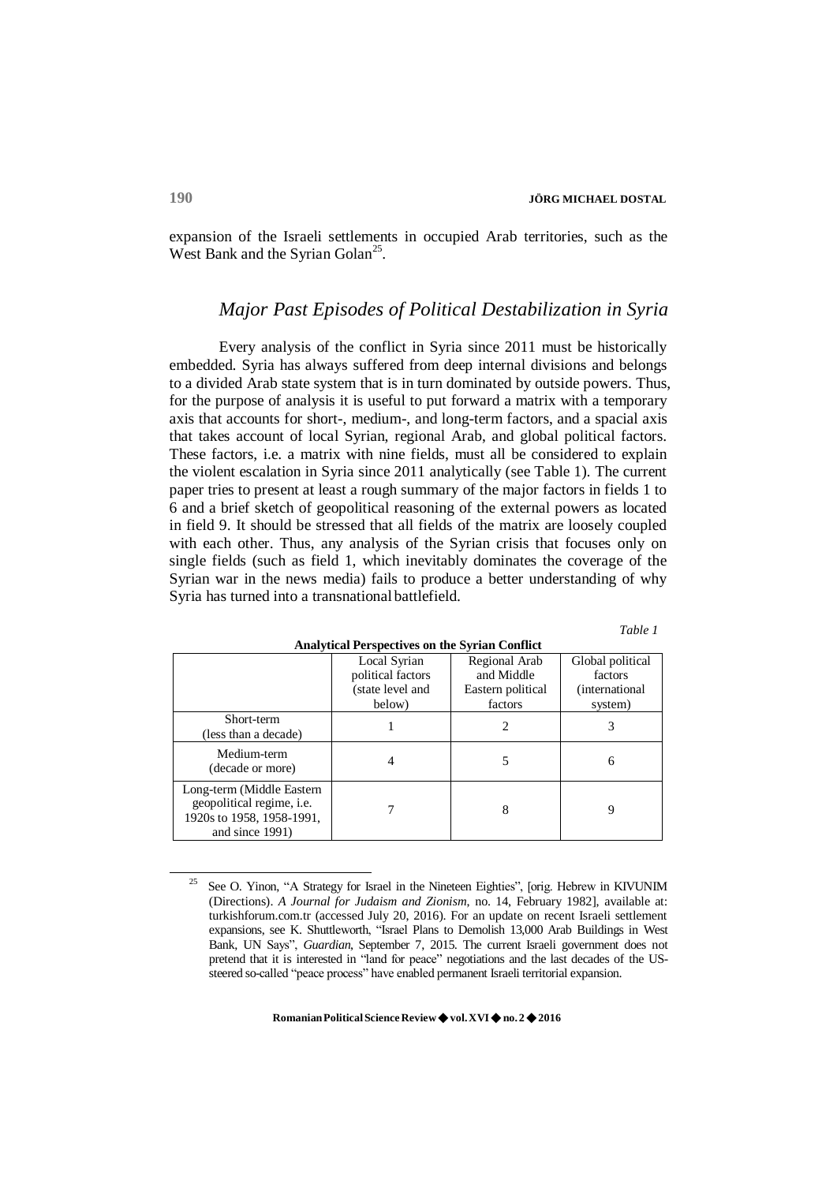expansion of the Israeli settlements in occupied Arab territories, such as the West Bank and the Syrian Golan[25].

## *Major Past Episodes of Political Destabilization in Syria*

Every analysis of the conflict in Syria since 2011 must be historically embedded. Syria has always suffered from deep internal divisions and belongs to a divided Arab state system that is in turn dominated by outside powers. Thus, for the purpose of analysis it is useful to put forward a matrix with a temporary axis that accounts for short-, medium-, and long-term factors, and a spacial axis that takes account of local Syrian, regional Arab, and global political factors. These factors, i.e. a matrix with nine fields, must all be considered to explain the violent escalation in Syria since 2011 analytically (see Table 1). The current paper tries to present at least a rough summary of the major factors in fields 1 to 6 and a brief sketch of geopolitical reasoning of the external powers as located in field 9. It should be stressed that all fields of the matrix are loosely coupled with each other. Thus, any analysis of the Syrian crisis that focuses only on single fields (such as field 1, which inevitably dominates the coverage of the Syrian war in the news media) fails to produce a better understanding of why Syria has turned into a transnational battlefield.

*Table 1*

**Analytical Perspectives on the Syrian Conflict**

| | Local Syrian political factors (state level and below) | Regional Arab and Middle Eastern political factors | Global political factors (international system) |
|---|---|---|---|
| Short-term (less than a decade) | 1 | 2 | 3 |
| Medium-term (decade or more) | 4 | 5 | 6 |
| Long-term (Middle Eastern geopolitical regime, i.e. 1920s to 1958, 1958-1991, and since 1991) | 7 | 8 | 9 |

[25] See O. Yinon, "A Strategy for Israel in the Nineteen Eighties", [orig. Hebrew in KIVUNIM (Directions). *A Journal for Judaism and Zionism*, no. 14, February 1982], available at: turkishforum.com.tr (accessed July 20, 2016). For an update on recent Israeli settlement expansions, see K. Shuttleworth, "Israel Plans to Demolish 13,000 Arab Buildings in West Bank, UN Says", *Guardian*, September 7, 2015. The current Israeli government does not pretend that it is interested in "land for peace" negotiations and the last decades of the US-steered so-called "peace process" have enabled permanent Israeli territorial expansion.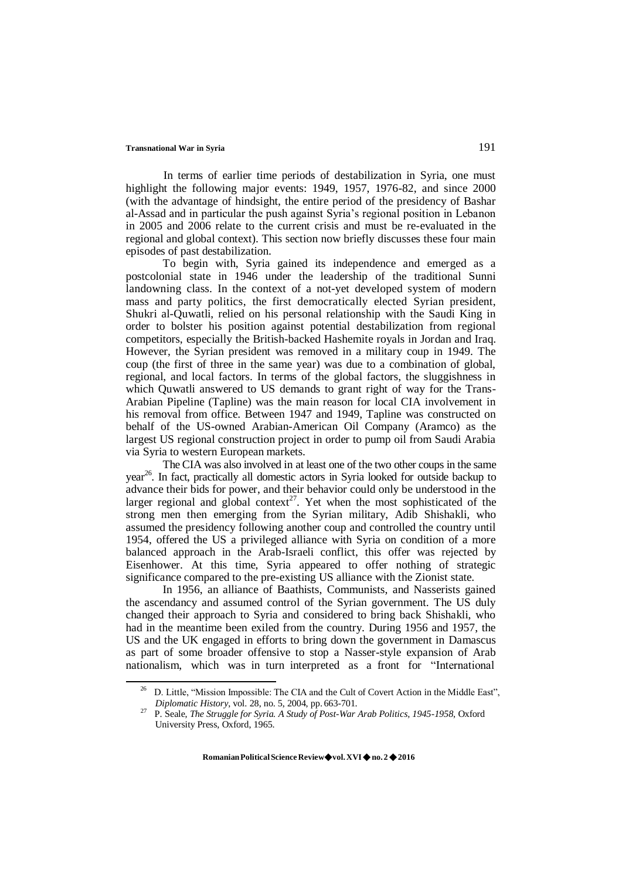In terms of earlier time periods of destabilization in Syria, one must highlight the following major events: 1949, 1957, 1976-82, and since 2000 (with the advantage of hindsight, the entire period of the presidency of Bashar al-Assad and in particular the push against Syria's regional position in Lebanon in 2005 and 2006 relate to the current crisis and must be re-evaluated in the regional and global context). This section now briefly discusses these four main episodes of past destabilization.

To begin with, Syria gained its independence and emerged as a postcolonial state in 1946 under the leadership of the traditional Sunni landowning class. In the context of a not-yet developed system of modern mass and party politics, the first democratically elected Syrian president, Shukri al-Quwatli, relied on his personal relationship with the Saudi King in order to bolster his position against potential destabilization from regional competitors, especially the British-backed Hashemite royals in Jordan and Iraq. However, the Syrian president was removed in a military coup in 1949. The coup (the first of three in the same year) was due to a combination of global, regional, and local factors. In terms of the global factors, the sluggishness in which Quwatli answered to US demands to grant right of way for the Trans-Arabian Pipeline (Tapline) was the main reason for local CIA involvement in his removal from office. Between 1947 and 1949, Tapline was constructed on behalf of the US-owned Arabian-American Oil Company (Aramco) as the largest US regional construction project in order to pump oil from Saudi Arabia via Syria to western European markets.

The CIA was also involved in at least one of the two other coups in the same year[26]. In fact, practically all domestic actors in Syria looked for outside backup to advance their bids for power, and their behavior could only be understood in the larger regional and global context[27]. Yet when the most sophisticated of the strong men then emerging from the Syrian military, Adib Shishakli, who assumed the presidency following another coup and controlled the country until 1954, offered the US a privileged alliance with Syria on condition of a more balanced approach in the Arab-Israeli conflict, this offer was rejected by Eisenhower. At this time, Syria appeared to offer nothing of strategic significance compared to the pre-existing US alliance with the Zionist state.

In 1956, an alliance of Baathists, Communists, and Nasserists gained the ascendancy and assumed control of the Syrian government. The US duly changed their approach to Syria and considered to bring back Shishakli, who had in the meantime been exiled from the country. During 1956 and 1957, the US and the UK engaged in efforts to bring down the government in Damascus as part of some broader offensive to stop a Nasser-style expansion of Arab nationalism, which was in turn interpreted as a front for "International

---

[26] D. Little, "Mission Impossible: The CIA and the Cult of Covert Action in the Middle East", *Diplomatic History*, vol. 28, no. 5, 2004, pp. 663-701.

[27] P. Seale, *The Struggle for Syria. A Study of Post-War Arab Politics, 1945-1958*, Oxford University Press, Oxford, 1965.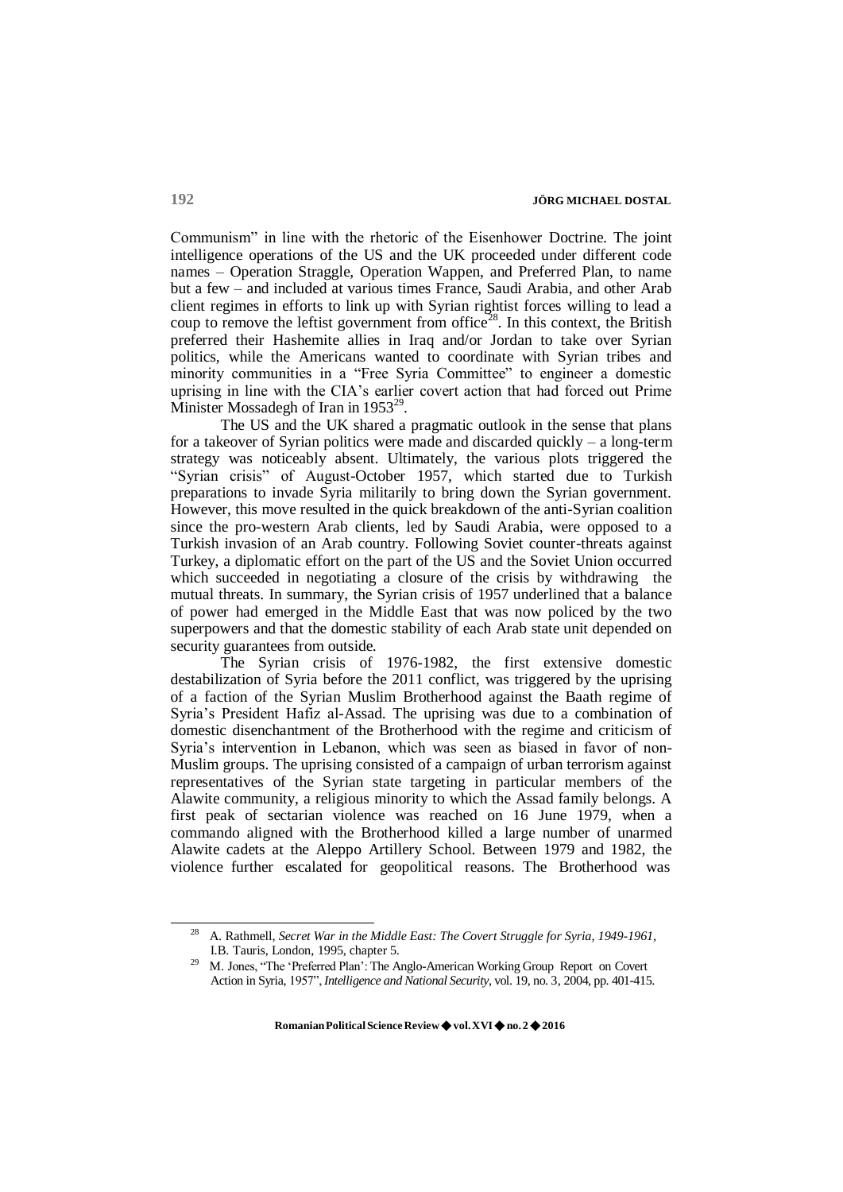Communism" in line with the rhetoric of the Eisenhower Doctrine. The joint intelligence operations of the US and the UK proceeded under different code names – Operation Straggle, Operation Wappen, and Preferred Plan, to name but a few – and included at various times France, Saudi Arabia, and other Arab client regimes in efforts to link up with Syrian rightist forces willing to lead a coup to remove the leftist government from office[28]. In this context, the British preferred their Hashemite allies in Iraq and/or Jordan to take over Syrian politics, while the Americans wanted to coordinate with Syrian tribes and minority communities in a "Free Syria Committee" to engineer a domestic uprising in line with the CIA's earlier covert action that had forced out Prime Minister Mossadegh of Iran in 1953[29].

The US and the UK shared a pragmatic outlook in the sense that plans for a takeover of Syrian politics were made and discarded quickly – a long-term strategy was noticeably absent. Ultimately, the various plots triggered the "Syrian crisis" of August-October 1957, which started due to Turkish preparations to invade Syria militarily to bring down the Syrian government. However, this move resulted in the quick breakdown of the anti-Syrian coalition since the pro-western Arab clients, led by Saudi Arabia, were opposed to a Turkish invasion of an Arab country. Following Soviet counter-threats against Turkey, a diplomatic effort on the part of the US and the Soviet Union occurred which succeeded in negotiating a closure of the crisis by withdrawing the mutual threats. In summary, the Syrian crisis of 1957 underlined that a balance of power had emerged in the Middle East that was now policed by the two superpowers and that the domestic stability of each Arab state unit depended on security guarantees from outside.

The Syrian crisis of 1976-1982, the first extensive domestic destabilization of Syria before the 2011 conflict, was triggered by the uprising of a faction of the Syrian Muslim Brotherhood against the Baath regime of Syria's President Hafiz al-Assad. The uprising was due to a combination of domestic disenchantment of the Brotherhood with the regime and criticism of Syria's intervention in Lebanon, which was seen as biased in favor of non-Muslim groups. The uprising consisted of a campaign of urban terrorism against representatives of the Syrian state targeting in particular members of the Alawite community, a religious minority to which the Assad family belongs. A first peak of sectarian violence was reached on 16 June 1979, when a commando aligned with the Brotherhood killed a large number of unarmed Alawite cadets at the Aleppo Artillery School. Between 1979 and 1982, the violence further escalated for geopolitical reasons. The Brotherhood was

---

[28] A. Rathmell, *Secret War in the Middle East: The Covert Struggle for Syria, 1949-1961*, I.B. Tauris, London, 1995, chapter 5.

[29] M. Jones, "The 'Preferred Plan': The Anglo-American Working Group Report on Covert Action in Syria, 1957", *Intelligence and National Security*, vol. 19, no. 3, 2004, pp. 401-415.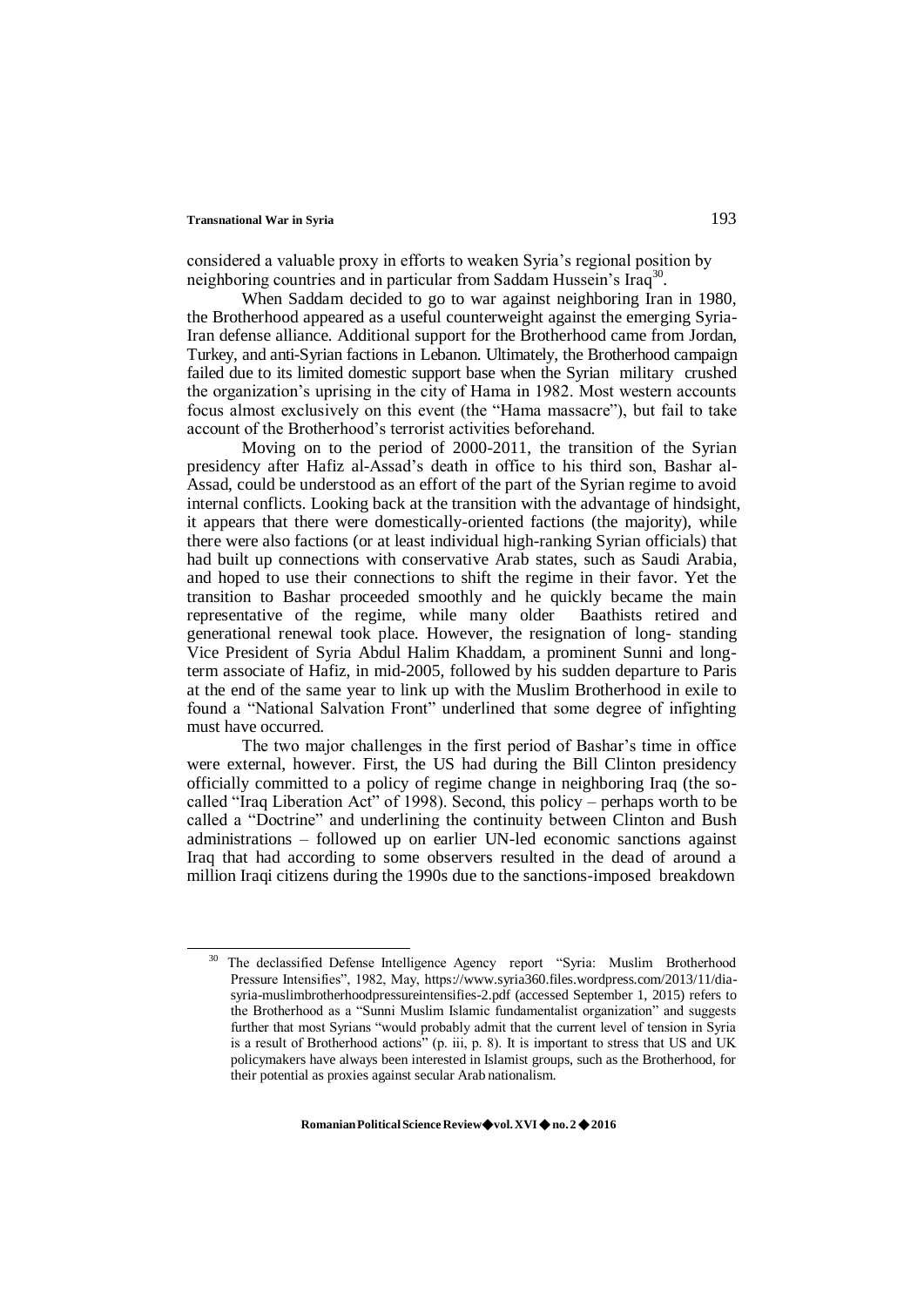considered a valuable proxy in efforts to weaken Syria's regional position by neighboring countries and in particular from Saddam Hussein's Iraq[30].

When Saddam decided to go to war against neighboring Iran in 1980, the Brotherhood appeared as a useful counterweight against the emerging Syria-Iran defense alliance. Additional support for the Brotherhood came from Jordan, Turkey, and anti-Syrian factions in Lebanon. Ultimately, the Brotherhood campaign failed due to its limited domestic support base when the Syrian military crushed the organization's uprising in the city of Hama in 1982. Most western accounts focus almost exclusively on this event (the "Hama massacre"), but fail to take account of the Brotherhood's terrorist activities beforehand.

Moving on to the period of 2000-2011, the transition of the Syrian presidency after Hafiz al-Assad's death in office to his third son, Bashar al-Assad, could be understood as an effort of the part of the Syrian regime to avoid internal conflicts. Looking back at the transition with the advantage of hindsight, it appears that there were domestically-oriented factions (the majority), while there were also factions (or at least individual high-ranking Syrian officials) that had built up connections with conservative Arab states, such as Saudi Arabia, and hoped to use their connections to shift the regime in their favor. Yet the transition to Bashar proceeded smoothly and he quickly became the main representative of the regime, while many older Baathists retired and generational renewal took place. However, the resignation of long- standing Vice President of Syria Abdul Halim Khaddam, a prominent Sunni and long-term associate of Hafiz, in mid-2005, followed by his sudden departure to Paris at the end of the same year to link up with the Muslim Brotherhood in exile to found a "National Salvation Front" underlined that some degree of infighting must have occurred.

The two major challenges in the first period of Bashar's time in office were external, however. First, the US had during the Bill Clinton presidency officially committed to a policy of regime change in neighboring Iraq (the so-called "Iraq Liberation Act" of 1998). Second, this policy – perhaps worth to be called a "Doctrine" and underlining the continuity between Clinton and Bush administrations – followed up on earlier UN-led economic sanctions against Iraq that had according to some observers resulted in the dead of around a million Iraqi citizens during the 1990s due to the sanctions-imposed breakdown

---

[30] The declassified Defense Intelligence Agency report "Syria: Muslim Brotherhood Pressure Intensifies", 1982, May, https://www.syria360.files.wordpress.com/2013/11/dia-syria-muslimbrotherhoodpressureintensifies-2.pdf (accessed September 1, 2015) refers to the Brotherhood as a "Sunni Muslim Islamic fundamentalist organization" and suggests further that most Syrians "would probably admit that the current level of tension in Syria is a result of Brotherhood actions" (p. iii, p. 8). It is important to stress that US and UK policymakers have always been interested in Islamist groups, such as the Brotherhood, for their potential as proxies against secular Arab nationalism.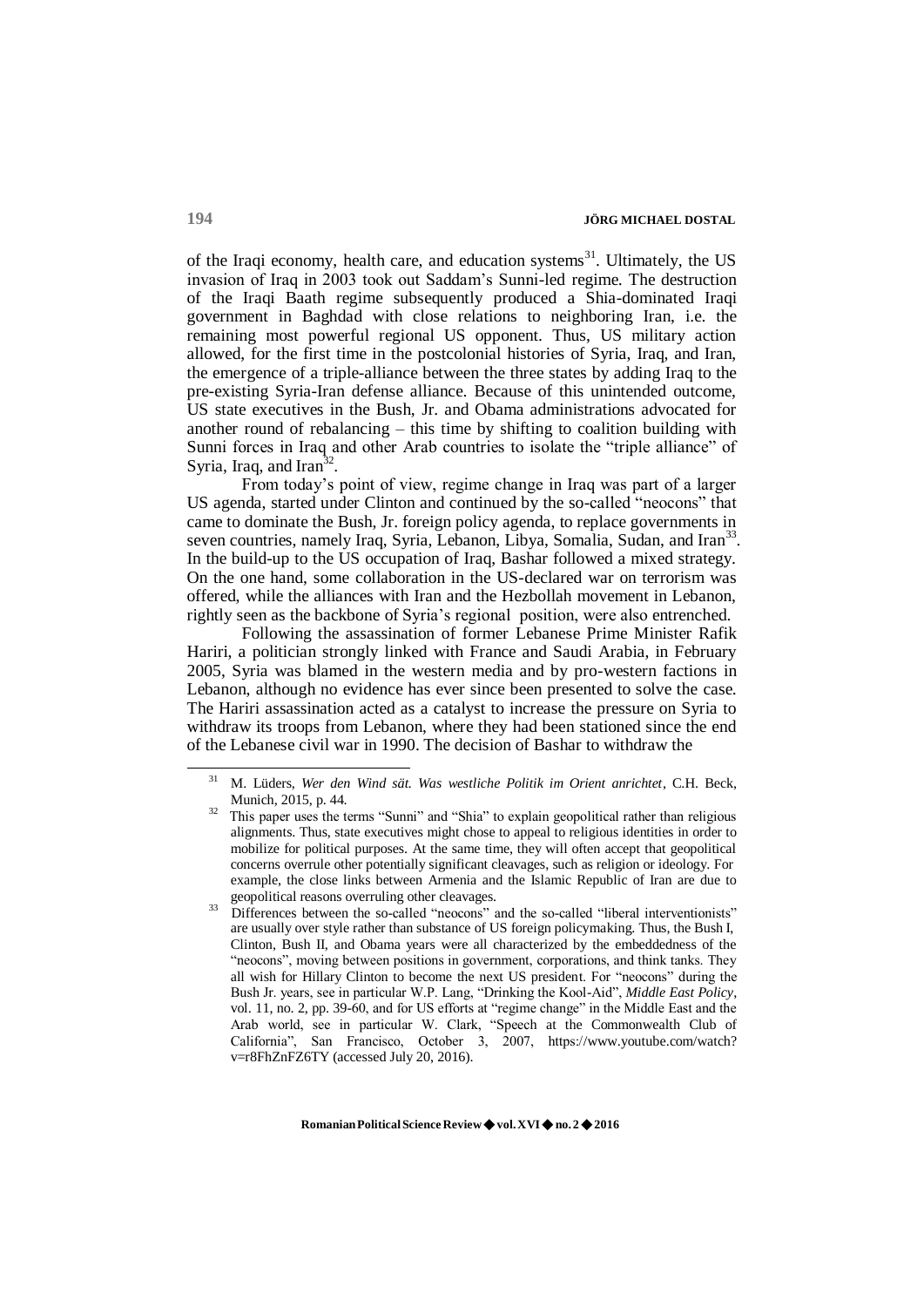of the Iraqi economy, health care, and education systems[31]. Ultimately, the US invasion of Iraq in 2003 took out Saddam's Sunni-led regime. The destruction of the Iraqi Baath regime subsequently produced a Shia-dominated Iraqi government in Baghdad with close relations to neighboring Iran, i.e. the remaining most powerful regional US opponent. Thus, US military action allowed, for the first time in the postcolonial histories of Syria, Iraq, and Iran, the emergence of a triple-alliance between the three states by adding Iraq to the pre-existing Syria-Iran defense alliance. Because of this unintended outcome, US state executives in the Bush, Jr. and Obama administrations advocated for another round of rebalancing – this time by shifting to coalition building with Sunni forces in Iraq and other Arab countries to isolate the "triple alliance" of Syria, Iraq, and Iran[32].

From today's point of view, regime change in Iraq was part of a larger US agenda, started under Clinton and continued by the so-called "neocons" that came to dominate the Bush, Jr. foreign policy agenda, to replace governments in seven countries, namely Iraq, Syria, Lebanon, Libya, Somalia, Sudan, and Iran[33]. In the build-up to the US occupation of Iraq, Bashar followed a mixed strategy. On the one hand, some collaboration in the US-declared war on terrorism was offered, while the alliances with Iran and the Hezbollah movement in Lebanon, rightly seen as the backbone of Syria's regional position, were also entrenched.

Following the assassination of former Lebanese Prime Minister Rafik Hariri, a politician strongly linked with France and Saudi Arabia, in February 2005, Syria was blamed in the western media and by pro-western factions in Lebanon, although no evidence has ever since been presented to solve the case. The Hariri assassination acted as a catalyst to increase the pressure on Syria to withdraw its troops from Lebanon, where they had been stationed since the end of the Lebanese civil war in 1990. The decision of Bashar to withdraw the

---

[31] M. Lüders, *Wer den Wind sät. Was westliche Politik im Orient anrichtet*, C.H. Beck, Munich, 2015, p. 44.

[32] This paper uses the terms "Sunni" and "Shia" to explain geopolitical rather than religious alignments. Thus, state executives might chose to appeal to religious identities in order to mobilize for political purposes. At the same time, they will often accept that geopolitical concerns overrule other potentially significant cleavages, such as religion or ideology. For example, the close links between Armenia and the Islamic Republic of Iran are due to geopolitical reasons overruling other cleavages.

[33] Differences between the so-called "neocons" and the so-called "liberal interventionists" are usually over style rather than substance of US foreign policymaking. Thus, the Bush I, Clinton, Bush II, and Obama years were all characterized by the embeddedness of the "neocons", moving between positions in government, corporations, and think tanks. They all wish for Hillary Clinton to become the next US president. For "neocons" during the Bush Jr. years, see in particular W.P. Lang, "Drinking the Kool-Aid", *Middle East Policy*, vol. 11, no. 2, pp. 39-60, and for US efforts at "regime change" in the Middle East and the Arab world, see in particular W. Clark, "Speech at the Commonwealth Club of California", San Francisco, October 3, 2007, https://www.youtube.com/watch?v=r8FhZnFZ6TY (accessed July 20, 2016).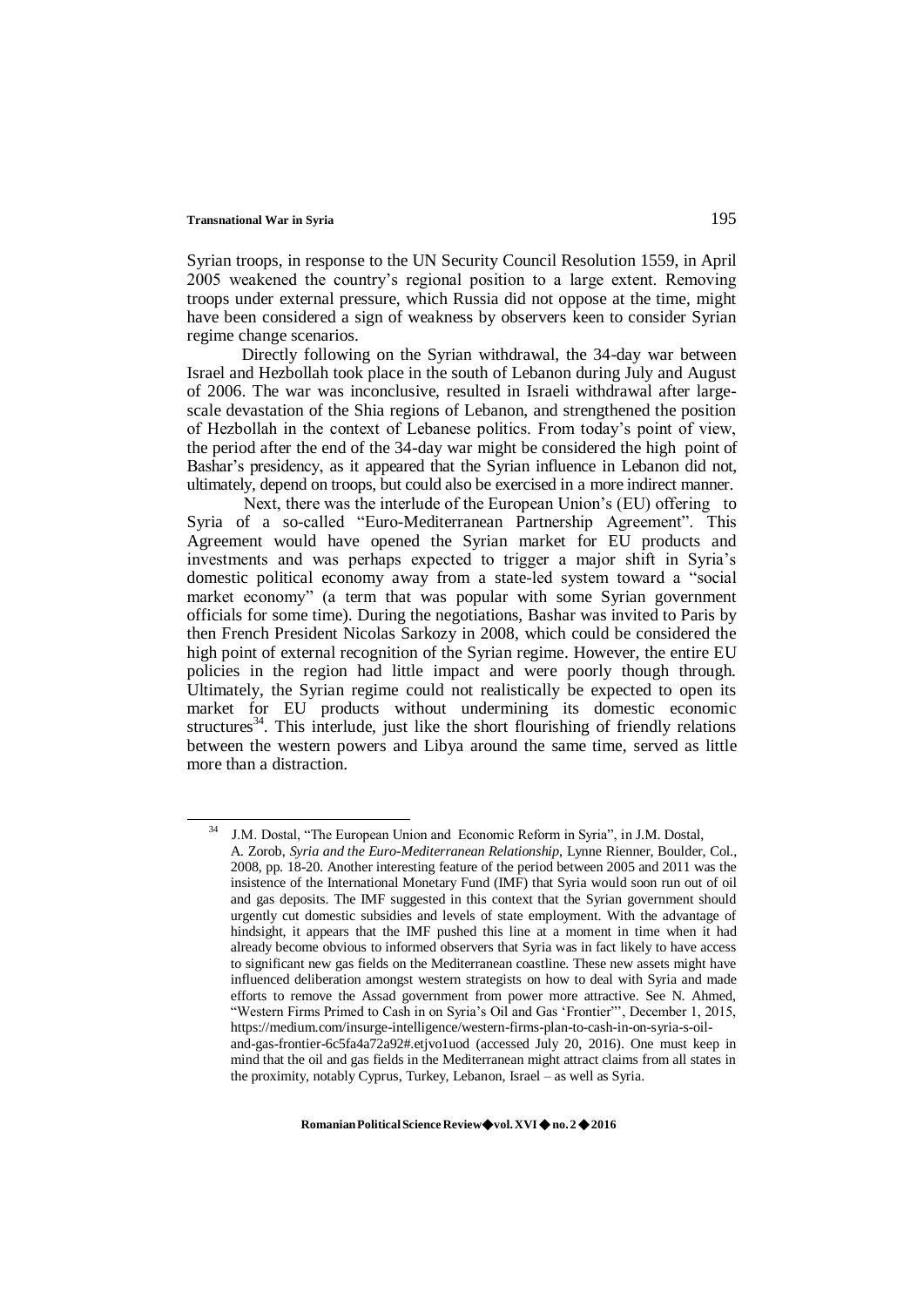Syrian troops, in response to the UN Security Council Resolution 1559, in April 2005 weakened the country's regional position to a large extent. Removing troops under external pressure, which Russia did not oppose at the time, might have been considered a sign of weakness by observers keen to consider Syrian regime change scenarios.

Directly following on the Syrian withdrawal, the 34-day war between Israel and Hezbollah took place in the south of Lebanon during July and August of 2006. The war was inconclusive, resulted in Israeli withdrawal after large-scale devastation of the Shia regions of Lebanon, and strengthened the position of Hezbollah in the context of Lebanese politics. From today's point of view, the period after the end of the 34-day war might be considered the high point of Bashar's presidency, as it appeared that the Syrian influence in Lebanon did not, ultimately, depend on troops, but could also be exercised in a more indirect manner.

Next, there was the interlude of the European Union's (EU) offering to Syria of a so-called "Euro-Mediterranean Partnership Agreement". This Agreement would have opened the Syrian market for EU products and investments and was perhaps expected to trigger a major shift in Syria's domestic political economy away from a state-led system toward a "social market economy" (a term that was popular with some Syrian government officials for some time). During the negotiations, Bashar was invited to Paris by then French President Nicolas Sarkozy in 2008, which could be considered the high point of external recognition of the Syrian regime. However, the entire EU policies in the region had little impact and were poorly though through. Ultimately, the Syrian regime could not realistically be expected to open its market for EU products without undermining its domestic economic structures[34]. This interlude, just like the short flourishing of friendly relations between the western powers and Libya around the same time, served as little more than a distraction.

---

[34] J.M. Dostal, "The European Union and Economic Reform in Syria", in J.M. Dostal, A. Zorob, *Syria and the Euro-Mediterranean Relationship*, Lynne Rienner, Boulder, Col., 2008, pp. 18-20. Another interesting feature of the period between 2005 and 2011 was the insistence of the International Monetary Fund (IMF) that Syria would soon run out of oil and gas deposits. The IMF suggested in this context that the Syrian government should urgently cut domestic subsidies and levels of state employment. With the advantage of hindsight, it appears that the IMF pushed this line at a moment in time when it had already become obvious to informed observers that Syria was in fact likely to have access to significant new gas fields on the Mediterranean coastline. These new assets might have influenced deliberation amongst western strategists on how to deal with Syria and made efforts to remove the Assad government from power more attractive. See N. Ahmed, "Western Firms Primed to Cash in on Syria's Oil and Gas 'Frontier'", December 1, 2015, https://medium.com/insurge-intelligence/western-firms-plan-to-cash-in-on-syria-s-oil-and-gas-frontier-6c5fa4a72a92#.etjvo1uod (accessed July 20, 2016). One must keep in mind that the oil and gas fields in the Mediterranean might attract claims from all states in the proximity, notably Cyprus, Turkey, Lebanon, Israel – as well as Syria.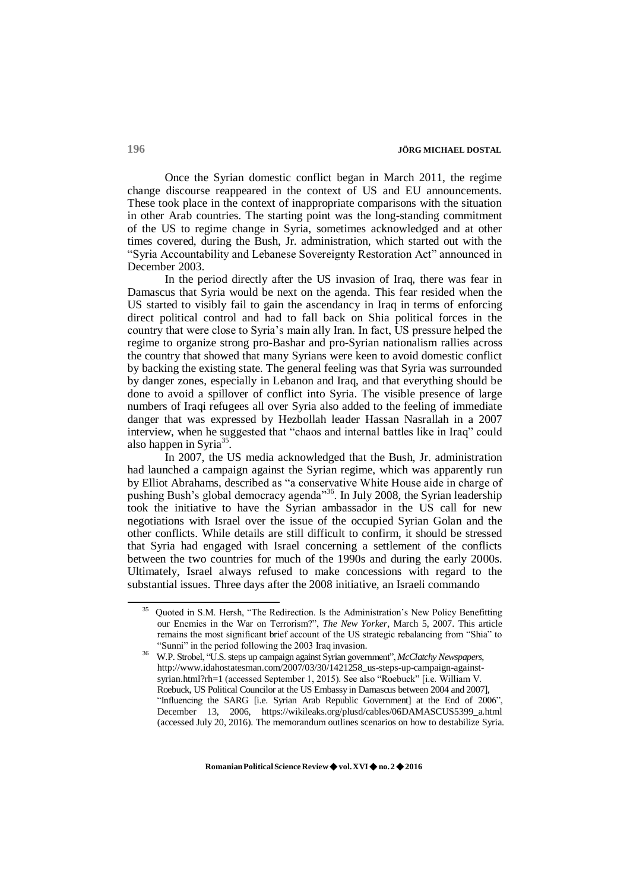Once the Syrian domestic conflict began in March 2011, the regime change discourse reappeared in the context of US and EU announcements. These took place in the context of inappropriate comparisons with the situation in other Arab countries. The starting point was the long-standing commitment of the US to regime change in Syria, sometimes acknowledged and at other times covered, during the Bush, Jr. administration, which started out with the "Syria Accountability and Lebanese Sovereignty Restoration Act" announced in December 2003.

In the period directly after the US invasion of Iraq, there was fear in Damascus that Syria would be next on the agenda. This fear resided when the US started to visibly fail to gain the ascendancy in Iraq in terms of enforcing direct political control and had to fall back on Shia political forces in the country that were close to Syria's main ally Iran. In fact, US pressure helped the regime to organize strong pro-Bashar and pro-Syrian nationalism rallies across the country that showed that many Syrians were keen to avoid domestic conflict by backing the existing state. The general feeling was that Syria was surrounded by danger zones, especially in Lebanon and Iraq, and that everything should be done to avoid a spillover of conflict into Syria. The visible presence of large numbers of Iraqi refugees all over Syria also added to the feeling of immediate danger that was expressed by Hezbollah leader Hassan Nasrallah in a 2007 interview, when he suggested that "chaos and internal battles like in Iraq" could also happen in Syria[35].

In 2007, the US media acknowledged that the Bush, Jr. administration had launched a campaign against the Syrian regime, which was apparently run by Elliot Abrahams, described as "a conservative White House aide in charge of pushing Bush's global democracy agenda"[36]. In July 2008, the Syrian leadership took the initiative to have the Syrian ambassador in the US call for new negotiations with Israel over the issue of the occupied Syrian Golan and the other conflicts. While details are still difficult to confirm, it should be stressed that Syria had engaged with Israel concerning a settlement of the conflicts between the two countries for much of the 1990s and during the early 2000s. Ultimately, Israel always refused to make concessions with regard to the substantial issues. Three days after the 2008 initiative, an Israeli commando

---

[35] Quoted in S.M. Hersh, "The Redirection. Is the Administration's New Policy Benefitting our Enemies in the War on Terrorism?", *The New Yorker*, March 5, 2007. This article remains the most significant brief account of the US strategic rebalancing from "Shia" to "Sunni" in the period following the 2003 Iraq invasion.

[36] W.P. Strobel, "U.S. steps up campaign against Syrian government", *McClatchy Newspapers*, http://www.idahostatesman.com/2007/03/30/1421258_us-steps-up-campaign-against-syrian.html?rh=1 (accessed September 1, 2015). See also "Roebuck" [i.e. William V. Roebuck, US Political Councilor at the US Embassy in Damascus between 2004 and 2007], "Influencing the SARG [i.e. Syrian Arab Republic Government] at the End of 2006", December 13, 2006, https://wikileaks.org/plusd/cables/06DAMASCUS5399_a.html (accessed July 20, 2016). The memorandum outlines scenarios on how to destabilize Syria.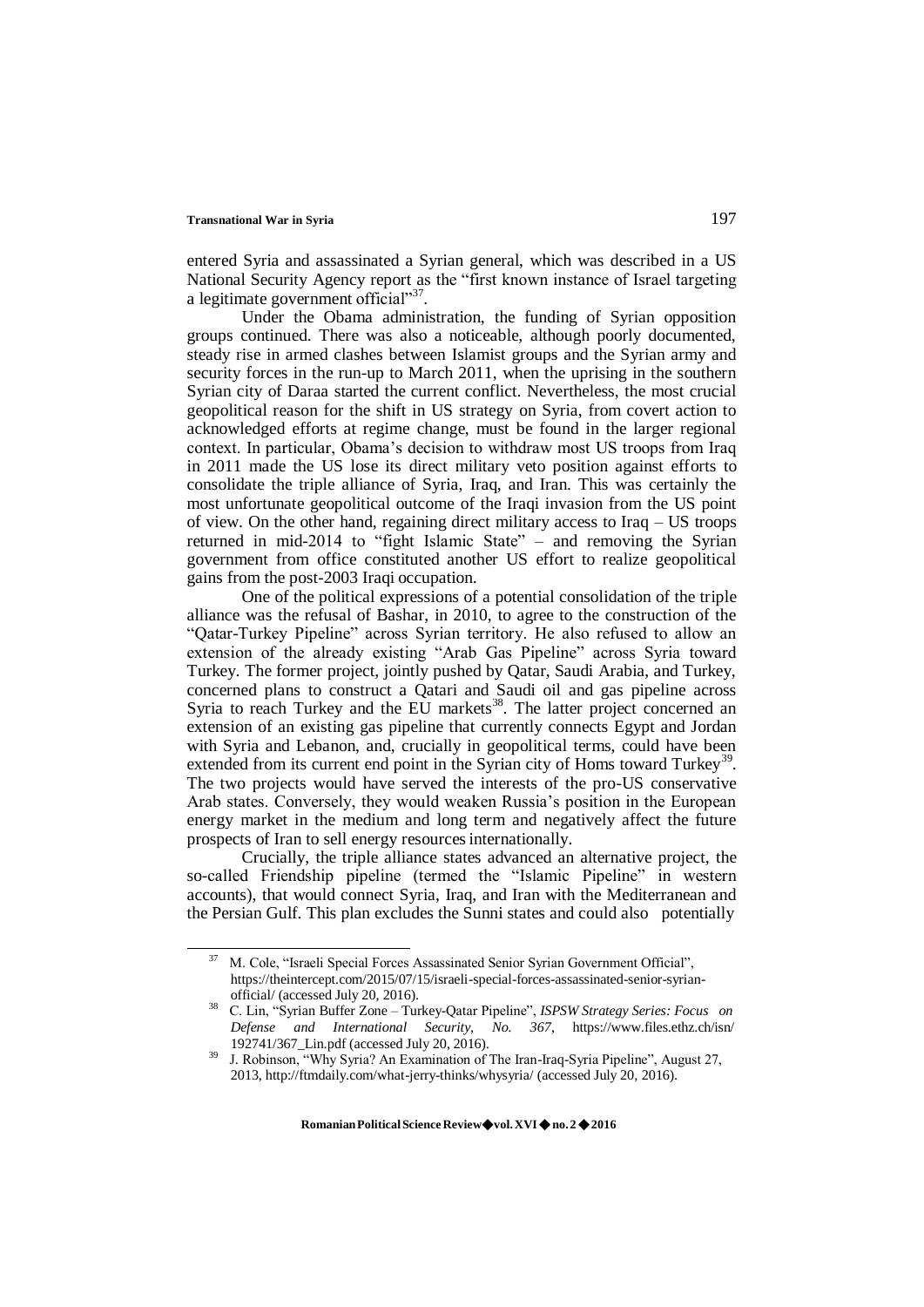entered Syria and assassinated a Syrian general, which was described in a US National Security Agency report as the "first known instance of Israel targeting a legitimate government official"[37].

Under the Obama administration, the funding of Syrian opposition groups continued. There was also a noticeable, although poorly documented, steady rise in armed clashes between Islamist groups and the Syrian army and security forces in the run-up to March 2011, when the uprising in the southern Syrian city of Daraa started the current conflict. Nevertheless, the most crucial geopolitical reason for the shift in US strategy on Syria, from covert action to acknowledged efforts at regime change, must be found in the larger regional context. In particular, Obama's decision to withdraw most US troops from Iraq in 2011 made the US lose its direct military veto position against efforts to consolidate the triple alliance of Syria, Iraq, and Iran. This was certainly the most unfortunate geopolitical outcome of the Iraqi invasion from the US point of view. On the other hand, regaining direct military access to Iraq – US troops returned in mid-2014 to "fight Islamic State" – and removing the Syrian government from office constituted another US effort to realize geopolitical gains from the post-2003 Iraqi occupation.

One of the political expressions of a potential consolidation of the triple alliance was the refusal of Bashar, in 2010, to agree to the construction of the "Qatar-Turkey Pipeline" across Syrian territory. He also refused to allow an extension of the already existing "Arab Gas Pipeline" across Syria toward Turkey. The former project, jointly pushed by Qatar, Saudi Arabia, and Turkey, concerned plans to construct a Qatari and Saudi oil and gas pipeline across Syria to reach Turkey and the EU markets[38]. The latter project concerned an extension of an existing gas pipeline that currently connects Egypt and Jordan with Syria and Lebanon, and, crucially in geopolitical terms, could have been extended from its current end point in the Syrian city of Homs toward Turkey[39]. The two projects would have served the interests of the pro-US conservative Arab states. Conversely, they would weaken Russia's position in the European energy market in the medium and long term and negatively affect the future prospects of Iran to sell energy resources internationally.

Crucially, the triple alliance states advanced an alternative project, the so-called Friendship pipeline (termed the "Islamic Pipeline" in western accounts), that would connect Syria, Iraq, and Iran with the Mediterranean and the Persian Gulf. This plan excludes the Sunni states and could also potentially

---

[37] M. Cole, "Israeli Special Forces Assassinated Senior Syrian Government Official", https://theintercept.com/2015/07/15/israeli-special-forces-assassinated-senior-syrian-official/ (accessed July 20, 2016).

[38] C. Lin, "Syrian Buffer Zone – Turkey-Qatar Pipeline", *ISPSW Strategy Series: Focus on Defense and International Security, No. 367*, https://www.files.ethz.ch/isn/192741/367_Lin.pdf (accessed July 20, 2016).

[39] J. Robinson, "Why Syria? An Examination of The Iran-Iraq-Syria Pipeline", August 27, 2013, http://ftmdaily.com/what-jerry-thinks/whysyria/ (accessed July 20, 2016).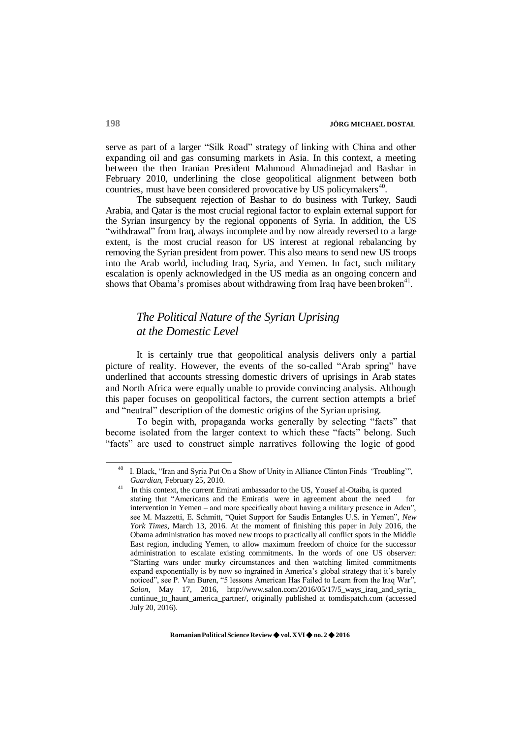serve as part of a larger "Silk Road" strategy of linking with China and other expanding oil and gas consuming markets in Asia. In this context, a meeting between the then Iranian President Mahmoud Ahmadinejad and Bashar in February 2010, underlining the close geopolitical alignment between both countries, must have been considered provocative by US policymakers[40].

The subsequent rejection of Bashar to do business with Turkey, Saudi Arabia, and Qatar is the most crucial regional factor to explain external support for the Syrian insurgency by the regional opponents of Syria. In addition, the US "withdrawal" from Iraq, always incomplete and by now already reversed to a large extent, is the most crucial reason for US interest at regional rebalancing by removing the Syrian president from power. This also means to send new US troops into the Arab world, including Iraq, Syria, and Yemen. In fact, such military escalation is openly acknowledged in the US media as an ongoing concern and shows that Obama's promises about withdrawing from Iraq have been broken[41].

## *The Political Nature of the Syrian Uprising at the Domestic Level*

It is certainly true that geopolitical analysis delivers only a partial picture of reality. However, the events of the so-called "Arab spring" have underlined that accounts stressing domestic drivers of uprisings in Arab states and North Africa were equally unable to provide convincing analysis. Although this paper focuses on geopolitical factors, the current section attempts a brief and "neutral" description of the domestic origins of the Syrian uprising.

To begin with, propaganda works generally by selecting "facts" that become isolated from the larger context to which these "facts" belong. Such "facts" are used to construct simple narratives following the logic of good

---

[40] I. Black, "Iran and Syria Put On a Show of Unity in Alliance Clinton Finds 'Troubling'", *Guardian*, February 25, 2010.

[41] In this context, the current Emirati ambassador to the US, Yousef al-Otaiba, is quoted stating that "Americans and the Emiratis were in agreement about the need for intervention in Yemen – and more specifically about having a military presence in Aden", see M. Mazzetti, E. Schmitt, "Quiet Support for Saudis Entangles U.S. in Yemen", *New York Times*, March 13, 2016. At the moment of finishing this paper in July 2016, the Obama administration has moved new troops to practically all conflict spots in the Middle East region, including Yemen, to allow maximum freedom of choice for the successor administration to escalate existing commitments. In the words of one US observer: "Starting wars under murky circumstances and then watching limited commitments expand exponentially is by now so ingrained in America's global strategy that it's barely noticed", see P. Van Buren, "5 lessons American Has Failed to Learn from the Iraq War", *Salon*, May 17, 2016, http://www.salon.com/2016/05/17/5_ways_iraq_and_syria_continue_to_haunt_america_partner/, originally published at tomdispatch.com (accessed July 20, 2016).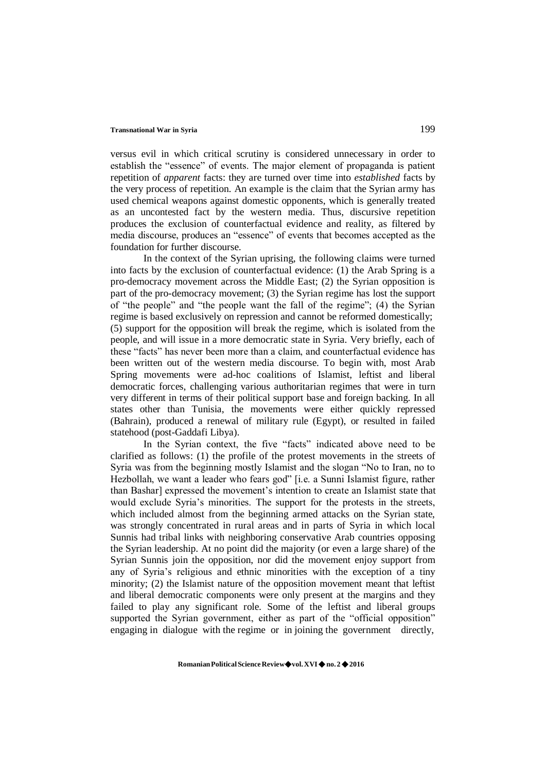versus evil in which critical scrutiny is considered unnecessary in order to establish the "essence" of events. The major element of propaganda is patient repetition of *apparent* facts: they are turned over time into *established* facts by the very process of repetition. An example is the claim that the Syrian army has used chemical weapons against domestic opponents, which is generally treated as an uncontested fact by the western media. Thus, discursive repetition produces the exclusion of counterfactual evidence and reality, as filtered by media discourse, produces an "essence" of events that becomes accepted as the foundation for further discourse.

In the context of the Syrian uprising, the following claims were turned into facts by the exclusion of counterfactual evidence: (1) the Arab Spring is a pro-democracy movement across the Middle East; (2) the Syrian opposition is part of the pro-democracy movement; (3) the Syrian regime has lost the support of "the people" and "the people want the fall of the regime"; (4) the Syrian regime is based exclusively on repression and cannot be reformed domestically; (5) support for the opposition will break the regime, which is isolated from the people, and will issue in a more democratic state in Syria. Very briefly, each of these "facts" has never been more than a claim, and counterfactual evidence has been written out of the western media discourse. To begin with, most Arab Spring movements were ad-hoc coalitions of Islamist, leftist and liberal democratic forces, challenging various authoritarian regimes that were in turn very different in terms of their political support base and foreign backing. In all states other than Tunisia, the movements were either quickly repressed (Bahrain), produced a renewal of military rule (Egypt), or resulted in failed statehood (post-Gaddafi Libya).

In the Syrian context, the five "facts" indicated above need to be clarified as follows: (1) the profile of the protest movements in the streets of Syria was from the beginning mostly Islamist and the slogan "No to Iran, no to Hezbollah, we want a leader who fears god" [i.e. a Sunni Islamist figure, rather than Bashar] expressed the movement's intention to create an Islamist state that would exclude Syria's minorities. The support for the protests in the streets, which included almost from the beginning armed attacks on the Syrian state, was strongly concentrated in rural areas and in parts of Syria in which local Sunnis had tribal links with neighboring conservative Arab countries opposing the Syrian leadership. At no point did the majority (or even a large share) of the Syrian Sunnis join the opposition, nor did the movement enjoy support from any of Syria's religious and ethnic minorities with the exception of a tiny minority; (2) the Islamist nature of the opposition movement meant that leftist and liberal democratic components were only present at the margins and they failed to play any significant role. Some of the leftist and liberal groups supported the Syrian government, either as part of the "official opposition" engaging in dialogue with the regime or in joining the government directly,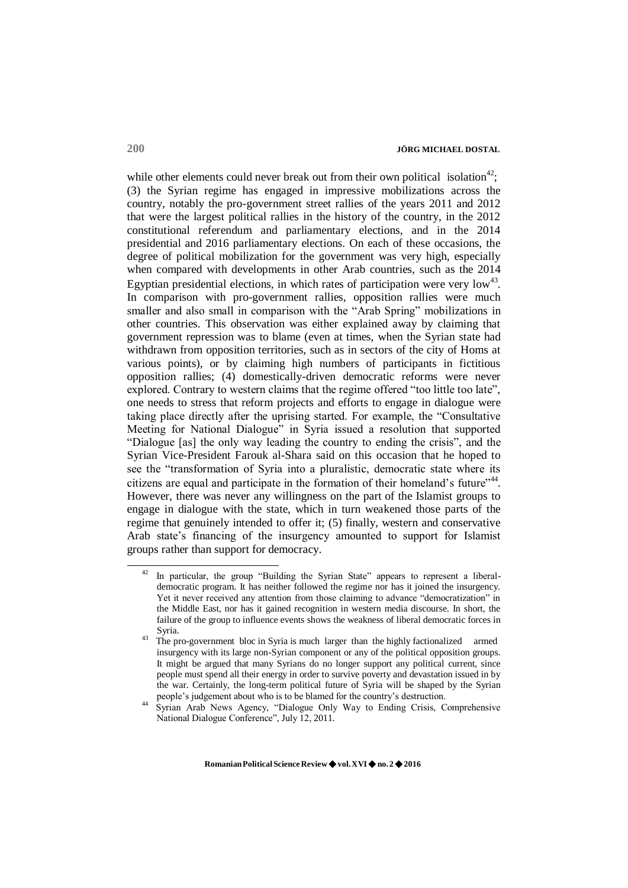while other elements could never break out from their own political isolation[42]; (3) the Syrian regime has engaged in impressive mobilizations across the country, notably the pro-government street rallies of the years 2011 and 2012 that were the largest political rallies in the history of the country, in the 2012 constitutional referendum and parliamentary elections, and in the 2014 presidential and 2016 parliamentary elections. On each of these occasions, the degree of political mobilization for the government was very high, especially when compared with developments in other Arab countries, such as the 2014 Egyptian presidential elections, in which rates of participation were very low[43]. In comparison with pro-government rallies, opposition rallies were much smaller and also small in comparison with the "Arab Spring" mobilizations in other countries. This observation was either explained away by claiming that government repression was to blame (even at times, when the Syrian state had withdrawn from opposition territories, such as in sectors of the city of Homs at various points), or by claiming high numbers of participants in fictitious opposition rallies; (4) domestically-driven democratic reforms were never explored. Contrary to western claims that the regime offered "too little too late", one needs to stress that reform projects and efforts to engage in dialogue were taking place directly after the uprising started. For example, the "Consultative Meeting for National Dialogue" in Syria issued a resolution that supported "Dialogue [as] the only way leading the country to ending the crisis", and the Syrian Vice-President Farouk al-Shara said on this occasion that he hoped to see the "transformation of Syria into a pluralistic, democratic state where its citizens are equal and participate in the formation of their homeland's future"[44]. However, there was never any willingness on the part of the Islamist groups to engage in dialogue with the state, which in turn weakened those parts of the regime that genuinely intended to offer it; (5) finally, western and conservative Arab state's financing of the insurgency amounted to support for Islamist groups rather than support for democracy.

---

[42] In particular, the group "Building the Syrian State" appears to represent a liberal-democratic program. It has neither followed the regime nor has it joined the insurgency. Yet it never received any attention from those claiming to advance "democratization" in the Middle East, nor has it gained recognition in western media discourse. In short, the failure of the group to influence events shows the weakness of liberal democratic forces in Syria.

[43] The pro-government bloc in Syria is much larger than the highly factionalized armed insurgency with its large non-Syrian component or any of the political opposition groups. It might be argued that many Syrians do no longer support any political current, since people must spend all their energy in order to survive poverty and devastation issued in by the war. Certainly, the long-term political future of Syria will be shaped by the Syrian people's judgement about who is to be blamed for the country's destruction.

[44] Syrian Arab News Agency, "Dialogue Only Way to Ending Crisis, Comprehensive National Dialogue Conference", July 12, 2011.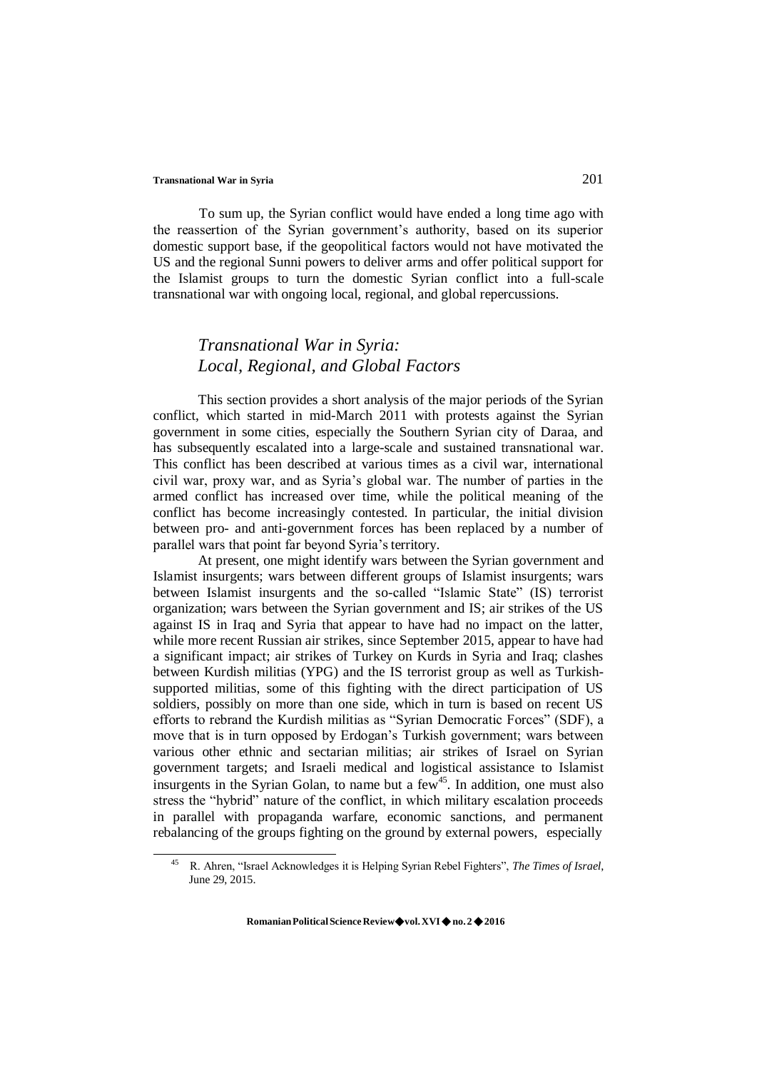To sum up, the Syrian conflict would have ended a long time ago with the reassertion of the Syrian government's authority, based on its superior domestic support base, if the geopolitical factors would not have motivated the US and the regional Sunni powers to deliver arms and offer political support for the Islamist groups to turn the domestic Syrian conflict into a full-scale transnational war with ongoing local, regional, and global repercussions.

## *Transnational War in Syria: Local, Regional, and Global Factors*

This section provides a short analysis of the major periods of the Syrian conflict, which started in mid-March 2011 with protests against the Syrian government in some cities, especially the Southern Syrian city of Daraa, and has subsequently escalated into a large-scale and sustained transnational war. This conflict has been described at various times as a civil war, international civil war, proxy war, and as Syria's global war. The number of parties in the armed conflict has increased over time, while the political meaning of the conflict has become increasingly contested. In particular, the initial division between pro- and anti-government forces has been replaced by a number of parallel wars that point far beyond Syria's territory.

At present, one might identify wars between the Syrian government and Islamist insurgents; wars between different groups of Islamist insurgents; wars between Islamist insurgents and the so-called "Islamic State" (IS) terrorist organization; wars between the Syrian government and IS; air strikes of the US against IS in Iraq and Syria that appear to have had no impact on the latter, while more recent Russian air strikes, since September 2015, appear to have had a significant impact; air strikes of Turkey on Kurds in Syria and Iraq; clashes between Kurdish militias (YPG) and the IS terrorist group as well as Turkish-supported militias, some of this fighting with the direct participation of US soldiers, possibly on more than one side, which in turn is based on recent US efforts to rebrand the Kurdish militias as "Syrian Democratic Forces" (SDF), a move that is in turn opposed by Erdogan's Turkish government; wars between various other ethnic and sectarian militias; air strikes of Israel on Syrian government targets; and Israeli medical and logistical assistance to Islamist insurgents in the Syrian Golan, to name but a few[45]. In addition, one must also stress the "hybrid" nature of the conflict, in which military escalation proceeds in parallel with propaganda warfare, economic sanctions, and permanent rebalancing of the groups fighting on the ground by external powers, especially

[45] R. Ahren, "Israel Acknowledges it is Helping Syrian Rebel Fighters", *The Times of Israel*, June 29, 2015.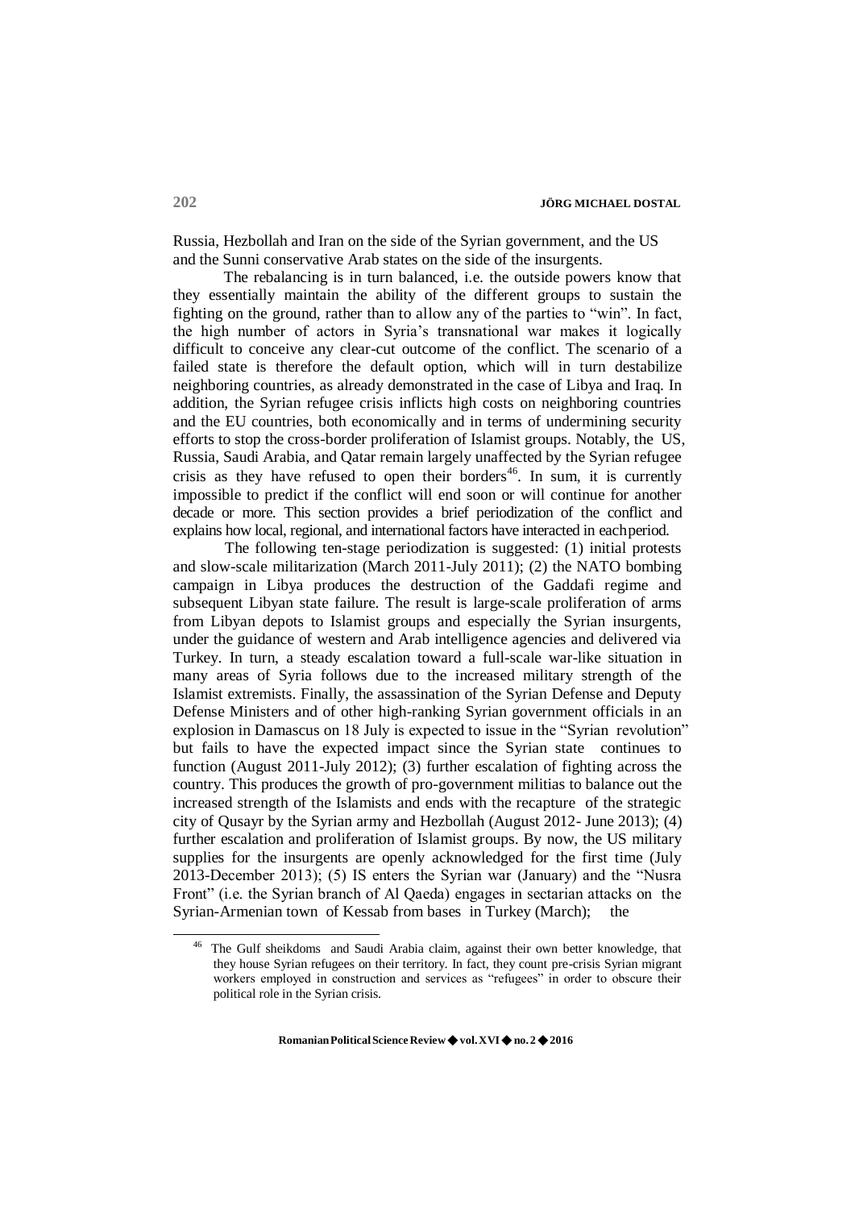Russia, Hezbollah and Iran on the side of the Syrian government, and the US and the Sunni conservative Arab states on the side of the insurgents.

The rebalancing is in turn balanced, i.e. the outside powers know that they essentially maintain the ability of the different groups to sustain the fighting on the ground, rather than to allow any of the parties to "win". In fact, the high number of actors in Syria's transnational war makes it logically difficult to conceive any clear-cut outcome of the conflict. The scenario of a failed state is therefore the default option, which will in turn destabilize neighboring countries, as already demonstrated in the case of Libya and Iraq. In addition, the Syrian refugee crisis inflicts high costs on neighboring countries and the EU countries, both economically and in terms of undermining security efforts to stop the cross-border proliferation of Islamist groups. Notably, the US, Russia, Saudi Arabia, and Qatar remain largely unaffected by the Syrian refugee crisis as they have refused to open their borders[46]. In sum, it is currently impossible to predict if the conflict will end soon or will continue for another decade or more. This section provides a brief periodization of the conflict and explains how local, regional, and international factors have interacted in each period.

The following ten-stage periodization is suggested: (1) initial protests and slow-scale militarization (March 2011-July 2011); (2) the NATO bombing campaign in Libya produces the destruction of the Gaddafi regime and subsequent Libyan state failure. The result is large-scale proliferation of arms from Libyan depots to Islamist groups and especially the Syrian insurgents, under the guidance of western and Arab intelligence agencies and delivered via Turkey. In turn, a steady escalation toward a full-scale war-like situation in many areas of Syria follows due to the increased military strength of the Islamist extremists. Finally, the assassination of the Syrian Defense and Deputy Defense Ministers and of other high-ranking Syrian government officials in an explosion in Damascus on 18 July is expected to issue in the "Syrian revolution" but fails to have the expected impact since the Syrian state continues to function (August 2011-July 2012); (3) further escalation of fighting across the country. This produces the growth of pro-government militias to balance out the increased strength of the Islamists and ends with the recapture of the strategic city of Qusayr by the Syrian army and Hezbollah (August 2012- June 2013); (4) further escalation and proliferation of Islamist groups. By now, the US military supplies for the insurgents are openly acknowledged for the first time (July 2013-December 2013); (5) IS enters the Syrian war (January) and the "Nusra Front" (i.e. the Syrian branch of Al Qaeda) engages in sectarian attacks on the Syrian-Armenian town of Kessab from bases in Turkey (March); the

[46] The Gulf sheikdoms and Saudi Arabia claim, against their own better knowledge, that they house Syrian refugees on their territory. In fact, they count pre-crisis Syrian migrant workers employed in construction and services as "refugees" in order to obscure their political role in the Syrian crisis.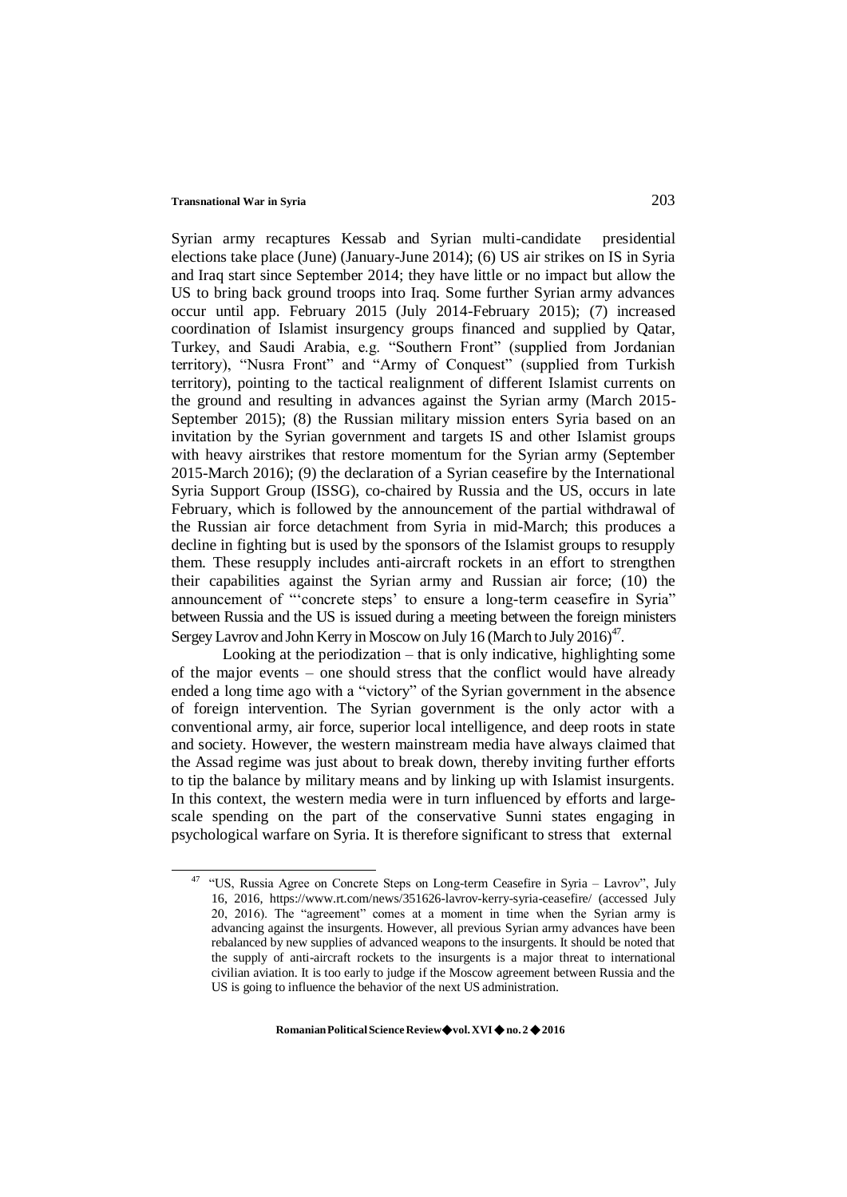Syrian army recaptures Kessab and Syrian multi-candidate presidential elections take place (June) (January-June 2014); (6) US air strikes on IS in Syria and Iraq start since September 2014; they have little or no impact but allow the US to bring back ground troops into Iraq. Some further Syrian army advances occur until app. February 2015 (July 2014-February 2015); (7) increased coordination of Islamist insurgency groups financed and supplied by Qatar, Turkey, and Saudi Arabia, e.g. "Southern Front" (supplied from Jordanian territory), "Nusra Front" and "Army of Conquest" (supplied from Turkish territory), pointing to the tactical realignment of different Islamist currents on the ground and resulting in advances against the Syrian army (March 2015-September 2015); (8) the Russian military mission enters Syria based on an invitation by the Syrian government and targets IS and other Islamist groups with heavy airstrikes that restore momentum for the Syrian army (September 2015-March 2016); (9) the declaration of a Syrian ceasefire by the International Syria Support Group (ISSG), co-chaired by Russia and the US, occurs in late February, which is followed by the announcement of the partial withdrawal of the Russian air force detachment from Syria in mid-March; this produces a decline in fighting but is used by the sponsors of the Islamist groups to resupply them. These resupply includes anti-aircraft rockets in an effort to strengthen their capabilities against the Syrian army and Russian air force; (10) the announcement of "'concrete steps' to ensure a long-term ceasefire in Syria" between Russia and the US is issued during a meeting between the foreign ministers Sergey Lavrov and John Kerry in Moscow on July 16 (March to July 2016)[47].

Looking at the periodization – that is only indicative, highlighting some of the major events – one should stress that the conflict would have already ended a long time ago with a "victory" of the Syrian government in the absence of foreign intervention. The Syrian government is the only actor with a conventional army, air force, superior local intelligence, and deep roots in state and society. However, the western mainstream media have always claimed that the Assad regime was just about to break down, thereby inviting further efforts to tip the balance by military means and by linking up with Islamist insurgents. In this context, the western media were in turn influenced by efforts and large-scale spending on the part of the conservative Sunni states engaging in psychological warfare on Syria. It is therefore significant to stress that external

[47] "US, Russia Agree on Concrete Steps on Long-term Ceasefire in Syria – Lavrov", July 16, 2016, https://www.rt.com/news/351626-lavrov-kerry-syria-ceasefire/ (accessed July 20, 2016). The "agreement" comes at a moment in time when the Syrian army is advancing against the insurgents. However, all previous Syrian army advances have been rebalanced by new supplies of advanced weapons to the insurgents. It should be noted that the supply of anti-aircraft rockets to the insurgents is a major threat to international civilian aviation. It is too early to judge if the Moscow agreement between Russia and the US is going to influence the behavior of the next US administration.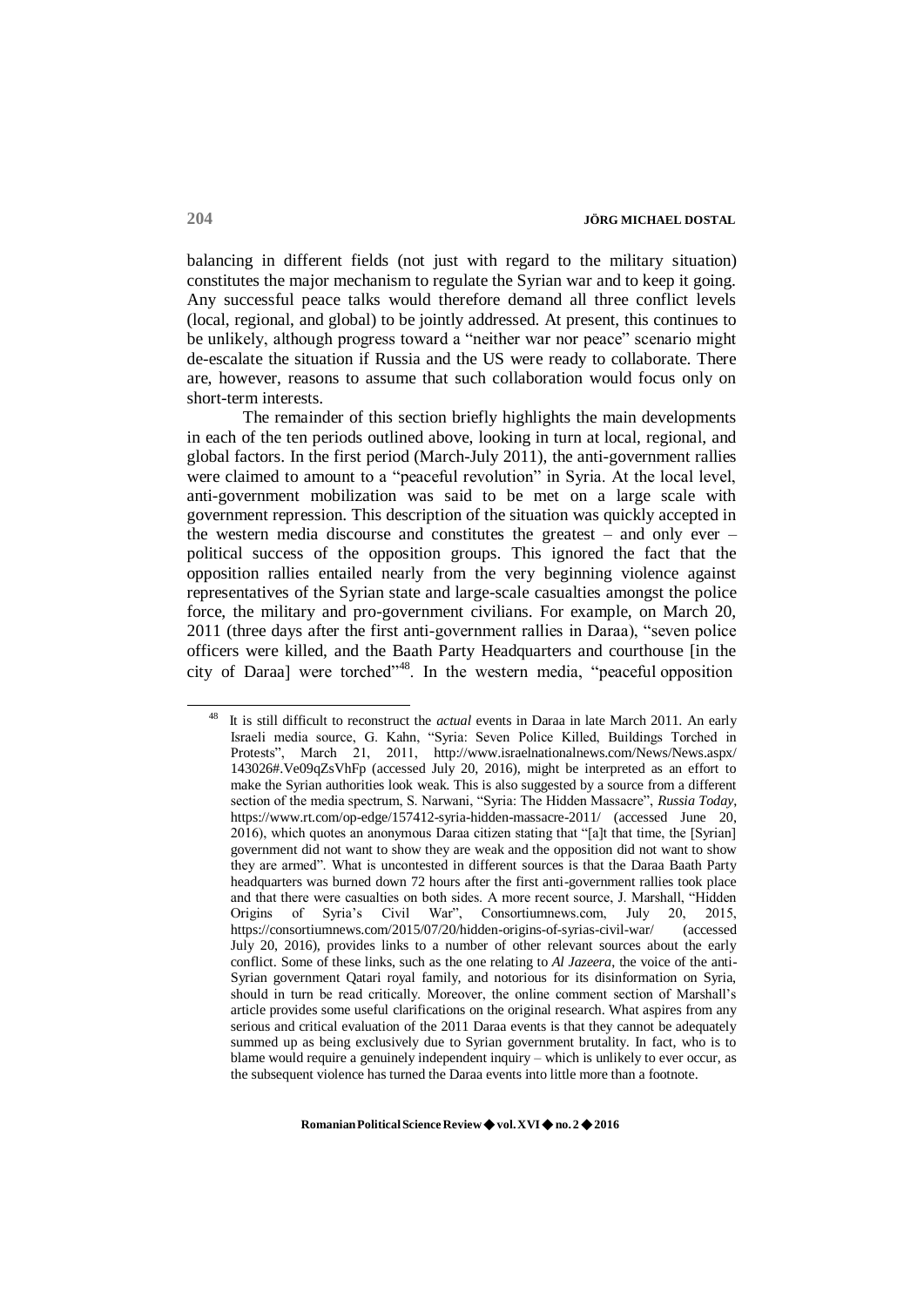balancing in different fields (not just with regard to the military situation) constitutes the major mechanism to regulate the Syrian war and to keep it going. Any successful peace talks would therefore demand all three conflict levels (local, regional, and global) to be jointly addressed. At present, this continues to be unlikely, although progress toward a "neither war nor peace" scenario might de-escalate the situation if Russia and the US were ready to collaborate. There are, however, reasons to assume that such collaboration would focus only on short-term interests.

The remainder of this section briefly highlights the main developments in each of the ten periods outlined above, looking in turn at local, regional, and global factors. In the first period (March-July 2011), the anti-government rallies were claimed to amount to a "peaceful revolution" in Syria. At the local level, anti-government mobilization was said to be met on a large scale with government repression. This description of the situation was quickly accepted in the western media discourse and constitutes the greatest – and only ever – political success of the opposition groups. This ignored the fact that the opposition rallies entailed nearly from the very beginning violence against representatives of the Syrian state and large-scale casualties amongst the police force, the military and pro-government civilians. For example, on March 20, 2011 (three days after the first anti-government rallies in Daraa), "seven police officers were killed, and the Baath Party Headquarters and courthouse [in the city of Daraa] were torched"[48]. In the western media, "peaceful opposition

---

[48] It is still difficult to reconstruct the *actual* events in Daraa in late March 2011. An early Israeli media source, G. Kahn, "Syria: Seven Police Killed, Buildings Torched in Protests", March 21, 2011, http://www.israelnationalnews.com/News/News.aspx/143026#.Ve09qZsVhFp (accessed July 20, 2016), might be interpreted as an effort to make the Syrian authorities look weak. This is also suggested by a source from a different section of the media spectrum, S. Narwani, "Syria: The Hidden Massacre", *Russia Today*, https://www.rt.com/op-edge/157412-syria-hidden-massacre-2011/ (accessed June 20, 2016), which quotes an anonymous Daraa citizen stating that "[a]t that time, the [Syrian] government did not want to show they are weak and the opposition did not want to show they are armed". What is uncontested in different sources is that the Daraa Baath Party headquarters was burned down 72 hours after the first anti-government rallies took place and that there were casualties on both sides. A more recent source, J. Marshall, "Hidden Origins of Syria's Civil War", Consortiumnews.com, July 20, 2015, https://consortiumnews.com/2015/07/20/hidden-origins-of-syrias-civil-war/ (accessed July 20, 2016), provides links to a number of other relevant sources about the early conflict. Some of these links, such as the one relating to *Al Jazeera*, the voice of the anti-Syrian government Qatari royal family, and notorious for its disinformation on Syria, should in turn be read critically. Moreover, the online comment section of Marshall's article provides some useful clarifications on the original research. What aspires from any serious and critical evaluation of the 2011 Daraa events is that they cannot be adequately summed up as being exclusively due to Syrian government brutality. In fact, who is to blame would require a genuinely independent inquiry – which is unlikely to ever occur, as the subsequent violence has turned the Daraa events into little more than a footnote.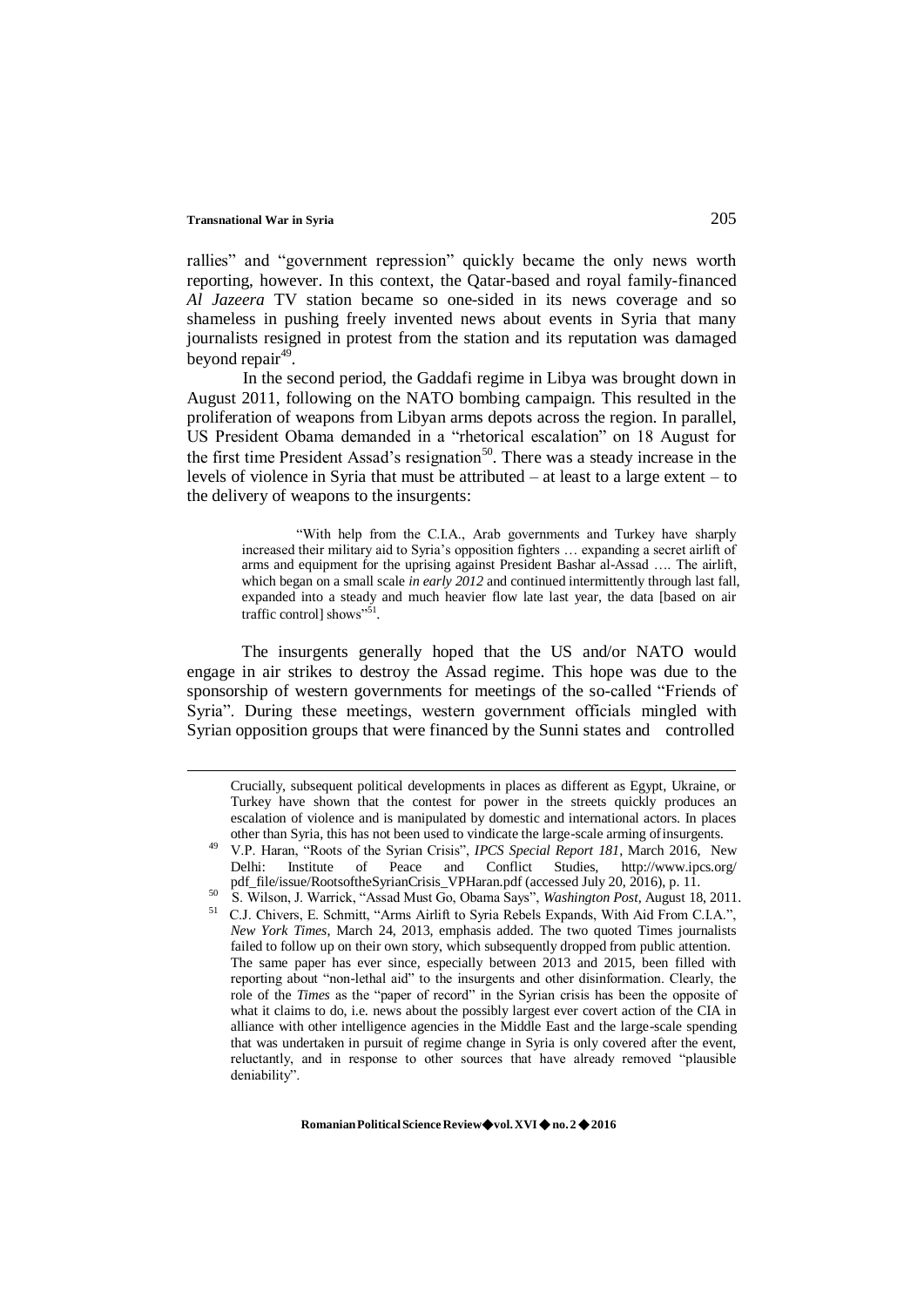rallies" and "government repression" quickly became the only news worth reporting, however. In this context, the Qatar-based and royal family-financed *Al Jazeera* TV station became so one-sided in its news coverage and so shameless in pushing freely invented news about events in Syria that many journalists resigned in protest from the station and its reputation was damaged beyond repair[49].

In the second period, the Gaddafi regime in Libya was brought down in August 2011, following on the NATO bombing campaign. This resulted in the proliferation of weapons from Libyan arms depots across the region. In parallel, US President Obama demanded in a "rhetorical escalation" on 18 August for the first time President Assad's resignation[50]. There was a steady increase in the levels of violence in Syria that must be attributed – at least to a large extent – to the delivery of weapons to the insurgents:

> "With help from the C.I.A., Arab governments and Turkey have sharply increased their military aid to Syria's opposition fighters … expanding a secret airlift of arms and equipment for the uprising against President Bashar al-Assad …. The airlift, which began on a small scale *in early 2012* and continued intermittently through last fall, expanded into a steady and much heavier flow late last year, the data [based on air traffic control] shows"[51].

The insurgents generally hoped that the US and/or NATO would engage in air strikes to destroy the Assad regime. This hope was due to the sponsorship of western governments for meetings of the so-called "Friends of Syria". During these meetings, western government officials mingled with Syrian opposition groups that were financed by the Sunni states and controlled

---

Crucially, subsequent political developments in places as different as Egypt, Ukraine, or Turkey have shown that the contest for power in the streets quickly produces an escalation of violence and is manipulated by domestic and international actors. In places other than Syria, this has not been used to vindicate the large-scale arming of insurgents.

[49] V.P. Haran, "Roots of the Syrian Crisis", *IPCS Special Report 181*, March 2016, New Delhi: Institute of Peace and Conflict Studies, http://www.ipcs.org/pdf_file/issue/RootsoftheSyrianCrisis_VPHaran.pdf (accessed July 20, 2016), p. 11.

[50] S. Wilson, J. Warrick, "Assad Must Go, Obama Says", *Washington Post*, August 18, 2011.

[51] C.J. Chivers, E. Schmitt, "Arms Airlift to Syria Rebels Expands, With Aid From C.I.A.", *New York Times*, March 24, 2013, emphasis added. The two quoted Times journalists failed to follow up on their own story, which subsequently dropped from public attention. The same paper has ever since, especially between 2013 and 2015, been filled with reporting about "non-lethal aid" to the insurgents and other disinformation. Clearly, the role of the *Times* as the "paper of record" in the Syrian crisis has been the opposite of what it claims to do, i.e. news about the possibly largest ever covert action of the CIA in alliance with other intelligence agencies in the Middle East and the large-scale spending that was undertaken in pursuit of regime change in Syria is only covered after the event, reluctantly, and in response to other sources that have already removed "plausible deniability".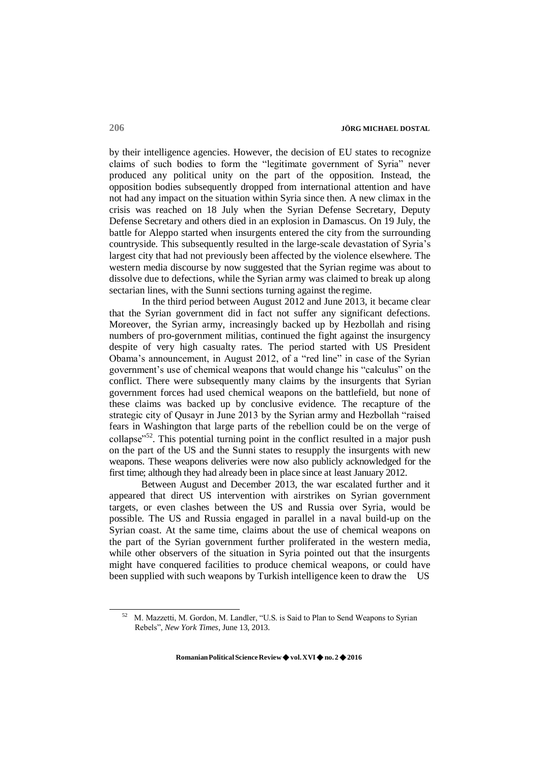by their intelligence agencies. However, the decision of EU states to recognize claims of such bodies to form the "legitimate government of Syria" never produced any political unity on the part of the opposition. Instead, the opposition bodies subsequently dropped from international attention and have not had any impact on the situation within Syria since then. A new climax in the crisis was reached on 18 July when the Syrian Defense Secretary, Deputy Defense Secretary and others died in an explosion in Damascus. On 19 July, the battle for Aleppo started when insurgents entered the city from the surrounding countryside. This subsequently resulted in the large-scale devastation of Syria's largest city that had not previously been affected by the violence elsewhere. The western media discourse by now suggested that the Syrian regime was about to dissolve due to defections, while the Syrian army was claimed to break up along sectarian lines, with the Sunni sections turning against the regime.

In the third period between August 2012 and June 2013, it became clear that the Syrian government did in fact not suffer any significant defections. Moreover, the Syrian army, increasingly backed up by Hezbollah and rising numbers of pro-government militias, continued the fight against the insurgency despite of very high casualty rates. The period started with US President Obama's announcement, in August 2012, of a "red line" in case of the Syrian government's use of chemical weapons that would change his "calculus" on the conflict. There were subsequently many claims by the insurgents that Syrian government forces had used chemical weapons on the battlefield, but none of these claims was backed up by conclusive evidence. The recapture of the strategic city of Qusayr in June 2013 by the Syrian army and Hezbollah "raised fears in Washington that large parts of the rebellion could be on the verge of collapse"[52]. This potential turning point in the conflict resulted in a major push on the part of the US and the Sunni states to resupply the insurgents with new weapons. These weapons deliveries were now also publicly acknowledged for the first time; although they had already been in place since at least January 2012.

Between August and December 2013, the war escalated further and it appeared that direct US intervention with airstrikes on Syrian government targets, or even clashes between the US and Russia over Syria, would be possible. The US and Russia engaged in parallel in a naval build-up on the Syrian coast. At the same time, claims about the use of chemical weapons on the part of the Syrian government further proliferated in the western media, while other observers of the situation in Syria pointed out that the insurgents might have conquered facilities to produce chemical weapons, or could have been supplied with such weapons by Turkish intelligence keen to draw the US

[52] M. Mazzetti, M. Gordon, M. Landler, "U.S. is Said to Plan to Send Weapons to Syrian Rebels", *New York Times*, June 13, 2013.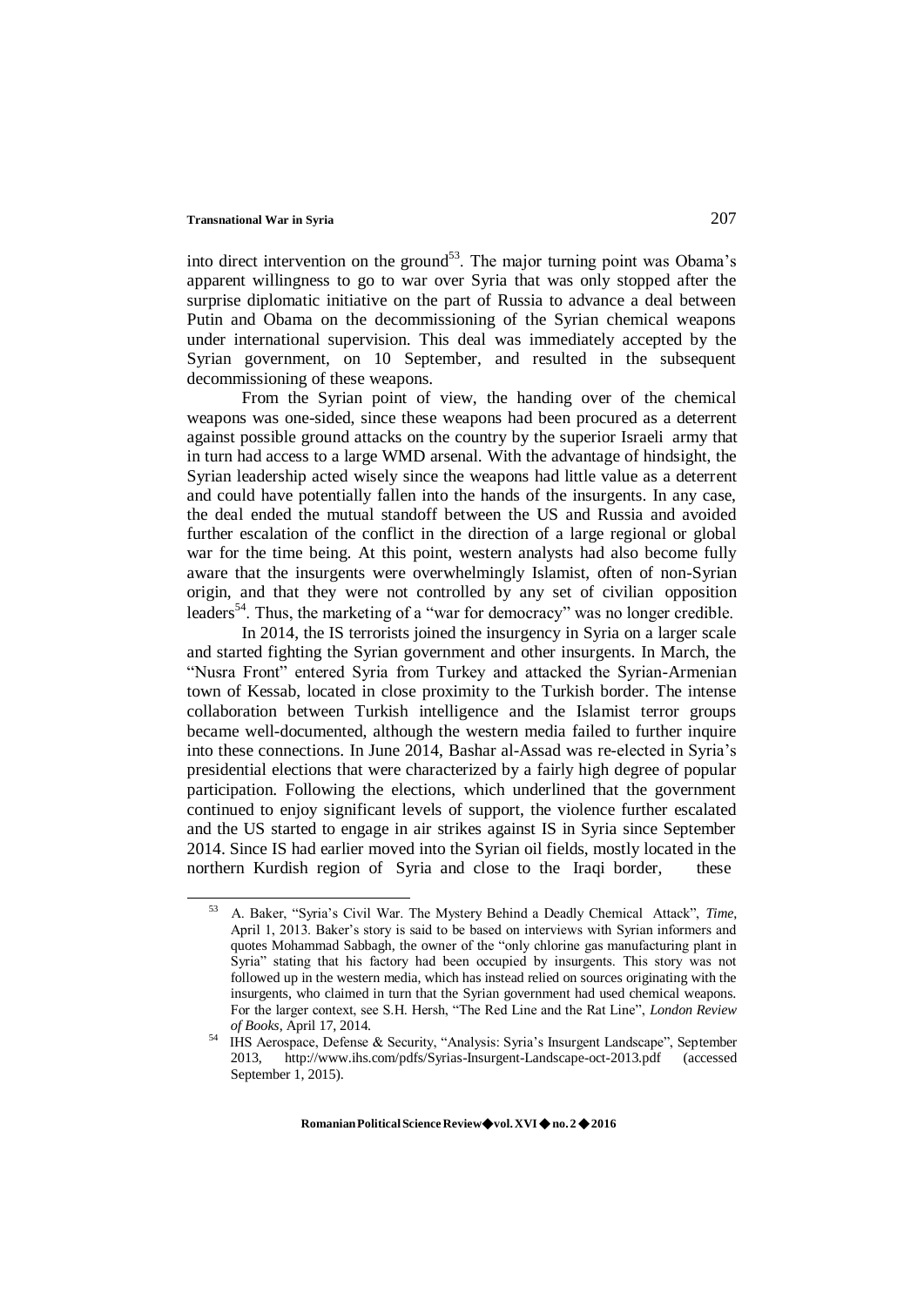into direct intervention on the ground[53]. The major turning point was Obama's apparent willingness to go to war over Syria that was only stopped after the surprise diplomatic initiative on the part of Russia to advance a deal between Putin and Obama on the decommissioning of the Syrian chemical weapons under international supervision. This deal was immediately accepted by the Syrian government, on 10 September, and resulted in the subsequent decommissioning of these weapons.

From the Syrian point of view, the handing over of the chemical weapons was one-sided, since these weapons had been procured as a deterrent against possible ground attacks on the country by the superior Israeli army that in turn had access to a large WMD arsenal. With the advantage of hindsight, the Syrian leadership acted wisely since the weapons had little value as a deterrent and could have potentially fallen into the hands of the insurgents. In any case, the deal ended the mutual standoff between the US and Russia and avoided further escalation of the conflict in the direction of a large regional or global war for the time being. At this point, western analysts had also become fully aware that the insurgents were overwhelmingly Islamist, often of non-Syrian origin, and that they were not controlled by any set of civilian opposition leaders[54]. Thus, the marketing of a "war for democracy" was no longer credible.

In 2014, the IS terrorists joined the insurgency in Syria on a larger scale and started fighting the Syrian government and other insurgents. In March, the "Nusra Front" entered Syria from Turkey and attacked the Syrian-Armenian town of Kessab, located in close proximity to the Turkish border. The intense collaboration between Turkish intelligence and the Islamist terror groups became well-documented, although the western media failed to further inquire into these connections. In June 2014, Bashar al-Assad was re-elected in Syria's presidential elections that were characterized by a fairly high degree of popular participation. Following the elections, which underlined that the government continued to enjoy significant levels of support, the violence further escalated and the US started to engage in air strikes against IS in Syria since September 2014. Since IS had earlier moved into the Syrian oil fields, mostly located in the northern Kurdish region of Syria and close to the Iraqi border, these

---

[53] A. Baker, "Syria's Civil War. The Mystery Behind a Deadly Chemical Attack", *Time*, April 1, 2013. Baker's story is said to be based on interviews with Syrian informers and quotes Mohammad Sabbagh, the owner of the "only chlorine gas manufacturing plant in Syria" stating that his factory had been occupied by insurgents. This story was not followed up in the western media, which has instead relied on sources originating with the insurgents, who claimed in turn that the Syrian government had used chemical weapons. For the larger context, see S.H. Hersh, "The Red Line and the Rat Line", *London Review of Books*, April 17, 2014.

[54] IHS Aerospace, Defense & Security, "Analysis: Syria's Insurgent Landscape", September 2013, http://www.ihs.com/pdfs/Syrias-Insurgent-Landscape-oct-2013.pdf (accessed September 1, 2015).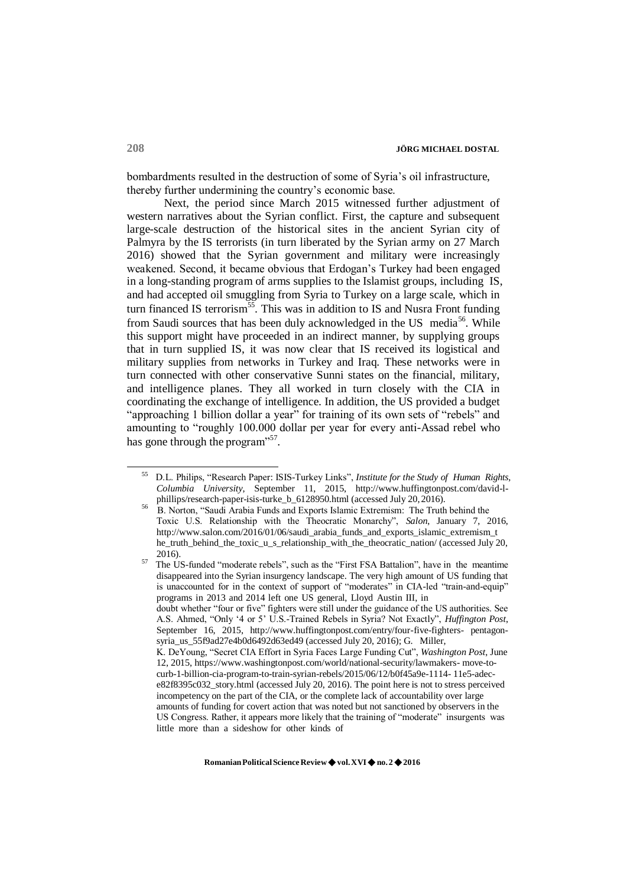bombardments resulted in the destruction of some of Syria's oil infrastructure, thereby further undermining the country's economic base.

Next, the period since March 2015 witnessed further adjustment of western narratives about the Syrian conflict. First, the capture and subsequent large-scale destruction of the historical sites in the ancient Syrian city of Palmyra by the IS terrorists (in turn liberated by the Syrian army on 27 March 2016) showed that the Syrian government and military were increasingly weakened. Second, it became obvious that Erdogan's Turkey had been engaged in a long-standing program of arms supplies to the Islamist groups, including IS, and had accepted oil smuggling from Syria to Turkey on a large scale, which in turn financed IS terrorism[55]. This was in addition to IS and Nusra Front funding from Saudi sources that has been duly acknowledged in the US media[56]. While this support might have proceeded in an indirect manner, by supplying groups that in turn supplied IS, it was now clear that IS received its logistical and military supplies from networks in Turkey and Iraq. These networks were in turn connected with other conservative Sunni states on the financial, military, and intelligence planes. They all worked in turn closely with the CIA in coordinating the exchange of intelligence. In addition, the US provided a budget "approaching 1 billion dollar a year" for training of its own sets of "rebels" and amounting to "roughly 100.000 dollar per year for every anti-Assad rebel who has gone through the program"[57].

---

[55] D.L. Philips, "Research Paper: ISIS-Turkey Links", *Institute for the Study of Human Rights, Columbia University*, September 11, 2015, http://www.huffingtonpost.com/david-l-phillips/research-paper-isis-turke_b_6128950.html (accessed July 20, 2016).

[56] B. Norton, "Saudi Arabia Funds and Exports Islamic Extremism: The Truth behind the Toxic U.S. Relationship with the Theocratic Monarchy", *Salon*, January 7, 2016, http://www.salon.com/2016/01/06/saudi_arabia_funds_and_exports_islamic_extremism_the_truth_behind_the_toxic_u_s_relationship_with_the_theocratic_nation/ (accessed July 20, 2016).

[57] The US-funded "moderate rebels", such as the "First FSA Battalion", have in the meantime disappeared into the Syrian insurgency landscape. The very high amount of US funding that is unaccounted for in the context of support of "moderates" in CIA-led "train-and-equip" programs in 2013 and 2014 left one US general, Lloyd Austin III, in doubt whether "four or five" fighters were still under the guidance of the US authorities. See A.S. Ahmed, "Only '4 or 5' U.S.-Trained Rebels in Syria? Not Exactly", *Huffington Post*, September 16, 2015, http://www.huffingtonpost.com/entry/four-five-fighters- pentagon-syria_us_55f9ad27e4b0d6492d63ed49 (accessed July 20, 2016); G. Miller, K. DeYoung, "Secret CIA Effort in Syria Faces Large Funding Cut", *Washington Post*, June 12, 2015, https://www.washingtonpost.com/world/national-security/lawmakers- move-to-curb-1-billion-cia-program-to-train-syrian-rebels/2015/06/12/b0f45a9e-1114- 11e5-adec-e82f8395c032_story.html (accessed July 20, 2016). The point here is not to stress perceived incompetency on the part of the CIA, or the complete lack of accountability over large amounts of funding for covert action that was noted but not sanctioned by observers in the US Congress. Rather, it appears more likely that the training of "moderate" insurgents was little more than a sideshow for other kinds of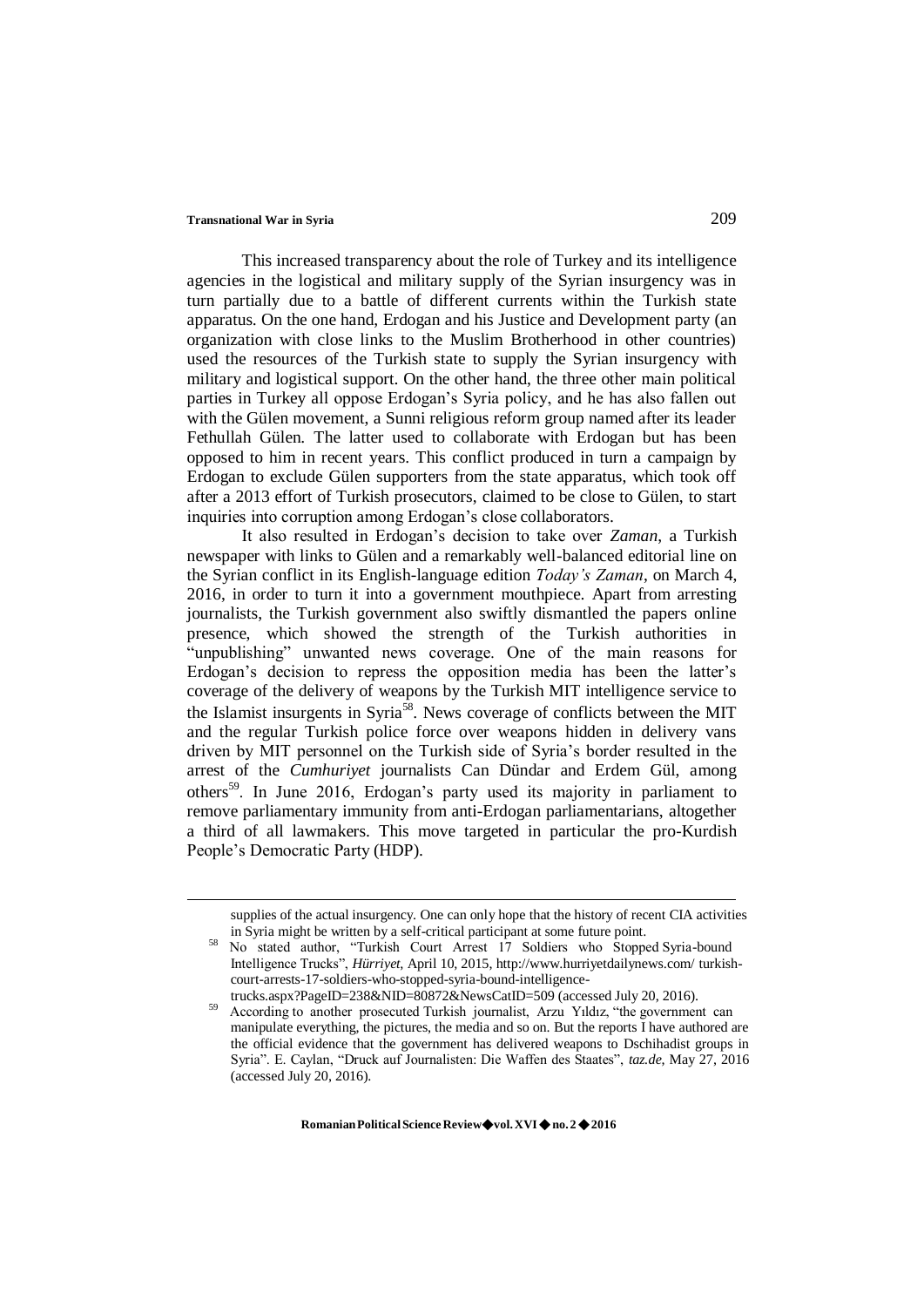This increased transparency about the role of Turkey and its intelligence agencies in the logistical and military supply of the Syrian insurgency was in turn partially due to a battle of different currents within the Turkish state apparatus. On the one hand, Erdogan and his Justice and Development party (an organization with close links to the Muslim Brotherhood in other countries) used the resources of the Turkish state to supply the Syrian insurgency with military and logistical support. On the other hand, the three other main political parties in Turkey all oppose Erdogan's Syria policy, and he has also fallen out with the Gülen movement, a Sunni religious reform group named after its leader Fethullah Gülen. The latter used to collaborate with Erdogan but has been opposed to him in recent years. This conflict produced in turn a campaign by Erdogan to exclude Gülen supporters from the state apparatus, which took off after a 2013 effort of Turkish prosecutors, claimed to be close to Gülen, to start inquiries into corruption among Erdogan's close collaborators.

It also resulted in Erdogan's decision to take over *Zaman*, a Turkish newspaper with links to Gülen and a remarkably well-balanced editorial line on the Syrian conflict in its English-language edition *Today's Zaman*, on March 4, 2016, in order to turn it into a government mouthpiece. Apart from arresting journalists, the Turkish government also swiftly dismantled the papers online presence, which showed the strength of the Turkish authorities in "unpublishing" unwanted news coverage. One of the main reasons for Erdogan's decision to repress the opposition media has been the latter's coverage of the delivery of weapons by the Turkish MIT intelligence service to the Islamist insurgents in Syria[58]. News coverage of conflicts between the MIT and the regular Turkish police force over weapons hidden in delivery vans driven by MIT personnel on the Turkish side of Syria's border resulted in the arrest of the *Cumhuriyet* journalists Can Dündar and Erdem Gül, among others[59]. In June 2016, Erdogan's party used its majority in parliament to remove parliamentary immunity from anti-Erdogan parliamentarians, altogether a third of all lawmakers. This move targeted in particular the pro-Kurdish People's Democratic Party (HDP).

---

supplies of the actual insurgency. One can only hope that the history of recent CIA activities in Syria might be written by a self-critical participant at some future point.

[58] No stated author, "Turkish Court Arrest 17 Soldiers who Stopped Syria-bound Intelligence Trucks", *Hürriyet*, April 10, 2015, http://www.hurriyetdailynews.com/ turkish-court-arrests-17-soldiers-who-stopped-syria-bound-intelligence-trucks.aspx?PageID=238&NID=80872&NewsCatID=509 (accessed July 20, 2016).

[59] According to another prosecuted Turkish journalist, Arzu Yıldız, "the government can manipulate everything, the pictures, the media and so on. But the reports I have authored are the official evidence that the government has delivered weapons to Dschihadist groups in Syria". E. Caylan, "Druck auf Journalisten: Die Waffen des Staates", *taz.de*, May 27, 2016 (accessed July 20, 2016).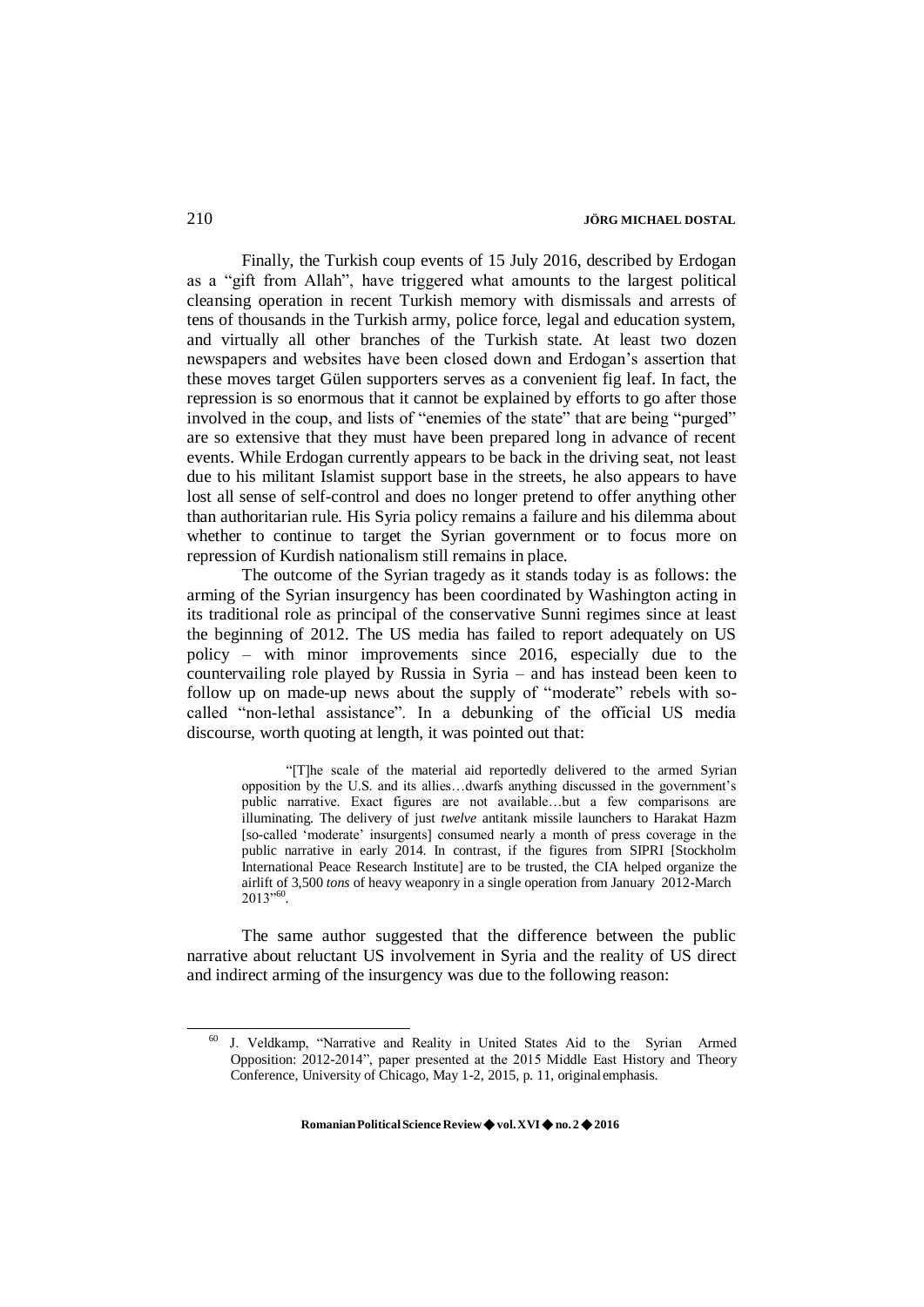Finally, the Turkish coup events of 15 July 2016, described by Erdogan as a "gift from Allah", have triggered what amounts to the largest political cleansing operation in recent Turkish memory with dismissals and arrests of tens of thousands in the Turkish army, police force, legal and education system, and virtually all other branches of the Turkish state. At least two dozen newspapers and websites have been closed down and Erdogan's assertion that these moves target Gülen supporters serves as a convenient fig leaf. In fact, the repression is so enormous that it cannot be explained by efforts to go after those involved in the coup, and lists of "enemies of the state" that are being "purged" are so extensive that they must have been prepared long in advance of recent events. While Erdogan currently appears to be back in the driving seat, not least due to his militant Islamist support base in the streets, he also appears to have lost all sense of self-control and does no longer pretend to offer anything other than authoritarian rule. His Syria policy remains a failure and his dilemma about whether to continue to target the Syrian government or to focus more on repression of Kurdish nationalism still remains in place.

The outcome of the Syrian tragedy as it stands today is as follows: the arming of the Syrian insurgency has been coordinated by Washington acting in its traditional role as principal of the conservative Sunni regimes since at least the beginning of 2012. The US media has failed to report adequately on US policy – with minor improvements since 2016, especially due to the countervailing role played by Russia in Syria – and has instead been keen to follow up on made-up news about the supply of "moderate" rebels with so-called "non-lethal assistance". In a debunking of the official US media discourse, worth quoting at length, it was pointed out that:

> "[T]he scale of the material aid reportedly delivered to the armed Syrian opposition by the U.S. and its allies…dwarfs anything discussed in the government's public narrative. Exact figures are not available…but a few comparisons are illuminating. The delivery of just *twelve* antitank missile launchers to Harakat Hazm [so-called 'moderate' insurgents] consumed nearly a month of press coverage in the public narrative in early 2014. In contrast, if the figures from SIPRI [Stockholm International Peace Research Institute] are to be trusted, the CIA helped organize the airlift of 3,500 *tons* of heavy weaponry in a single operation from January 2012-March 2013"[60].

The same author suggested that the difference between the public narrative about reluctant US involvement in Syria and the reality of US direct and indirect arming of the insurgency was due to the following reason:

---

[60] J. Veldkamp, "Narrative and Reality in United States Aid to the Syrian Armed Opposition: 2012-2014", paper presented at the 2015 Middle East History and Theory Conference, University of Chicago, May 1-2, 2015, p. 11, original emphasis.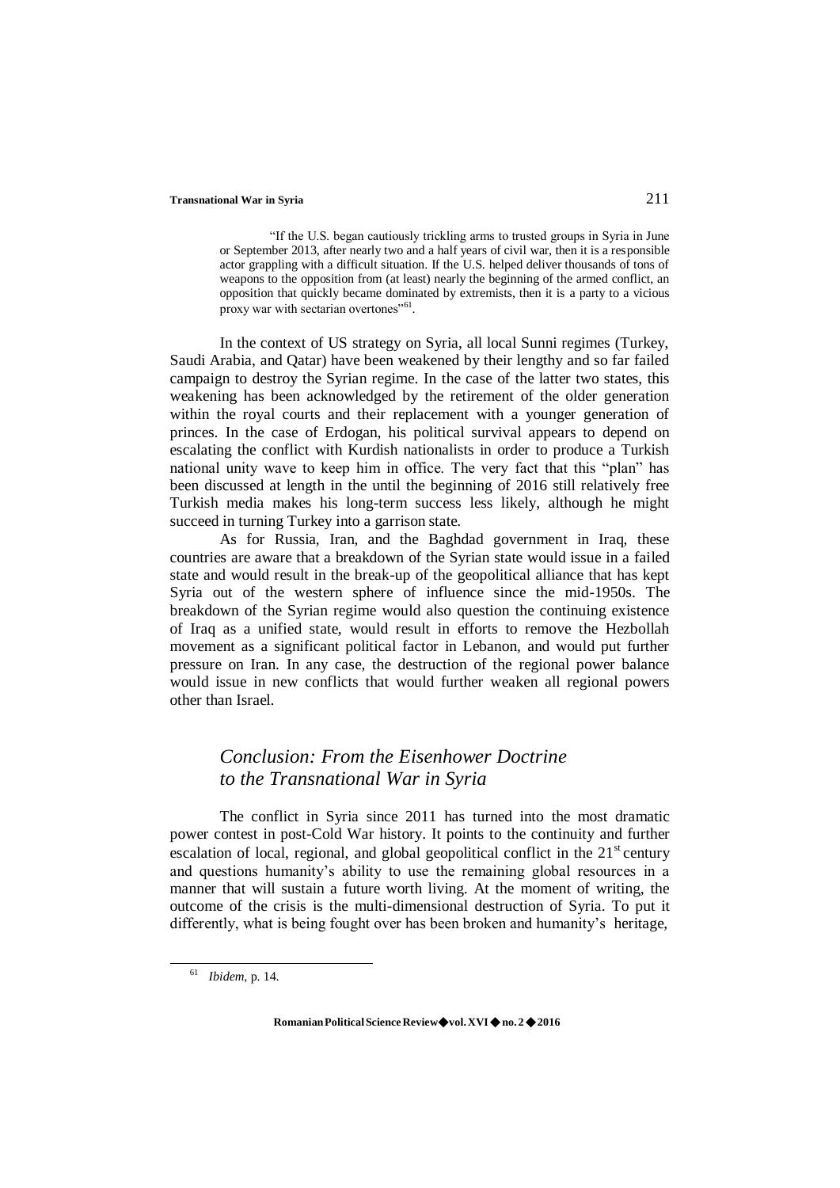> "If the U.S. began cautiously trickling arms to trusted groups in Syria in June or September 2013, after nearly two and a half years of civil war, then it is a responsible actor grappling with a difficult situation. If the U.S. helped deliver thousands of tons of weapons to the opposition from (at least) nearly the beginning of the armed conflict, an opposition that quickly became dominated by extremists, then it is a party to a vicious proxy war with sectarian overtones"[61].

In the context of US strategy on Syria, all local Sunni regimes (Turkey, Saudi Arabia, and Qatar) have been weakened by their lengthy and so far failed campaign to destroy the Syrian regime. In the case of the latter two states, this weakening has been acknowledged by the retirement of the older generation within the royal courts and their replacement with a younger generation of princes. In the case of Erdogan, his political survival appears to depend on escalating the conflict with Kurdish nationalists in order to produce a Turkish national unity wave to keep him in office. The very fact that this "plan" has been discussed at length in the until the beginning of 2016 still relatively free Turkish media makes his long-term success less likely, although he might succeed in turning Turkey into a garrison state.

As for Russia, Iran, and the Baghdad government in Iraq, these countries are aware that a breakdown of the Syrian state would issue in a failed state and would result in the break-up of the geopolitical alliance that has kept Syria out of the western sphere of influence since the mid-1950s. The breakdown of the Syrian regime would also question the continuing existence of Iraq as a unified state, would result in efforts to remove the Hezbollah movement as a significant political factor in Lebanon, and would put further pressure on Iran. In any case, the destruction of the regional power balance would issue in new conflicts that would further weaken all regional powers other than Israel.

## *Conclusion: From the Eisenhower Doctrine to the Transnational War in Syria*

The conflict in Syria since 2011 has turned into the most dramatic power contest in post-Cold War history. It points to the continuity and further escalation of local, regional, and global geopolitical conflict in the 21st century and questions humanity's ability to use the remaining global resources in a manner that will sustain a future worth living. At the moment of writing, the outcome of the crisis is the multi-dimensional destruction of Syria. To put it differently, what is being fought over has been broken and humanity's heritage,

---

[61] *Ibidem*, p. 14.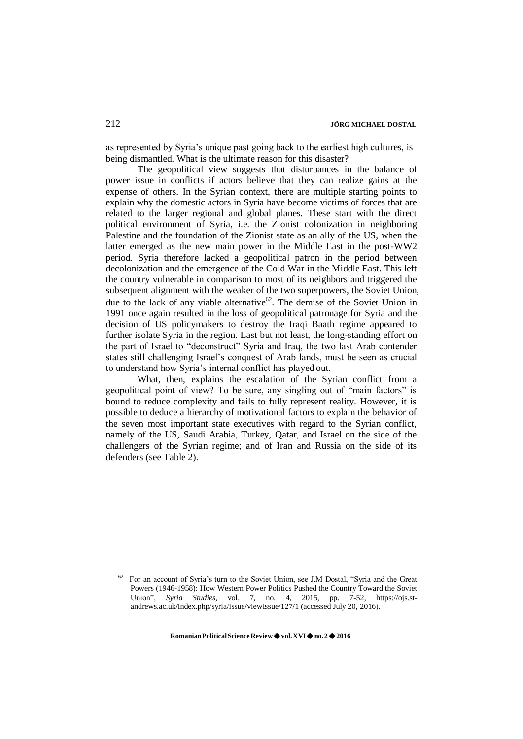as represented by Syria's unique past going back to the earliest high cultures, is being dismantled. What is the ultimate reason for this disaster?

The geopolitical view suggests that disturbances in the balance of power issue in conflicts if actors believe that they can realize gains at the expense of others. In the Syrian context, there are multiple starting points to explain why the domestic actors in Syria have become victims of forces that are related to the larger regional and global planes. These start with the direct political environment of Syria, i.e. the Zionist colonization in neighboring Palestine and the foundation of the Zionist state as an ally of the US, when the latter emerged as the new main power in the Middle East in the post-WW2 period. Syria therefore lacked a geopolitical patron in the period between decolonization and the emergence of the Cold War in the Middle East. This left the country vulnerable in comparison to most of its neighbors and triggered the subsequent alignment with the weaker of the two superpowers, the Soviet Union, due to the lack of any viable alternative[62]. The demise of the Soviet Union in 1991 once again resulted in the loss of geopolitical patronage for Syria and the decision of US policymakers to destroy the Iraqi Baath regime appeared to further isolate Syria in the region. Last but not least, the long-standing effort on the part of Israel to "deconstruct" Syria and Iraq, the two last Arab contender states still challenging Israel's conquest of Arab lands, must be seen as crucial to understand how Syria's internal conflict has played out.

What, then, explains the escalation of the Syrian conflict from a geopolitical point of view? To be sure, any singling out of "main factors" is bound to reduce complexity and fails to fully represent reality. However, it is possible to deduce a hierarchy of motivational factors to explain the behavior of the seven most important state executives with regard to the Syrian conflict, namely of the US, Saudi Arabia, Turkey, Qatar, and Israel on the side of the challengers of the Syrian regime; and of Iran and Russia on the side of its defenders (see Table 2).

---

[62] For an account of Syria's turn to the Soviet Union, see J.M Dostal, "Syria and the Great Powers (1946-1958): How Western Power Politics Pushed the Country Toward the Soviet Union", *Syria Studies*, vol. 7, no. 4, 2015, pp. 7-52, https://ojs.st-andrews.ac.uk/index.php/syria/issue/viewIssue/127/1 (accessed July 20, 2016).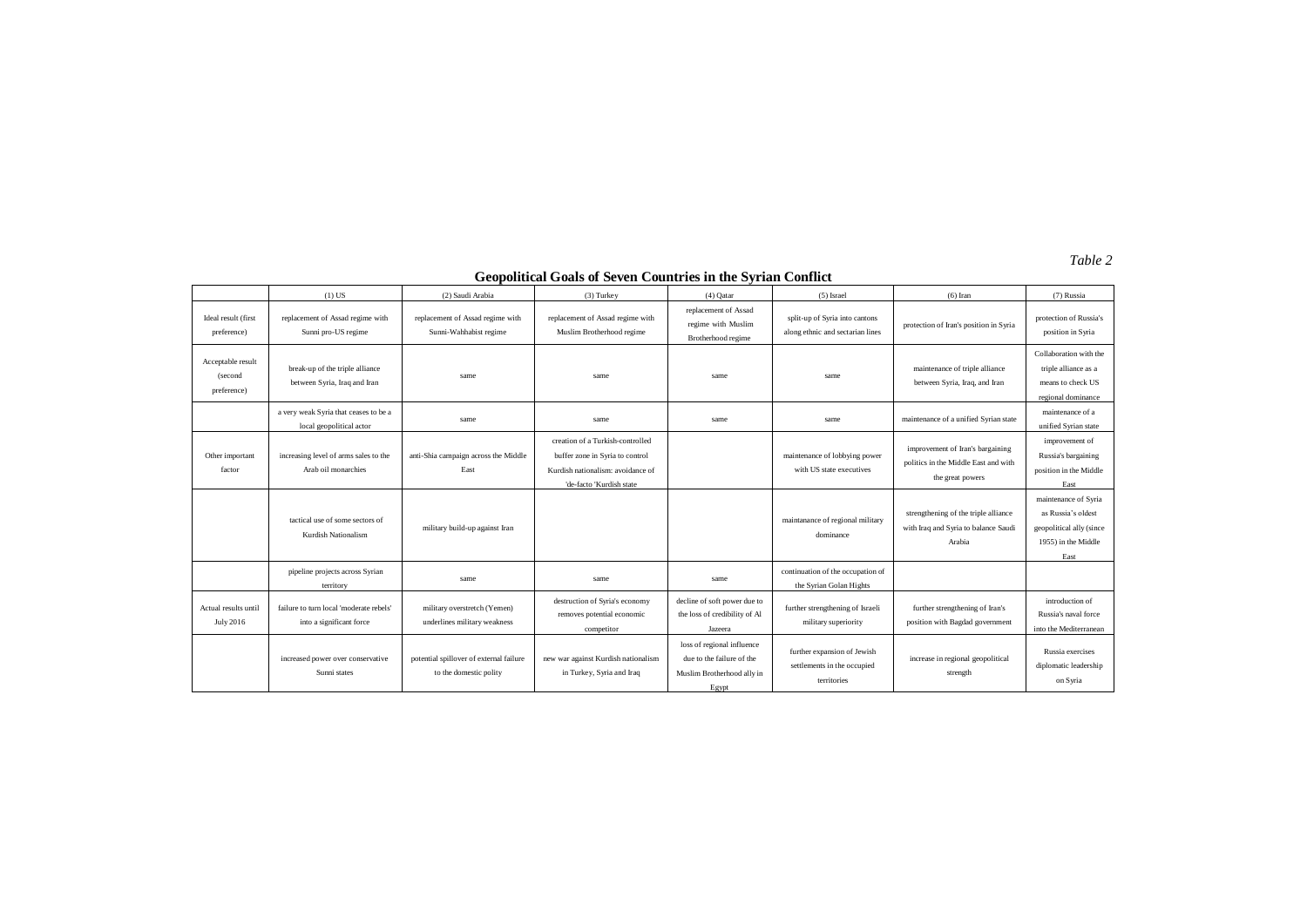*Table 2*

**Geopolitical Goals of Seven Countries in the Syrian Conflict**

| | (1) US | (2) Saudi Arabia | (3) Turkey | (4) Qatar | (5) Israel | (6) Iran | (7) Russia |
|---|---|---|---|---|---|---|---|
| Ideal result (first preference) | replacement of Assad regime with Sunni pro-US regime | replacement of Assad regime with Sunni-Wahhabist regime | replacement of Assad regime with Muslim Brotherhood regime | replacement of Assad regime with Muslim Brotherhood regime | split-up of Syria into cantons along ethnic and sectarian lines | protection of Iran's position in Syria | protection of Russia's position in Syria |
| Acceptable result (second preference) | break-up of the triple alliance between Syria, Iraq and Iran | same | same | same | same | maintenance of triple alliance between Syria, Iraq, and Iran | Collaboration with the triple alliance as a means to check US regional dominance |
| | a very weak Syria that ceases to be a local geopolitical actor | same | same | same | same | maintenance of a unified Syrian state | maintenance of a unified Syrian state |
| Other important factor | increasing level of arms sales to the Arab oil monarchies | anti-Shia campaign across the Middle East | creation of a Turkish-controlled buffer zone in Syria to control Kurdish nationalism: avoidance of 'de-facto 'Kurdish state | | maintenance of lobbying power with US state executives | improvement of Iran's bargaining politics in the Middle East and with the great powers | improvement of Russia's bargaining position in the Middle East |
| | tactical use of some sectors of Kurdish Nationalism | military build-up against Iran | | | maintanance of regional military dominance | strengthening of the triple alliance with Iraq and Syria to balance Saudi Arabia | maintenance of Syria as Russia's oldest geopolitical ally (since 1955) in the Middle East |
| | pipeline projects across Syrian territory | same | same | same | continuation of the occupation of the Syrian Golan Hights | | |
| Actual results until July 2016 | failure to turn local 'moderate rebels' into a significant force | military overstretch (Yemen) underlines military weakness | destruction of Syria's economy removes potential economic competitor | decline of soft power due to the loss of credibility of Al Jazeera | further strengthening of Israeli military superiority | further strengthening of Iran's position with Bagdad government | introduction of Russia's naval force into the Mediterranean |
| | increased power over conservative Sunni states | potential spillover of external failure to the domestic polity | new war against Kurdish nationalism in Turkey, Syria and Iraq | loss of regional influence due to the failure of the Muslim Brotherhood ally in Egypt | further expansion of Jewish settlements in the occupied territories | increase in regional geopolitical strength | Russia exercises diplomatic leadership on Syria |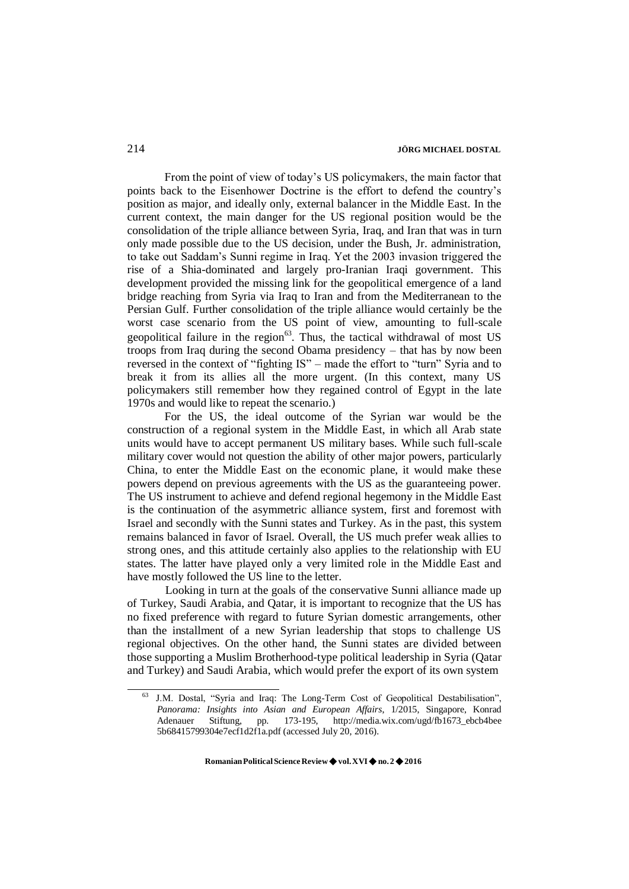From the point of view of today's US policymakers, the main factor that points back to the Eisenhower Doctrine is the effort to defend the country's position as major, and ideally only, external balancer in the Middle East. In the current context, the main danger for the US regional position would be the consolidation of the triple alliance between Syria, Iraq, and Iran that was in turn only made possible due to the US decision, under the Bush, Jr. administration, to take out Saddam's Sunni regime in Iraq. Yet the 2003 invasion triggered the rise of a Shia-dominated and largely pro-Iranian Iraqi government. This development provided the missing link for the geopolitical emergence of a land bridge reaching from Syria via Iraq to Iran and from the Mediterranean to the Persian Gulf. Further consolidation of the triple alliance would certainly be the worst case scenario from the US point of view, amounting to full-scale geopolitical failure in the region[63]. Thus, the tactical withdrawal of most US troops from Iraq during the second Obama presidency – that has by now been reversed in the context of "fighting IS" – made the effort to "turn" Syria and to break it from its allies all the more urgent. (In this context, many US policymakers still remember how they regained control of Egypt in the late 1970s and would like to repeat the scenario.)

For the US, the ideal outcome of the Syrian war would be the construction of a regional system in the Middle East, in which all Arab state units would have to accept permanent US military bases. While such full-scale military cover would not question the ability of other major powers, particularly China, to enter the Middle East on the economic plane, it would make these powers depend on previous agreements with the US as the guaranteeing power. The US instrument to achieve and defend regional hegemony in the Middle East is the continuation of the asymmetric alliance system, first and foremost with Israel and secondly with the Sunni states and Turkey. As in the past, this system remains balanced in favor of Israel. Overall, the US much prefer weak allies to strong ones, and this attitude certainly also applies to the relationship with EU states. The latter have played only a very limited role in the Middle East and have mostly followed the US line to the letter.

Looking in turn at the goals of the conservative Sunni alliance made up of Turkey, Saudi Arabia, and Qatar, it is important to recognize that the US has no fixed preference with regard to future Syrian domestic arrangements, other than the installment of a new Syrian leadership that stops to challenge US regional objectives. On the other hand, the Sunni states are divided between those supporting a Muslim Brotherhood-type political leadership in Syria (Qatar and Turkey) and Saudi Arabia, which would prefer the export of its own system

---

[63] J.M. Dostal, "Syria and Iraq: The Long-Term Cost of Geopolitical Destabilisation", *Panorama: Insights into Asian and European Affairs*, 1/2015, Singapore, Konrad Adenauer Stiftung, pp. 173-195, http://media.wix.com/ugd/fb1673_ebcb4bee5b68415799304e7ecf1d2f1a.pdf (accessed July 20, 2016).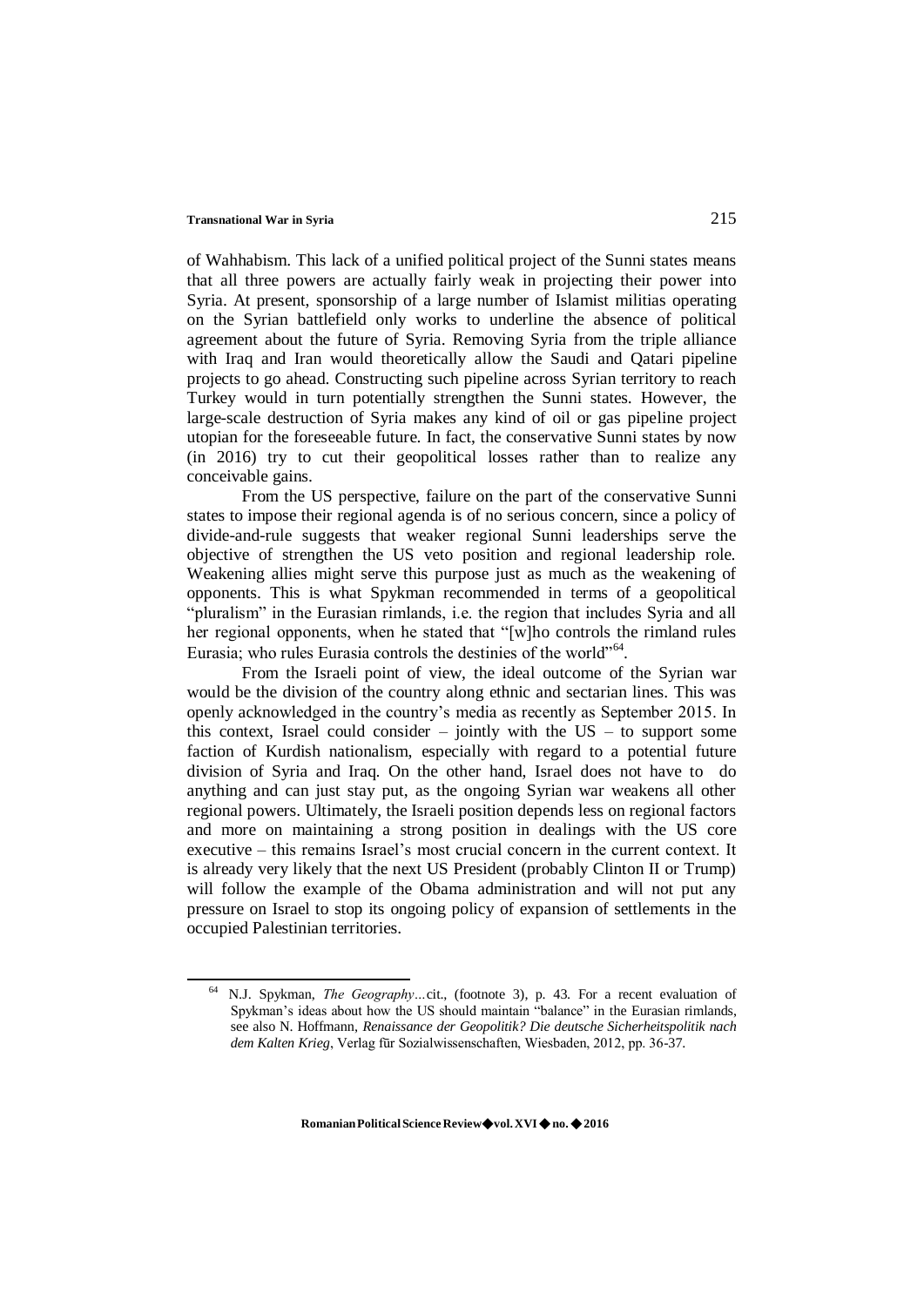of Wahhabism. This lack of a unified political project of the Sunni states means that all three powers are actually fairly weak in projecting their power into Syria. At present, sponsorship of a large number of Islamist militias operating on the Syrian battlefield only works to underline the absence of political agreement about the future of Syria. Removing Syria from the triple alliance with Iraq and Iran would theoretically allow the Saudi and Qatari pipeline projects to go ahead. Constructing such pipeline across Syrian territory to reach Turkey would in turn potentially strengthen the Sunni states. However, the large-scale destruction of Syria makes any kind of oil or gas pipeline project utopian for the foreseeable future. In fact, the conservative Sunni states by now (in 2016) try to cut their geopolitical losses rather than to realize any conceivable gains.

From the US perspective, failure on the part of the conservative Sunni states to impose their regional agenda is of no serious concern, since a policy of divide-and-rule suggests that weaker regional Sunni leaderships serve the objective of strengthen the US veto position and regional leadership role. Weakening allies might serve this purpose just as much as the weakening of opponents. This is what Spykman recommended in terms of a geopolitical "pluralism" in the Eurasian rimlands, i.e. the region that includes Syria and all her regional opponents, when he stated that "[w]ho controls the rimland rules Eurasia; who rules Eurasia controls the destinies of the world"[64].

From the Israeli point of view, the ideal outcome of the Syrian war would be the division of the country along ethnic and sectarian lines. This was openly acknowledged in the country's media as recently as September 2015. In this context, Israel could consider – jointly with the US – to support some faction of Kurdish nationalism, especially with regard to a potential future division of Syria and Iraq. On the other hand, Israel does not have to do anything and can just stay put, as the ongoing Syrian war weakens all other regional powers. Ultimately, the Israeli position depends less on regional factors and more on maintaining a strong position in dealings with the US core executive – this remains Israel's most crucial concern in the current context. It is already very likely that the next US President (probably Clinton II or Trump) will follow the example of the Obama administration and will not put any pressure on Israel to stop its ongoing policy of expansion of settlements in the occupied Palestinian territories.

---

[64] N.J. Spykman, *The Geography...*cit., (footnote 3), p. 43. For a recent evaluation of Spykman's ideas about how the US should maintain "balance" in the Eurasian rimlands, see also N. Hoffmann, *Renaissance der Geopolitik? Die deutsche Sicherheitspolitik nach dem Kalten Krieg*, Verlag für Sozialwissenschaften, Wiesbaden, 2012, pp. 36-37.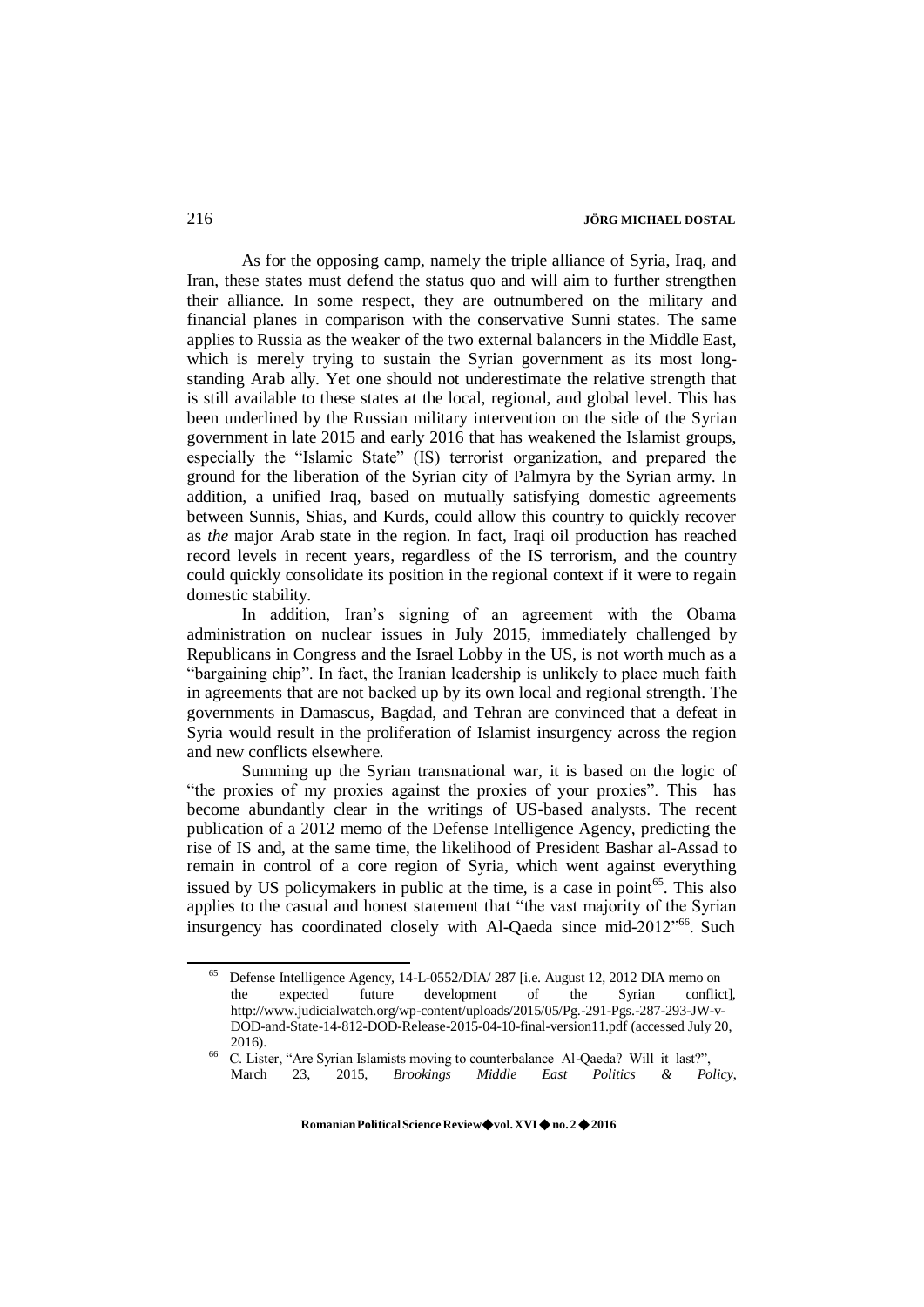As for the opposing camp, namely the triple alliance of Syria, Iraq, and Iran, these states must defend the status quo and will aim to further strengthen their alliance. In some respect, they are outnumbered on the military and financial planes in comparison with the conservative Sunni states. The same applies to Russia as the weaker of the two external balancers in the Middle East, which is merely trying to sustain the Syrian government as its most long-standing Arab ally. Yet one should not underestimate the relative strength that is still available to these states at the local, regional, and global level. This has been underlined by the Russian military intervention on the side of the Syrian government in late 2015 and early 2016 that has weakened the Islamist groups, especially the "Islamic State" (IS) terrorist organization, and prepared the ground for the liberation of the Syrian city of Palmyra by the Syrian army. In addition, a unified Iraq, based on mutually satisfying domestic agreements between Sunnis, Shias, and Kurds, could allow this country to quickly recover as *the* major Arab state in the region. In fact, Iraqi oil production has reached record levels in recent years, regardless of the IS terrorism, and the country could quickly consolidate its position in the regional context if it were to regain domestic stability.

In addition, Iran's signing of an agreement with the Obama administration on nuclear issues in July 2015, immediately challenged by Republicans in Congress and the Israel Lobby in the US, is not worth much as a "bargaining chip". In fact, the Iranian leadership is unlikely to place much faith in agreements that are not backed up by its own local and regional strength. The governments in Damascus, Bagdad, and Tehran are convinced that a defeat in Syria would result in the proliferation of Islamist insurgency across the region and new conflicts elsewhere.

Summing up the Syrian transnational war, it is based on the logic of "the proxies of my proxies against the proxies of your proxies". This has become abundantly clear in the writings of US-based analysts. The recent publication of a 2012 memo of the Defense Intelligence Agency, predicting the rise of IS and, at the same time, the likelihood of President Bashar al-Assad to remain in control of a core region of Syria, which went against everything issued by US policymakers in public at the time, is a case in point[65]. This also applies to the casual and honest statement that "the vast majority of the Syrian insurgency has coordinated closely with Al-Qaeda since mid-2012"[66]. Such

[65] Defense Intelligence Agency, 14-L-0552/DIA/ 287 [i.e. August 12, 2012 DIA memo on the expected future development of the Syrian conflict], http://www.judicialwatch.org/wp-content/uploads/2015/05/Pg.-291-Pgs.-287-293-JW-v-DOD-and-State-14-812-DOD-Release-2015-04-10-final-version11.pdf (accessed July 20, 2016).

[66] C. Lister, "Are Syrian Islamists moving to counterbalance Al-Qaeda? Will it last?", March 23, 2015, *Brookings Middle East Politics & Policy*,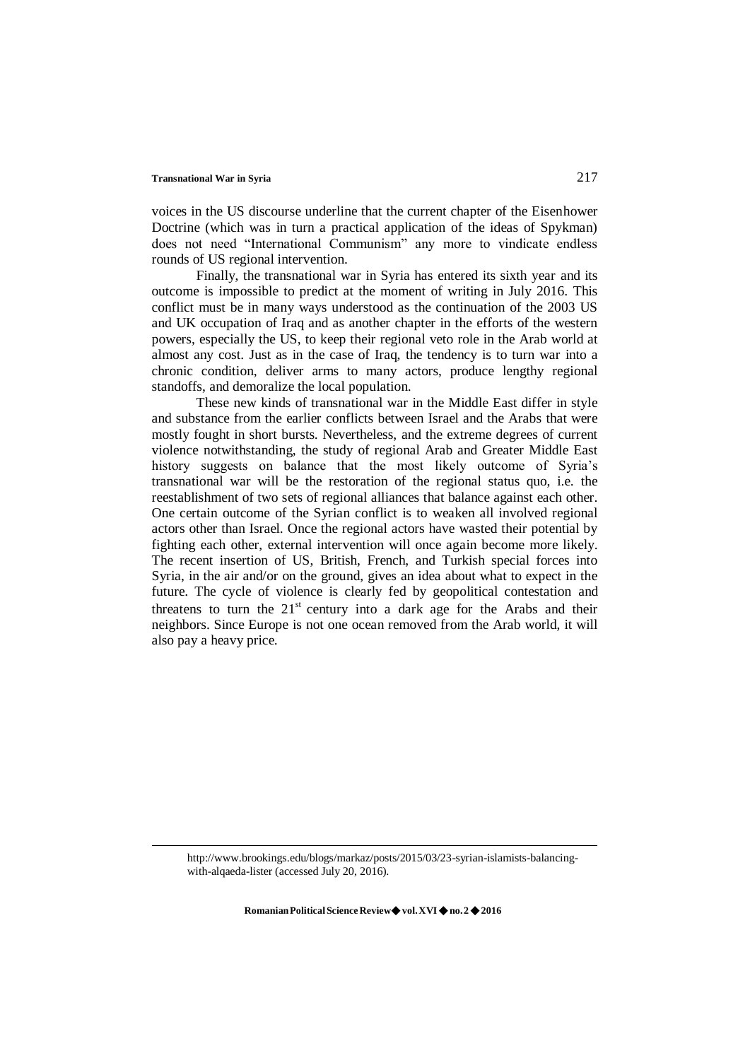voices in the US discourse underline that the current chapter of the Eisenhower Doctrine (which was in turn a practical application of the ideas of Spykman) does not need “International Communism” any more to vindicate endless rounds of US regional intervention.

Finally, the transnational war in Syria has entered its sixth year and its outcome is impossible to predict at the moment of writing in July 2016. This conflict must be in many ways understood as the continuation of the 2003 US and UK occupation of Iraq and as another chapter in the efforts of the western powers, especially the US, to keep their regional veto role in the Arab world at almost any cost. Just as in the case of Iraq, the tendency is to turn war into a chronic condition, deliver arms to many actors, produce lengthy regional standoffs, and demoralize the local population.

These new kinds of transnational war in the Middle East differ in style and substance from the earlier conflicts between Israel and the Arabs that were mostly fought in short bursts. Nevertheless, and the extreme degrees of current violence notwithstanding, the study of regional Arab and Greater Middle East history suggests on balance that the most likely outcome of Syria’s transnational war will be the restoration of the regional status quo, i.e. the reestablishment of two sets of regional alliances that balance against each other. One certain outcome of the Syrian conflict is to weaken all involved regional actors other than Israel. Once the regional actors have wasted their potential by fighting each other, external intervention will once again become more likely. The recent insertion of US, British, French, and Turkish special forces into Syria, in the air and/or on the ground, gives an idea about what to expect in the future. The cycle of violence is clearly fed by geopolitical contestation and threatens to turn the 21st century into a dark age for the Arabs and their neighbors. Since Europe is not one ocean removed from the Arab world, it will also pay a heavy price.

---

http://www.brookings.edu/blogs/markaz/posts/2015/03/23-syrian-islamists-balancing-with-alqaeda-lister (accessed July 20, 2016).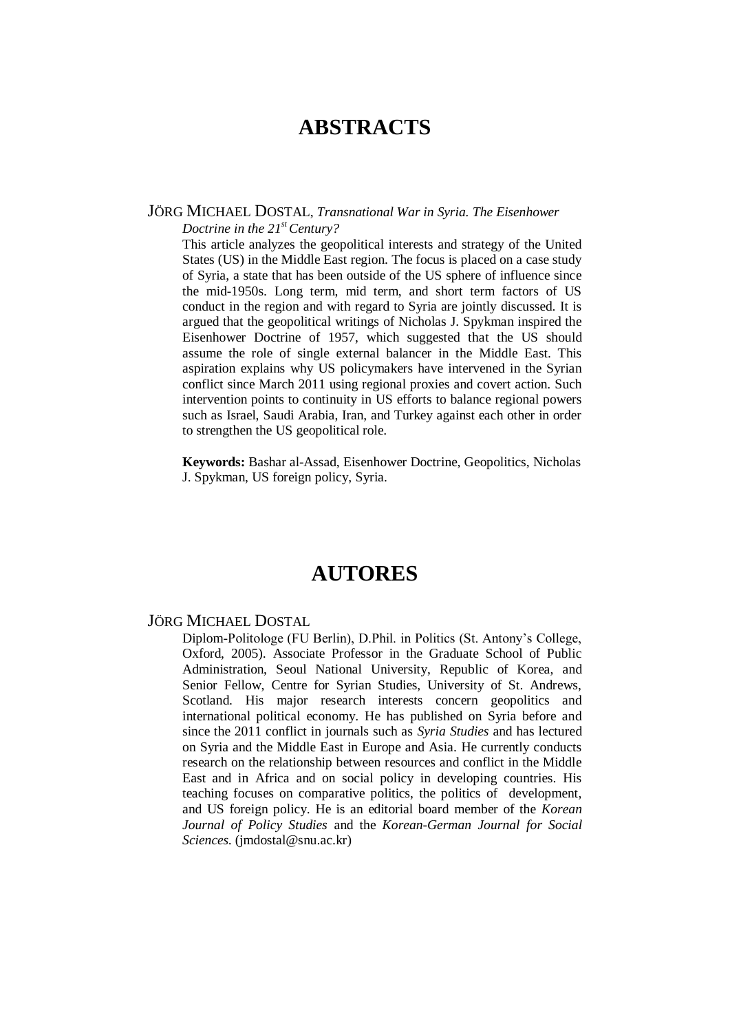# ABSTRACTS

JÖRG MICHAEL DOSTAL, *Transnational War in Syria. The Eisenhower Doctrine in the 21st Century?*

This article analyzes the geopolitical interests and strategy of the United States (US) in the Middle East region. The focus is placed on a case study of Syria, a state that has been outside of the US sphere of influence since the mid-1950s. Long term, mid term, and short term factors of US conduct in the region and with regard to Syria are jointly discussed. It is argued that the geopolitical writings of Nicholas J. Spykman inspired the Eisenhower Doctrine of 1957, which suggested that the US should assume the role of single external balancer in the Middle East. This aspiration explains why US policymakers have intervened in the Syrian conflict since March 2011 using regional proxies and covert action. Such intervention points to continuity in US efforts to balance regional powers such as Israel, Saudi Arabia, Iran, and Turkey against each other in order to strengthen the US geopolitical role.

**Keywords:** Bashar al-Assad, Eisenhower Doctrine, Geopolitics, Nicholas J. Spykman, US foreign policy, Syria.

# AUTORES

JÖRG MICHAEL DOSTAL

Diplom-Politologe (FU Berlin), D.Phil. in Politics (St. Antony's College, Oxford, 2005). Associate Professor in the Graduate School of Public Administration, Seoul National University, Republic of Korea, and Senior Fellow, Centre for Syrian Studies, University of St. Andrews, Scotland. His major research interests concern geopolitics and international political economy. He has published on Syria before and since the 2011 conflict in journals such as *Syria Studies* and has lectured on Syria and the Middle East in Europe and Asia. He currently conducts research on the relationship between resources and conflict in the Middle East and in Africa and on social policy in developing countries. His teaching focuses on comparative politics, the politics of development, and US foreign policy. He is an editorial board member of the *Korean Journal of Policy Studies* and the *Korean-German Journal for Social Sciences*. (jmdostal@snu.ac.kr)